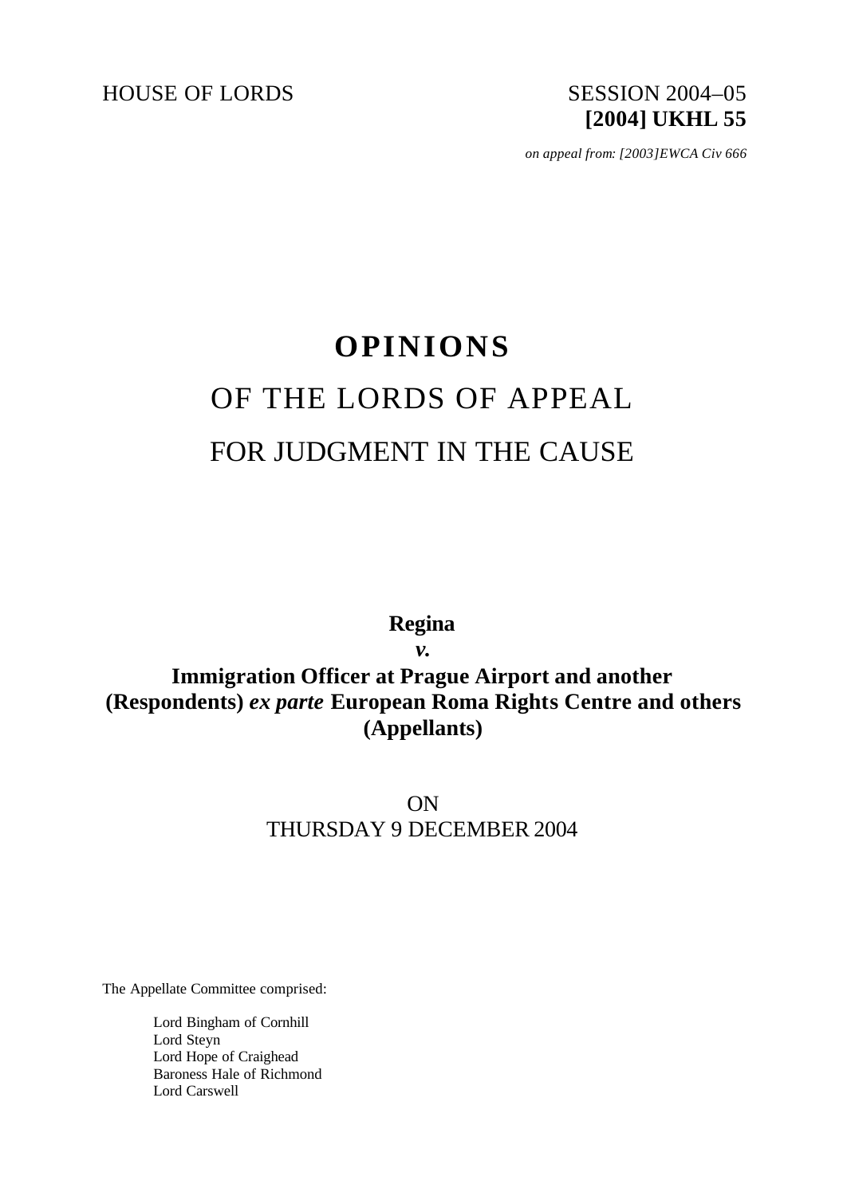HOUSE OF LORDS

SESSION 2004–05
**[2004] UKHL 55**

*on appeal from: [2003]EWCA Civ 666*

# OPINIONS

## OF THE LORDS OF APPEAL

## FOR JUDGMENT IN THE CAUSE

**Regina**
***v.***
**Immigration Officer at Prague Airport and another (Respondents)** ***ex parte*** **European Roma Rights Centre and others (Appellants)**

ON
THURSDAY 9 DECEMBER 2004

The Appellate Committee comprised:

Lord Bingham of Cornhill
Lord Steyn
Lord Hope of Craighead
Baroness Hale of Richmond
Lord Carswell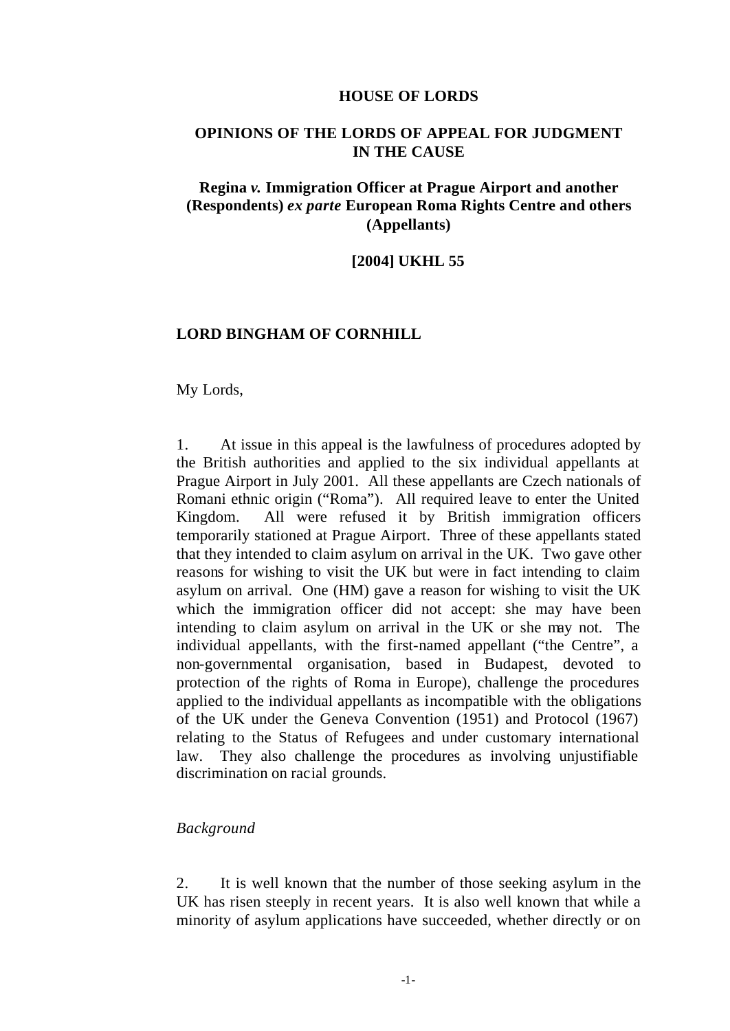**HOUSE OF LORDS**

**OPINIONS OF THE LORDS OF APPEAL FOR JUDGMENT IN THE CAUSE**

**Regina *v.* Immigration Officer at Prague Airport and another (Respondents) *ex parte* European Roma Rights Centre and others (Appellants)**

**[2004] UKHL 55**

**LORD BINGHAM OF CORNHILL**

My Lords,

1. At issue in this appeal is the lawfulness of procedures adopted by the British authorities and applied to the six individual appellants at Prague Airport in July 2001. All these appellants are Czech nationals of Romani ethnic origin ("Roma"). All required leave to enter the United Kingdom. All were refused it by British immigration officers temporarily stationed at Prague Airport. Three of these appellants stated that they intended to claim asylum on arrival in the UK. Two gave other reasons for wishing to visit the UK but were in fact intending to claim asylum on arrival. One (HM) gave a reason for wishing to visit the UK which the immigration officer did not accept: she may have been intending to claim asylum on arrival in the UK or she may not. The individual appellants, with the first-named appellant ("the Centre", a non-governmental organisation, based in Budapest, devoted to protection of the rights of Roma in Europe), challenge the procedures applied to the individual appellants as incompatible with the obligations of the UK under the Geneva Convention (1951) and Protocol (1967) relating to the Status of Refugees and under customary international law. They also challenge the procedures as involving unjustifiable discrimination on racial grounds.

*Background*

2. It is well known that the number of those seeking asylum in the UK has risen steeply in recent years. It is also well known that while a minority of asylum applications have succeeded, whether directly or on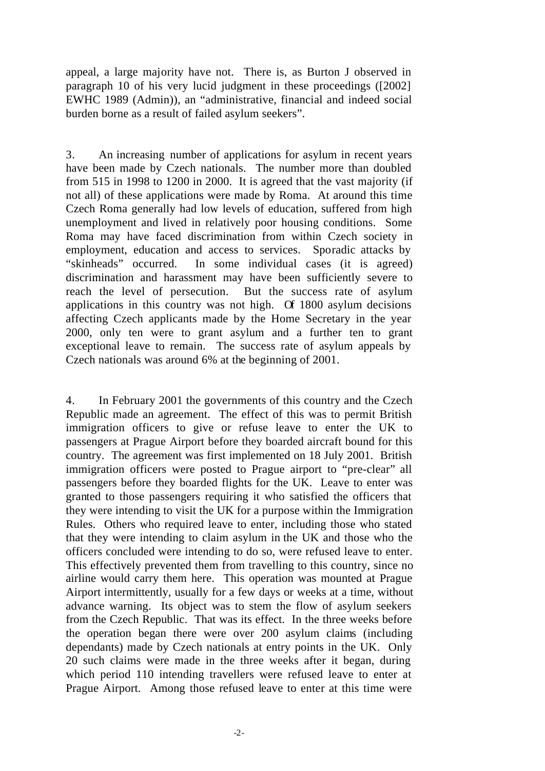appeal, a large majority have not. There is, as Burton J observed in paragraph 10 of his very lucid judgment in these proceedings ([2002] EWHC 1989 (Admin)), an "administrative, financial and indeed social burden borne as a result of failed asylum seekers".

3. An increasing number of applications for asylum in recent years have been made by Czech nationals. The number more than doubled from 515 in 1998 to 1200 in 2000. It is agreed that the vast majority (if not all) of these applications were made by Roma. At around this time Czech Roma generally had low levels of education, suffered from high unemployment and lived in relatively poor housing conditions. Some Roma may have faced discrimination from within Czech society in employment, education and access to services. Sporadic attacks by "skinheads" occurred. In some individual cases (it is agreed) discrimination and harassment may have been sufficiently severe to reach the level of persecution. But the success rate of asylum applications in this country was not high. Of 1800 asylum decisions affecting Czech applicants made by the Home Secretary in the year 2000, only ten were to grant asylum and a further ten to grant exceptional leave to remain. The success rate of asylum appeals by Czech nationals was around 6% at the beginning of 2001.

4. In February 2001 the governments of this country and the Czech Republic made an agreement. The effect of this was to permit British immigration officers to give or refuse leave to enter the UK to passengers at Prague Airport before they boarded aircraft bound for this country. The agreement was first implemented on 18 July 2001. British immigration officers were posted to Prague airport to "pre-clear" all passengers before they boarded flights for the UK. Leave to enter was granted to those passengers requiring it who satisfied the officers that they were intending to visit the UK for a purpose within the Immigration Rules. Others who required leave to enter, including those who stated that they were intending to claim asylum in the UK and those who the officers concluded were intending to do so, were refused leave to enter. This effectively prevented them from travelling to this country, since no airline would carry them here. This operation was mounted at Prague Airport intermittently, usually for a few days or weeks at a time, without advance warning. Its object was to stem the flow of asylum seekers from the Czech Republic. That was its effect. In the three weeks before the operation began there were over 200 asylum claims (including dependants) made by Czech nationals at entry points in the UK. Only 20 such claims were made in the three weeks after it began, during which period 110 intending travellers were refused leave to enter at Prague Airport. Among those refused leave to enter at this time were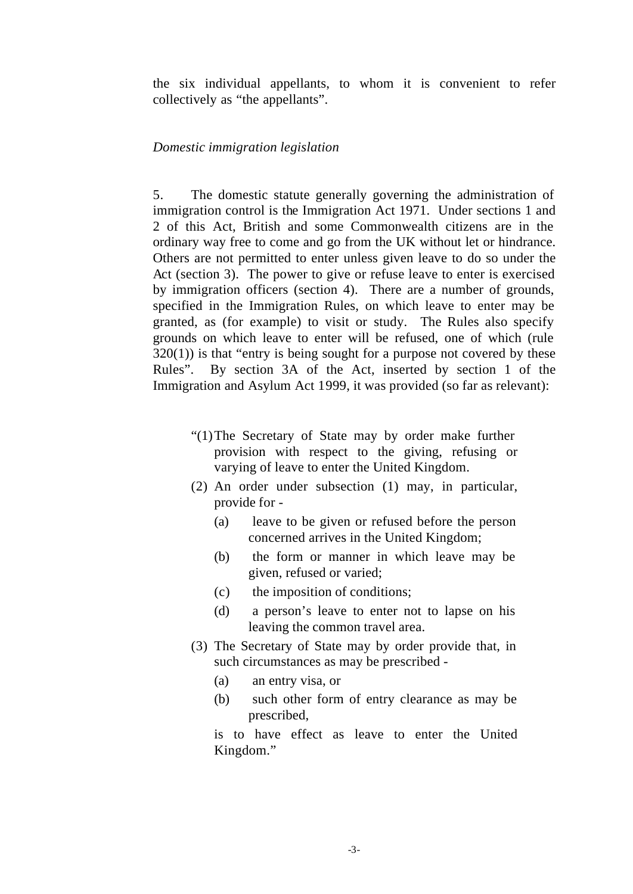the six individual appellants, to whom it is convenient to refer collectively as "the appellants".

*Domestic immigration legislation*

5. The domestic statute generally governing the administration of immigration control is the Immigration Act 1971. Under sections 1 and 2 of this Act, British and some Commonwealth citizens are in the ordinary way free to come and go from the UK without let or hindrance. Others are not permitted to enter unless given leave to do so under the Act (section 3). The power to give or refuse leave to enter is exercised by immigration officers (section 4). There are a number of grounds, specified in the Immigration Rules, on which leave to enter may be granted, as (for example) to visit or study. The Rules also specify grounds on which leave to enter will be refused, one of which (rule 320(1)) is that "entry is being sought for a purpose not covered by these Rules". By section 3A of the Act, inserted by section 1 of the Immigration and Asylum Act 1999, it was provided (so far as relevant):

> "(1) The Secretary of State may by order make further provision with respect to the giving, refusing or varying of leave to enter the United Kingdom.
>
> (2) An order under subsection (1) may, in particular, provide for -
>
> (a) leave to be given or refused before the person concerned arrives in the United Kingdom;
>
> (b) the form or manner in which leave may be given, refused or varied;
>
> (c) the imposition of conditions;
>
> (d) a person's leave to enter not to lapse on his leaving the common travel area.
>
> (3) The Secretary of State may by order provide that, in such circumstances as may be prescribed -
>
> (a) an entry visa, or
>
> (b) such other form of entry clearance as may be prescribed,
>
> is to have effect as leave to enter the United Kingdom."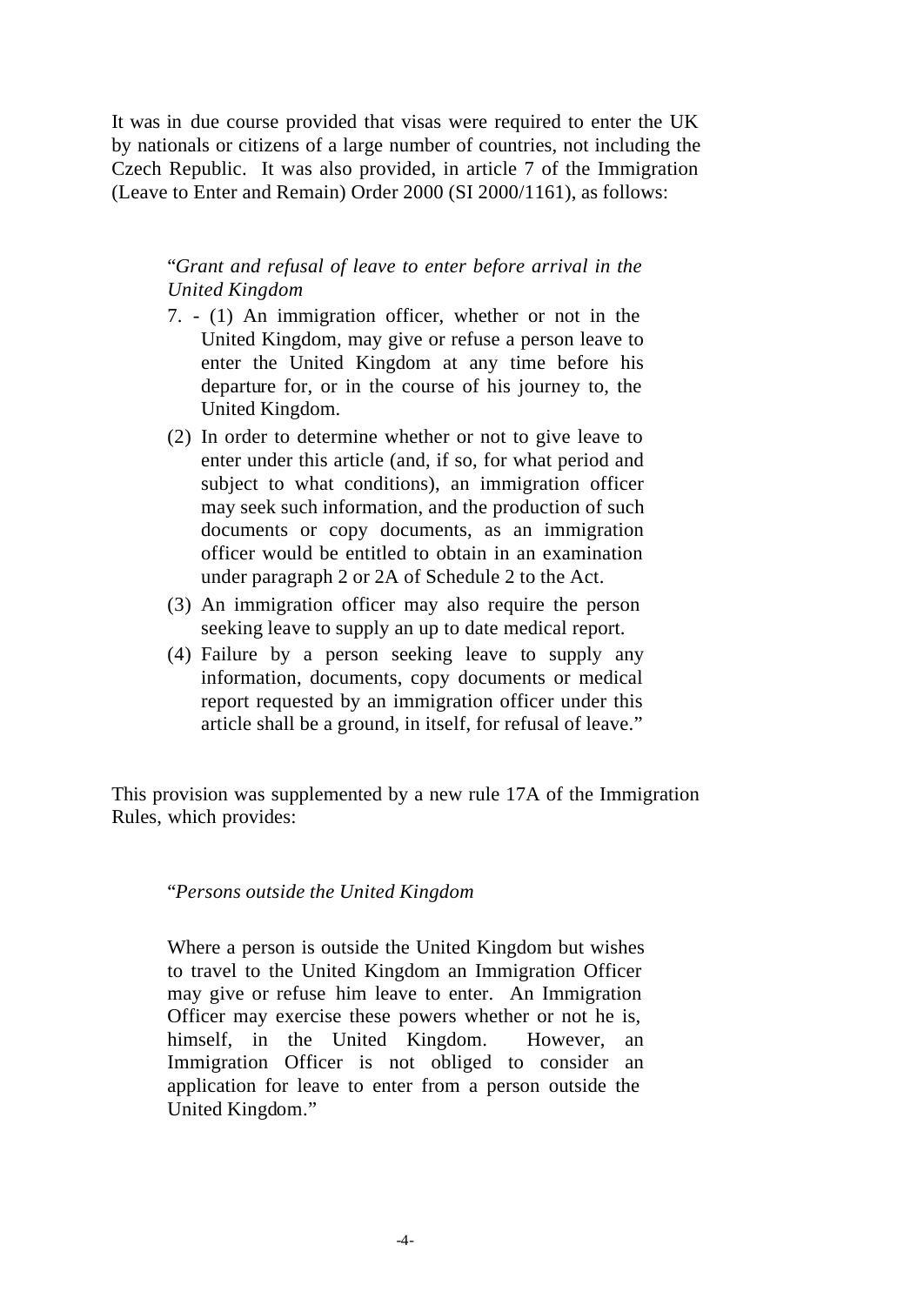It was in due course provided that visas were required to enter the UK by nationals or citizens of a large number of countries, not including the Czech Republic. It was also provided, in article 7 of the Immigration (Leave to Enter and Remain) Order 2000 (SI 2000/1161), as follows:

> "*Grant and refusal of leave to enter before arrival in the United Kingdom*
>
> 7. - (1) An immigration officer, whether or not in the United Kingdom, may give or refuse a person leave to enter the United Kingdom at any time before his departure for, or in the course of his journey to, the United Kingdom.
>
> (2) In order to determine whether or not to give leave to enter under this article (and, if so, for what period and subject to what conditions), an immigration officer may seek such information, and the production of such documents or copy documents, as an immigration officer would be entitled to obtain in an examination under paragraph 2 or 2A of Schedule 2 to the Act.
>
> (3) An immigration officer may also require the person seeking leave to supply an up to date medical report.
>
> (4) Failure by a person seeking leave to supply any information, documents, copy documents or medical report requested by an immigration officer under this article shall be a ground, in itself, for refusal of leave."

This provision was supplemented by a new rule 17A of the Immigration Rules, which provides:

> "*Persons outside the United Kingdom*
>
> Where a person is outside the United Kingdom but wishes to travel to the United Kingdom an Immigration Officer may give or refuse him leave to enter. An Immigration Officer may exercise these powers whether or not he is, himself, in the United Kingdom. However, an Immigration Officer is not obliged to consider an application for leave to enter from a person outside the United Kingdom."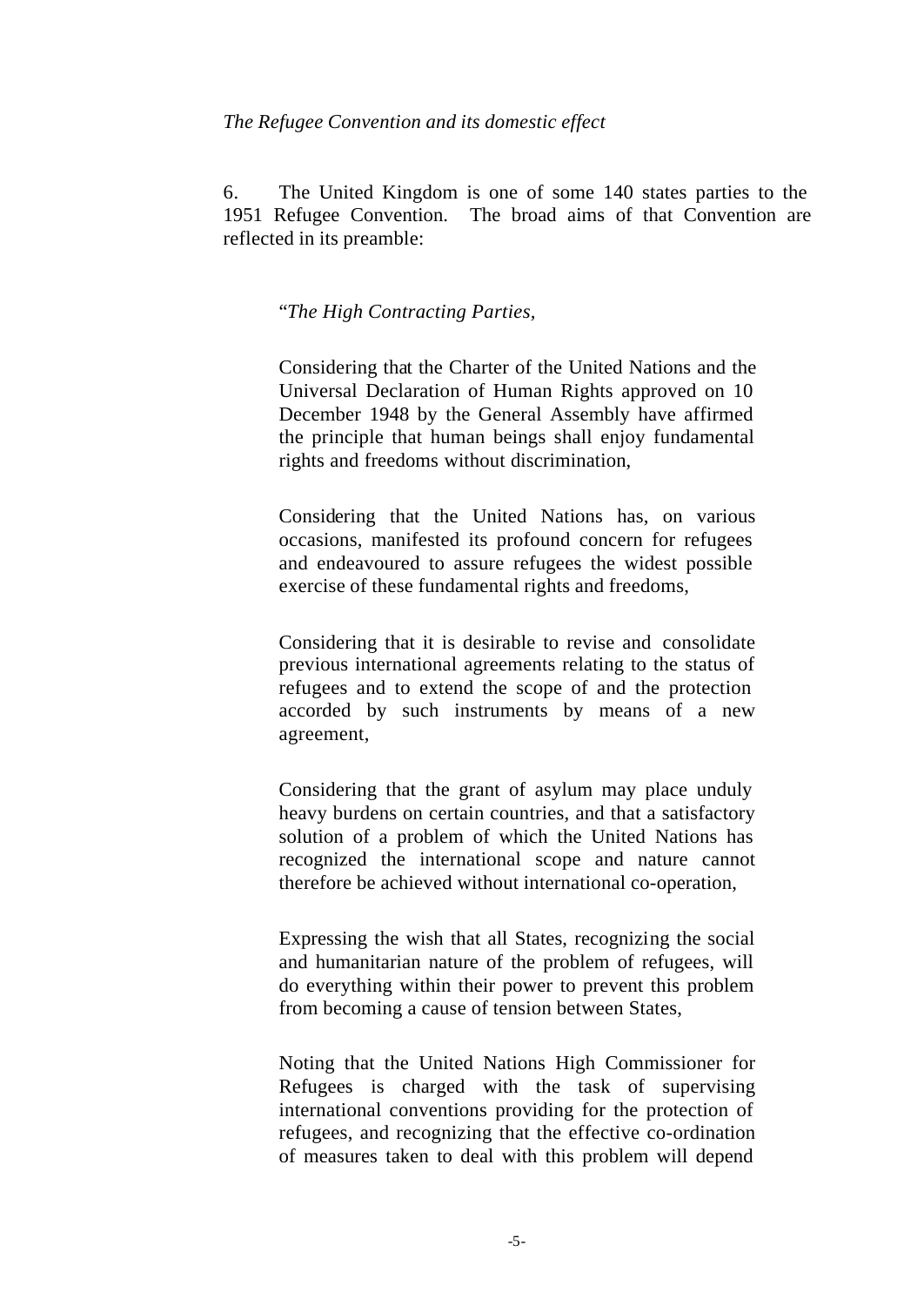*The Refugee Convention and its domestic effect*

6. The United Kingdom is one of some 140 states parties to the 1951 Refugee Convention. The broad aims of that Convention are reflected in its preamble:

> "*The High Contracting Parties,*
>
> Considering that the Charter of the United Nations and the Universal Declaration of Human Rights approved on 10 December 1948 by the General Assembly have affirmed the principle that human beings shall enjoy fundamental rights and freedoms without discrimination,
>
> Considering that the United Nations has, on various occasions, manifested its profound concern for refugees and endeavoured to assure refugees the widest possible exercise of these fundamental rights and freedoms,
>
> Considering that it is desirable to revise and consolidate previous international agreements relating to the status of refugees and to extend the scope of and the protection accorded by such instruments by means of a new agreement,
>
> Considering that the grant of asylum may place unduly heavy burdens on certain countries, and that a satisfactory solution of a problem of which the United Nations has recognized the international scope and nature cannot therefore be achieved without international co-operation,
>
> Expressing the wish that all States, recognizing the social and humanitarian nature of the problem of refugees, will do everything within their power to prevent this problem from becoming a cause of tension between States,
>
> Noting that the United Nations High Commissioner for Refugees is charged with the task of supervising international conventions providing for the protection of refugees, and recognizing that the effective co-ordination of measures taken to deal with this problem will depend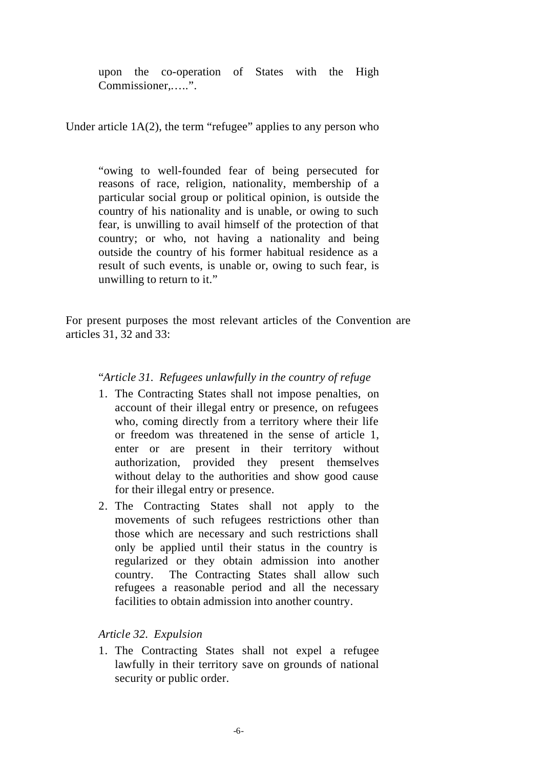> upon the co-operation of States with the High Commissioner,…..".

Under article 1A(2), the term "refugee" applies to any person who

> "owing to well-founded fear of being persecuted for reasons of race, religion, nationality, membership of a particular social group or political opinion, is outside the country of his nationality and is unable, or owing to such fear, is unwilling to avail himself of the protection of that country; or who, not having a nationality and being outside the country of his former habitual residence as a result of such events, is unable or, owing to such fear, is unwilling to return to it."

For present purposes the most relevant articles of the Convention are articles 31, 32 and 33:

> "*Article 31. Refugees unlawfully in the country of refuge*
>
> 1. The Contracting States shall not impose penalties, on account of their illegal entry or presence, on refugees who, coming directly from a territory where their life or freedom was threatened in the sense of article 1, enter or are present in their territory without authorization, provided they present themselves without delay to the authorities and show good cause for their illegal entry or presence.
> 2. The Contracting States shall not apply to the movements of such refugees restrictions other than those which are necessary and such restrictions shall only be applied until their status in the country is regularized or they obtain admission into another country. The Contracting States shall allow such refugees a reasonable period and all the necessary facilities to obtain admission into another country.
>
> *Article 32. Expulsion*
>
> 1. The Contracting States shall not expel a refugee lawfully in their territory save on grounds of national security or public order.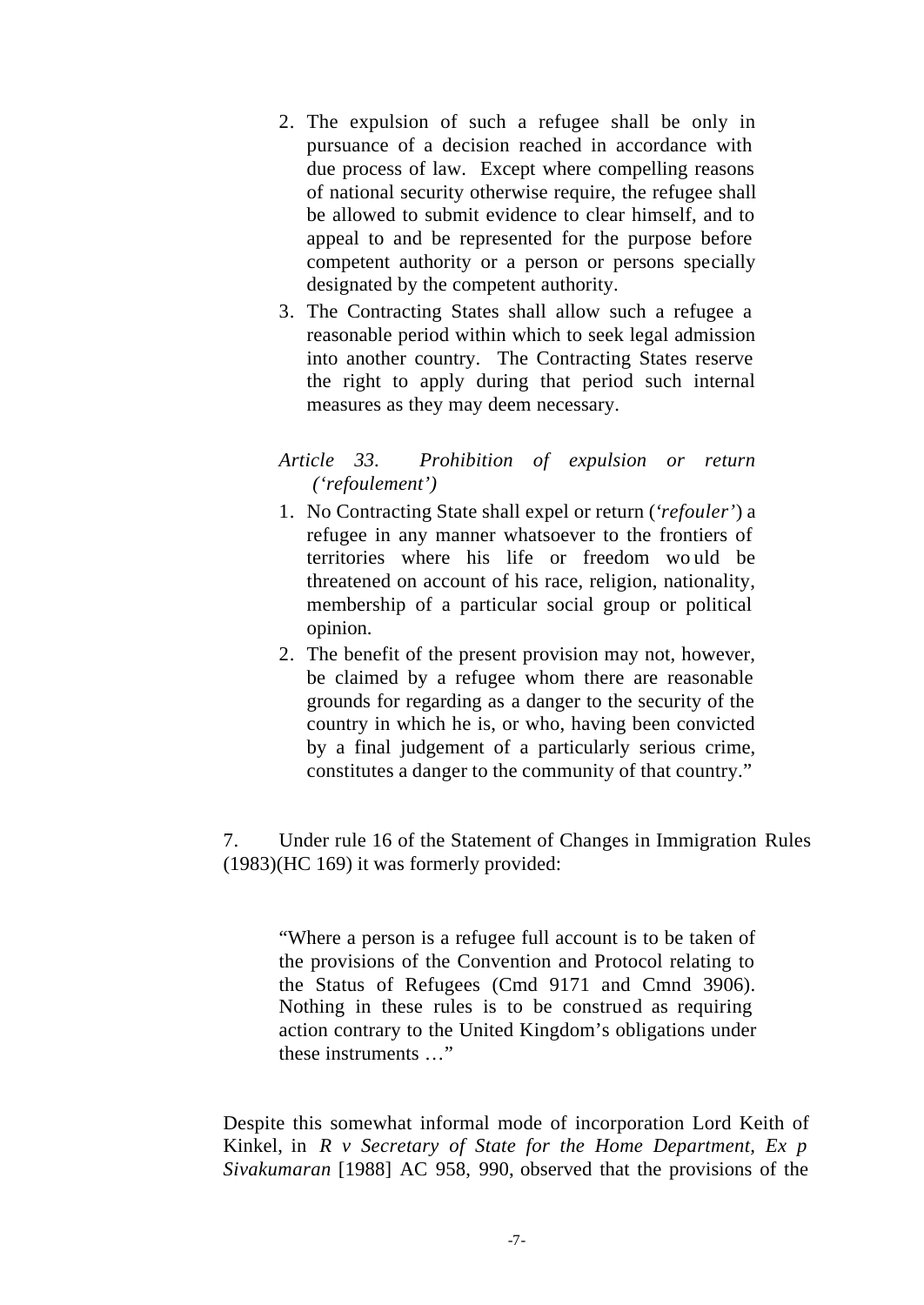2. The expulsion of such a refugee shall be only in pursuance of a decision reached in accordance with due process of law. Except where compelling reasons of national security otherwise require, the refugee shall be allowed to submit evidence to clear himself, and to appeal to and be represented for the purpose before competent authority or a person or persons specially designated by the competent authority.
3. The Contracting States shall allow such a refugee a reasonable period within which to seek legal admission into another country. The Contracting States reserve the right to apply during that period such internal measures as they may deem necessary.

*Article 33. Prohibition of expulsion or return ('refoulement')*

1. No Contracting State shall expel or return ('*refouler*') a refugee in any manner whatsoever to the frontiers of territories where his life or freedom would be threatened on account of his race, religion, nationality, membership of a particular social group or political opinion.
2. The benefit of the present provision may not, however, be claimed by a refugee whom there are reasonable grounds for regarding as a danger to the security of the country in which he is, or who, having been convicted by a final judgement of a particularly serious crime, constitutes a danger to the community of that country."

7. Under rule 16 of the Statement of Changes in Immigration Rules (1983)(HC 169) it was formerly provided:

> "Where a person is a refugee full account is to be taken of the provisions of the Convention and Protocol relating to the Status of Refugees (Cmd 9171 and Cmnd 3906). Nothing in these rules is to be construed as requiring action contrary to the United Kingdom's obligations under these instruments …"

Despite this somewhat informal mode of incorporation Lord Keith of Kinkel, in *R v Secretary of State for the Home Department, Ex p Sivakumaran* [1988] AC 958, 990, observed that the provisions of the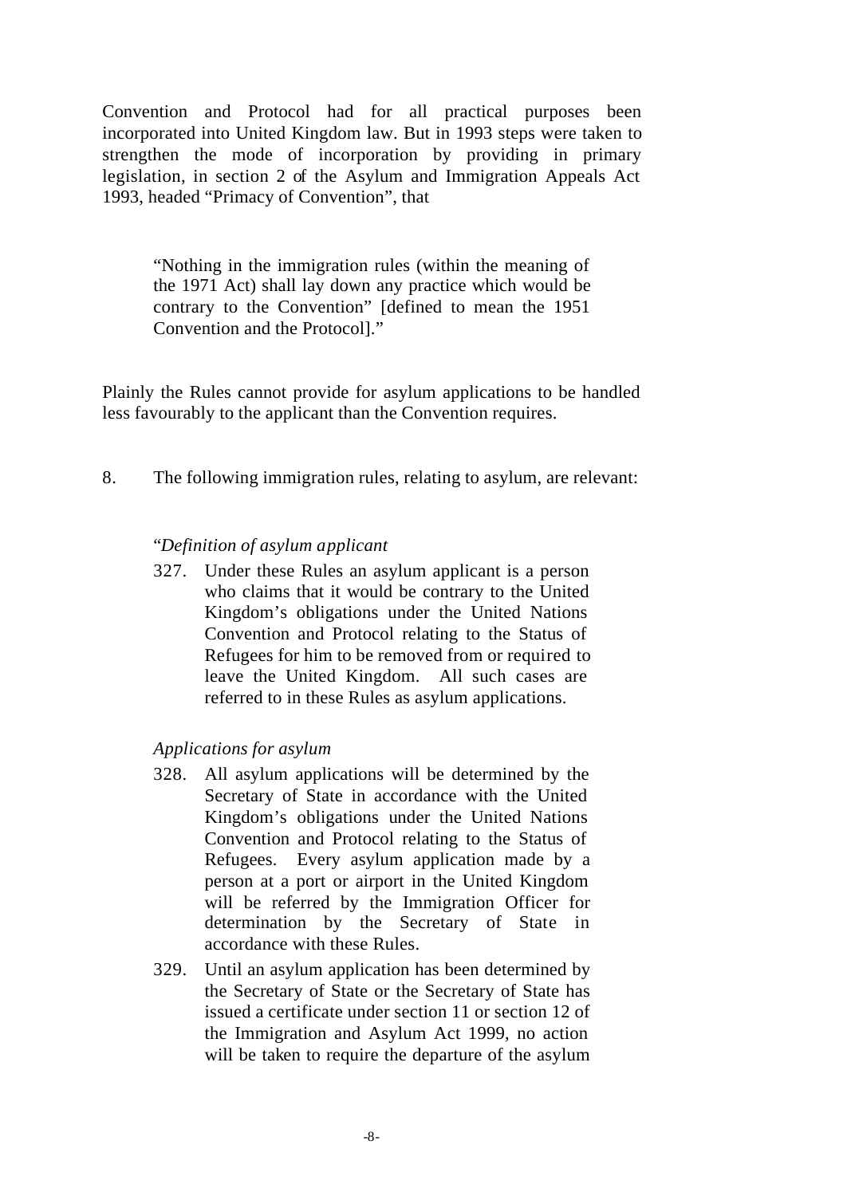Convention and Protocol had for all practical purposes been incorporated into United Kingdom law. But in 1993 steps were taken to strengthen the mode of incorporation by providing in primary legislation, in section 2 of the Asylum and Immigration Appeals Act 1993, headed "Primacy of Convention", that

> "Nothing in the immigration rules (within the meaning of the 1971 Act) shall lay down any practice which would be contrary to the Convention" [defined to mean the 1951 Convention and the Protocol]."

Plainly the Rules cannot provide for asylum applications to be handled less favourably to the applicant than the Convention requires.

8. The following immigration rules, relating to asylum, are relevant:

> "*Definition of asylum applicant*
>
> 327. Under these Rules an asylum applicant is a person who claims that it would be contrary to the United Kingdom's obligations under the United Nations Convention and Protocol relating to the Status of Refugees for him to be removed from or required to leave the United Kingdom. All such cases are referred to in these Rules as asylum applications.
>
> *Applications for asylum*
>
> 328. All asylum applications will be determined by the Secretary of State in accordance with the United Kingdom's obligations under the United Nations Convention and Protocol relating to the Status of Refugees. Every asylum application made by a person at a port or airport in the United Kingdom will be referred by the Immigration Officer for determination by the Secretary of State in accordance with these Rules.
>
> 329. Until an asylum application has been determined by the Secretary of State or the Secretary of State has issued a certificate under section 11 or section 12 of the Immigration and Asylum Act 1999, no action will be taken to require the departure of the asylum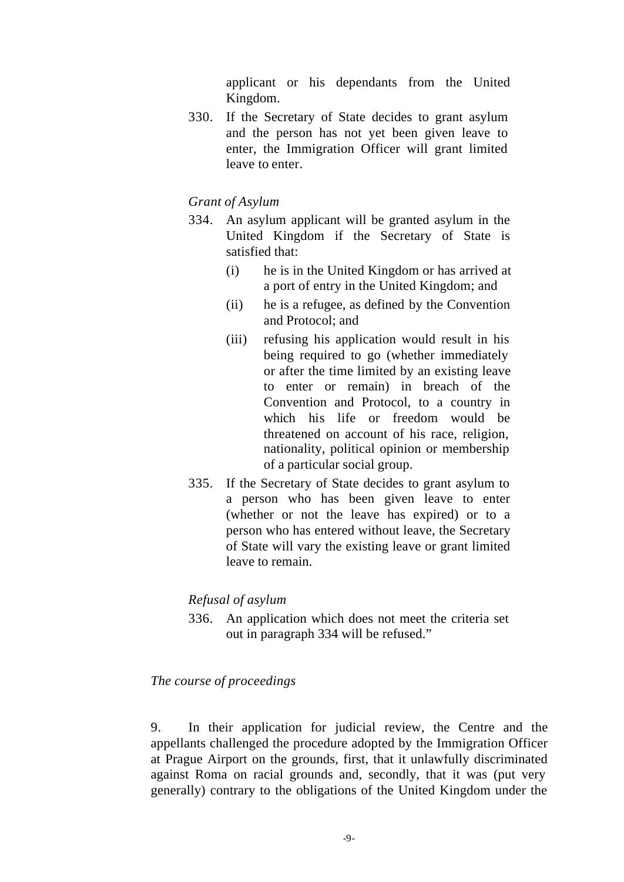applicant or his dependants from the United Kingdom.

330. If the Secretary of State decides to grant asylum and the person has not yet been given leave to enter, the Immigration Officer will grant limited leave to enter.

*Grant of Asylum*

334. An asylum applicant will be granted asylum in the United Kingdom if the Secretary of State is satisfied that:

   (i) he is in the United Kingdom or has arrived at a port of entry in the United Kingdom; and

   (ii) he is a refugee, as defined by the Convention and Protocol; and

   (iii) refusing his application would result in his being required to go (whether immediately or after the time limited by an existing leave to enter or remain) in breach of the Convention and Protocol, to a country in which his life or freedom would be threatened on account of his race, religion, nationality, political opinion or membership of a particular social group.

335. If the Secretary of State decides to grant asylum to a person who has been given leave to enter (whether or not the leave has expired) or to a person who has entered without leave, the Secretary of State will vary the existing leave or grant limited leave to remain.

*Refusal of asylum*

336. An application which does not meet the criteria set out in paragraph 334 will be refused."

*The course of proceedings*

9. In their application for judicial review, the Centre and the appellants challenged the procedure adopted by the Immigration Officer at Prague Airport on the grounds, first, that it unlawfully discriminated against Roma on racial grounds and, secondly, that it was (put very generally) contrary to the obligations of the United Kingdom under the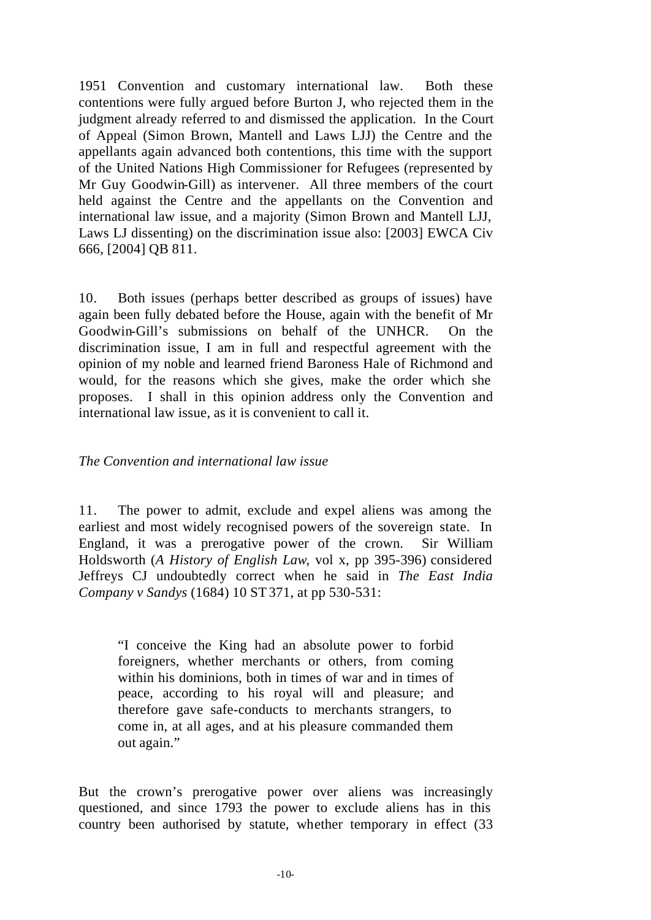1951 Convention and customary international law. Both these contentions were fully argued before Burton J, who rejected them in the judgment already referred to and dismissed the application. In the Court of Appeal (Simon Brown, Mantell and Laws LJJ) the Centre and the appellants again advanced both contentions, this time with the support of the United Nations High Commissioner for Refugees (represented by Mr Guy Goodwin-Gill) as intervener. All three members of the court held against the Centre and the appellants on the Convention and international law issue, and a majority (Simon Brown and Mantell LJJ, Laws LJ dissenting) on the discrimination issue also: [2003] EWCA Civ 666, [2004] QB 811.

10. Both issues (perhaps better described as groups of issues) have again been fully debated before the House, again with the benefit of Mr Goodwin-Gill's submissions on behalf of the UNHCR. On the discrimination issue, I am in full and respectful agreement with the opinion of my noble and learned friend Baroness Hale of Richmond and would, for the reasons which she gives, make the order which she proposes. I shall in this opinion address only the Convention and international law issue, as it is convenient to call it.

*The Convention and international law issue*

11. The power to admit, exclude and expel aliens was among the earliest and most widely recognised powers of the sovereign state. In England, it was a prerogative power of the crown. Sir William Holdsworth (*A History of English Law*, vol x, pp 395-396) considered Jeffreys CJ undoubtedly correct when he said in *The East India Company v Sandys* (1684) 10 ST 371, at pp 530-531:

> "I conceive the King had an absolute power to forbid foreigners, whether merchants or others, from coming within his dominions, both in times of war and in times of peace, according to his royal will and pleasure; and therefore gave safe-conducts to merchants strangers, to come in, at all ages, and at his pleasure commanded them out again."

But the crown's prerogative power over aliens was increasingly questioned, and since 1793 the power to exclude aliens has in this country been authorised by statute, whether temporary in effect (33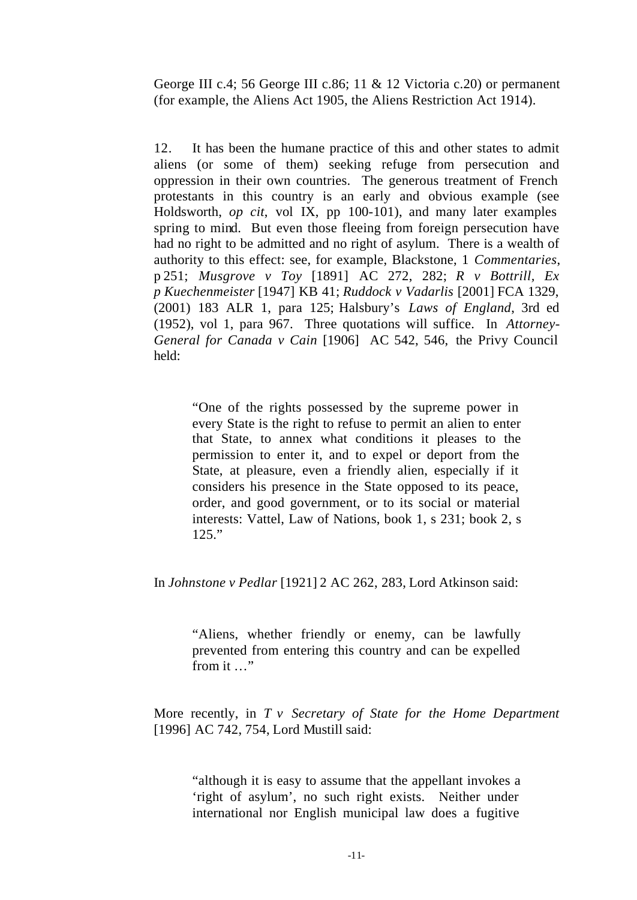George III c.4; 56 George III c.86; 11 & 12 Victoria c.20) or permanent (for example, the Aliens Act 1905, the Aliens Restriction Act 1914).

12. It has been the humane practice of this and other states to admit aliens (or some of them) seeking refuge from persecution and oppression in their own countries. The generous treatment of French protestants in this country is an early and obvious example (see Holdsworth, *op cit*, vol IX, pp 100-101), and many later examples spring to mind. But even those fleeing from foreign persecution have had no right to be admitted and no right of asylum. There is a wealth of authority to this effect: see, for example, Blackstone, 1 *Commentaries*, p 251; *Musgrove v Toy* [1891] AC 272, 282; *R v Bottrill, Ex p Kuechenmeister* [1947] KB 41; *Ruddock v Vadarlis* [2001] FCA 1329, (2001) 183 ALR 1, para 125; Halsbury's *Laws of England*, 3rd ed (1952), vol 1, para 967. Three quotations will suffice. In *Attorney-General for Canada v Cain* [1906] AC 542, 546, the Privy Council held:

> "One of the rights possessed by the supreme power in every State is the right to refuse to permit an alien to enter that State, to annex what conditions it pleases to the permission to enter it, and to expel or deport from the State, at pleasure, even a friendly alien, especially if it considers his presence in the State opposed to its peace, order, and good government, or to its social or material interests: Vattel, Law of Nations, book 1, s 231; book 2, s 125."

In *Johnstone v Pedlar* [1921] 2 AC 262, 283, Lord Atkinson said:

> "Aliens, whether friendly or enemy, can be lawfully prevented from entering this country and can be expelled from it …"

More recently, in *T v Secretary of State for the Home Department* [1996] AC 742, 754, Lord Mustill said:

> "although it is easy to assume that the appellant invokes a 'right of asylum', no such right exists. Neither under international nor English municipal law does a fugitive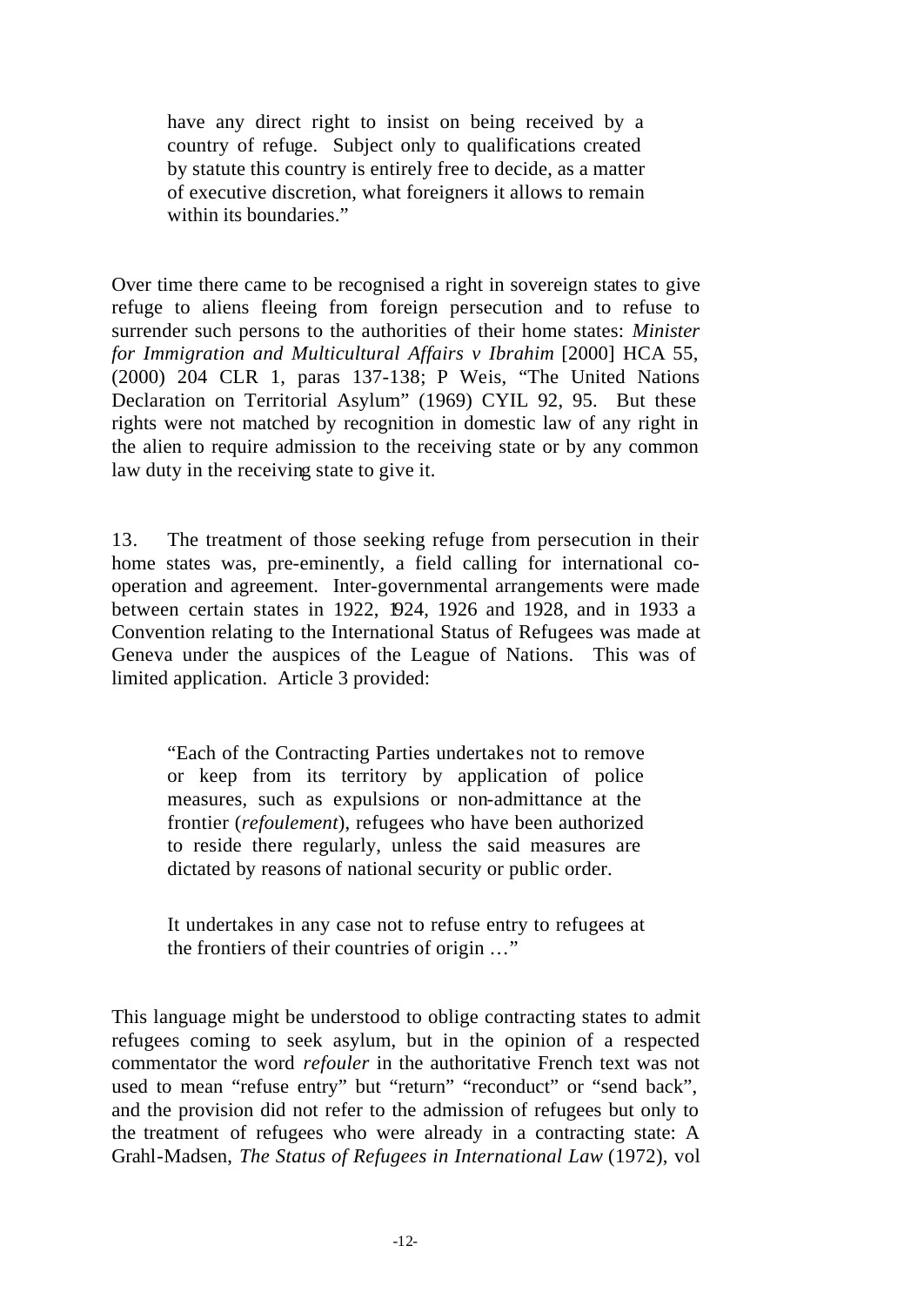> have any direct right to insist on being received by a country of refuge. Subject only to qualifications created by statute this country is entirely free to decide, as a matter of executive discretion, what foreigners it allows to remain within its boundaries."

Over time there came to be recognised a right in sovereign states to give refuge to aliens fleeing from foreign persecution and to refuse to surrender such persons to the authorities of their home states: *Minister for Immigration and Multicultural Affairs v Ibrahim* [2000] HCA 55, (2000) 204 CLR 1, paras 137-138; P Weis, "The United Nations Declaration on Territorial Asylum" (1969) CYIL 92, 95. But these rights were not matched by recognition in domestic law of any right in the alien to require admission to the receiving state or by any common law duty in the receiving state to give it.

13. The treatment of those seeking refuge from persecution in their home states was, pre-eminently, a field calling for international co-operation and agreement. Inter-governmental arrangements were made between certain states in 1922, 1924, 1926 and 1928, and in 1933 a Convention relating to the International Status of Refugees was made at Geneva under the auspices of the League of Nations. This was of limited application. Article 3 provided:

> "Each of the Contracting Parties undertakes not to remove or keep from its territory by application of police measures, such as expulsions or non-admittance at the frontier (*refoulement*), refugees who have been authorized to reside there regularly, unless the said measures are dictated by reasons of national security or public order.
>
> It undertakes in any case not to refuse entry to refugees at the frontiers of their countries of origin …"

This language might be understood to oblige contracting states to admit refugees coming to seek asylum, but in the opinion of a respected commentator the word *refouler* in the authoritative French text was not used to mean "refuse entry" but "return" "reconduct" or "send back", and the provision did not refer to the admission of refugees but only to the treatment of refugees who were already in a contracting state: A Grahl-Madsen, *The Status of Refugees in International Law* (1972), vol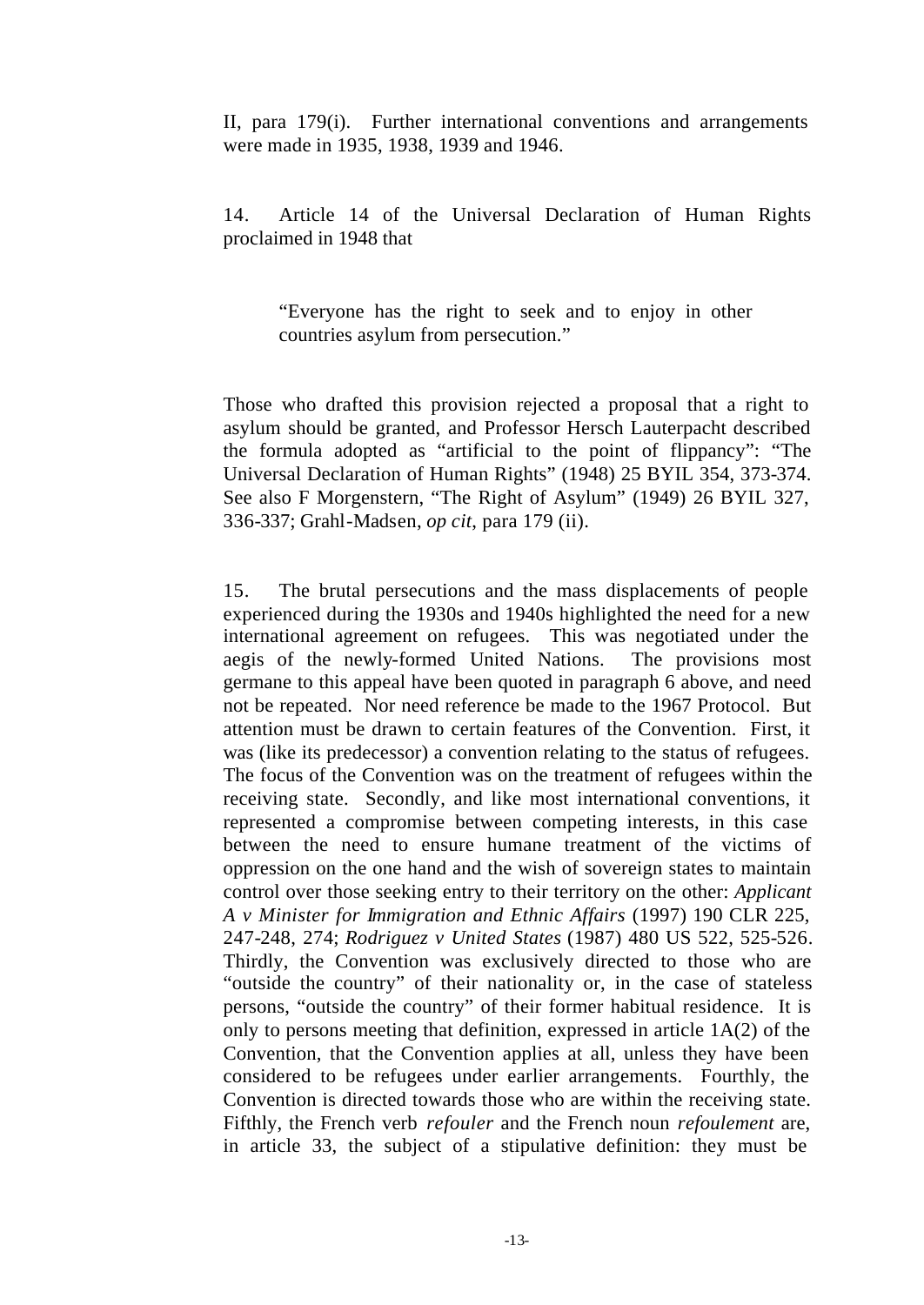II, para 179(i). Further international conventions and arrangements were made in 1935, 1938, 1939 and 1946.

14. Article 14 of the Universal Declaration of Human Rights proclaimed in 1948 that

> "Everyone has the right to seek and to enjoy in other countries asylum from persecution."

Those who drafted this provision rejected a proposal that a right to asylum should be granted, and Professor Hersch Lauterpacht described the formula adopted as "artificial to the point of flippancy": "The Universal Declaration of Human Rights" (1948) 25 BYIL 354, 373-374. See also F Morgenstern, "The Right of Asylum" (1949) 26 BYIL 327, 336-337; Grahl-Madsen, *op cit*, para 179 (ii).

15. The brutal persecutions and the mass displacements of people experienced during the 1930s and 1940s highlighted the need for a new international agreement on refugees. This was negotiated under the aegis of the newly-formed United Nations. The provisions most germane to this appeal have been quoted in paragraph 6 above, and need not be repeated. Nor need reference be made to the 1967 Protocol. But attention must be drawn to certain features of the Convention. First, it was (like its predecessor) a convention relating to the status of refugees. The focus of the Convention was on the treatment of refugees within the receiving state. Secondly, and like most international conventions, it represented a compromise between competing interests, in this case between the need to ensure humane treatment of the victims of oppression on the one hand and the wish of sovereign states to maintain control over those seeking entry to their territory on the other: *Applicant A v Minister for Immigration and Ethnic Affairs* (1997) 190 CLR 225, 247-248, 274; *Rodriguez v United States* (1987) 480 US 522, 525-526. Thirdly, the Convention was exclusively directed to those who are "outside the country" of their nationality or, in the case of stateless persons, "outside the country" of their former habitual residence. It is only to persons meeting that definition, expressed in article 1A(2) of the Convention, that the Convention applies at all, unless they have been considered to be refugees under earlier arrangements. Fourthly, the Convention is directed towards those who are within the receiving state. Fifthly, the French verb *refouler* and the French noun *refoulement* are, in article 33, the subject of a stipulative definition: they must be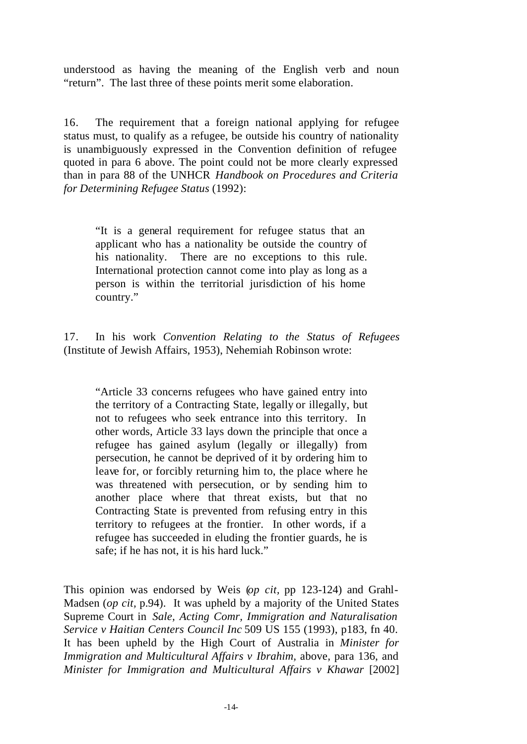understood as having the meaning of the English verb and noun "return". The last three of these points merit some elaboration.

16. The requirement that a foreign national applying for refugee status must, to qualify as a refugee, be outside his country of nationality is unambiguously expressed in the Convention definition of refugee quoted in para 6 above. The point could not be more clearly expressed than in para 88 of the UNHCR *Handbook on Procedures and Criteria for Determining Refugee Status* (1992):

> "It is a general requirement for refugee status that an applicant who has a nationality be outside the country of his nationality. There are no exceptions to this rule. International protection cannot come into play as long as a person is within the territorial jurisdiction of his home country."

17. In his work *Convention Relating to the Status of Refugees* (Institute of Jewish Affairs, 1953), Nehemiah Robinson wrote:

> "Article 33 concerns refugees who have gained entry into the territory of a Contracting State, legally or illegally, but not to refugees who seek entrance into this territory. In other words, Article 33 lays down the principle that once a refugee has gained asylum (legally or illegally) from persecution, he cannot be deprived of it by ordering him to leave for, or forcibly returning him to, the place where he was threatened with persecution, or by sending him to another place where that threat exists, but that no Contracting State is prevented from refusing entry in this territory to refugees at the frontier. In other words, if a refugee has succeeded in eluding the frontier guards, he is safe; if he has not, it is his hard luck."

This opinion was endorsed by Weis (*op cit*, pp 123-124) and Grahl-Madsen (*op cit*, p.94). It was upheld by a majority of the United States Supreme Court in *Sale, Acting Comr, Immigration and Naturalisation Service v Haitian Centers Council Inc* 509 US 155 (1993), p183, fn 40. It has been upheld by the High Court of Australia in *Minister for Immigration and Multicultural Affairs v Ibrahim*, above, para 136, and *Minister for Immigration and Multicultural Affairs v Khawar* [2002]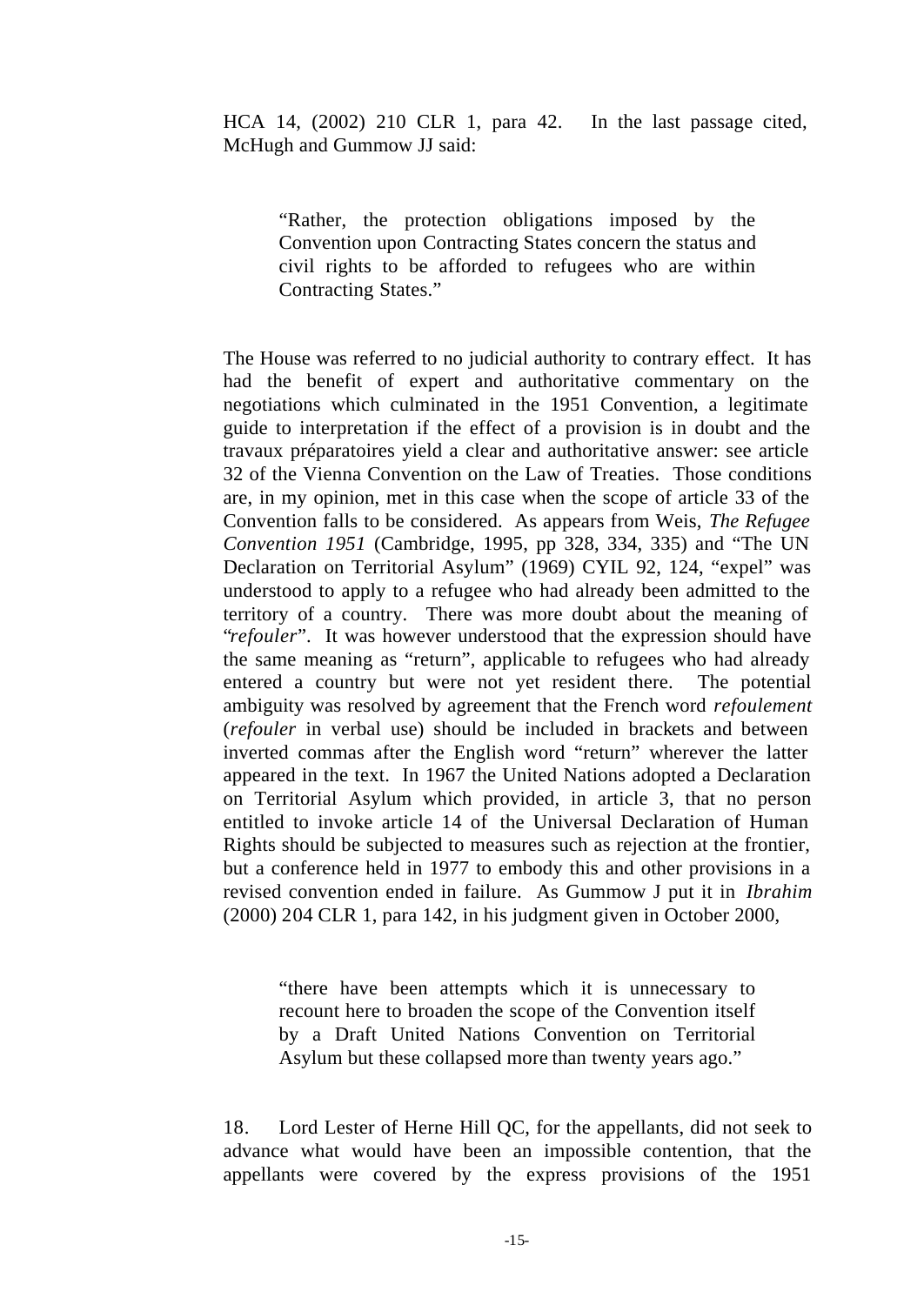HCA 14, (2002) 210 CLR 1, para 42. In the last passage cited, McHugh and Gummow JJ said:

> "Rather, the protection obligations imposed by the Convention upon Contracting States concern the status and civil rights to be afforded to refugees who are within Contracting States."

The House was referred to no judicial authority to contrary effect. It has had the benefit of expert and authoritative commentary on the negotiations which culminated in the 1951 Convention, a legitimate guide to interpretation if the effect of a provision is in doubt and the travaux préparatoires yield a clear and authoritative answer: see article 32 of the Vienna Convention on the Law of Treaties. Those conditions are, in my opinion, met in this case when the scope of article 33 of the Convention falls to be considered. As appears from Weis, *The Refugee Convention 1951* (Cambridge, 1995, pp 328, 334, 335) and "The UN Declaration on Territorial Asylum" (1969) CYIL 92, 124, "expel" was understood to apply to a refugee who had already been admitted to the territory of a country. There was more doubt about the meaning of "*refouler*". It was however understood that the expression should have the same meaning as "return", applicable to refugees who had already entered a country but were not yet resident there. The potential ambiguity was resolved by agreement that the French word *refoulement* (*refouler* in verbal use) should be included in brackets and between inverted commas after the English word "return" wherever the latter appeared in the text. In 1967 the United Nations adopted a Declaration on Territorial Asylum which provided, in article 3, that no person entitled to invoke article 14 of the Universal Declaration of Human Rights should be subjected to measures such as rejection at the frontier, but a conference held in 1977 to embody this and other provisions in a revised convention ended in failure. As Gummow J put it in *Ibrahim* (2000) 204 CLR 1, para 142, in his judgment given in October 2000,

> "there have been attempts which it is unnecessary to recount here to broaden the scope of the Convention itself by a Draft United Nations Convention on Territorial Asylum but these collapsed more than twenty years ago."

18. Lord Lester of Herne Hill QC, for the appellants, did not seek to advance what would have been an impossible contention, that the appellants were covered by the express provisions of the 1951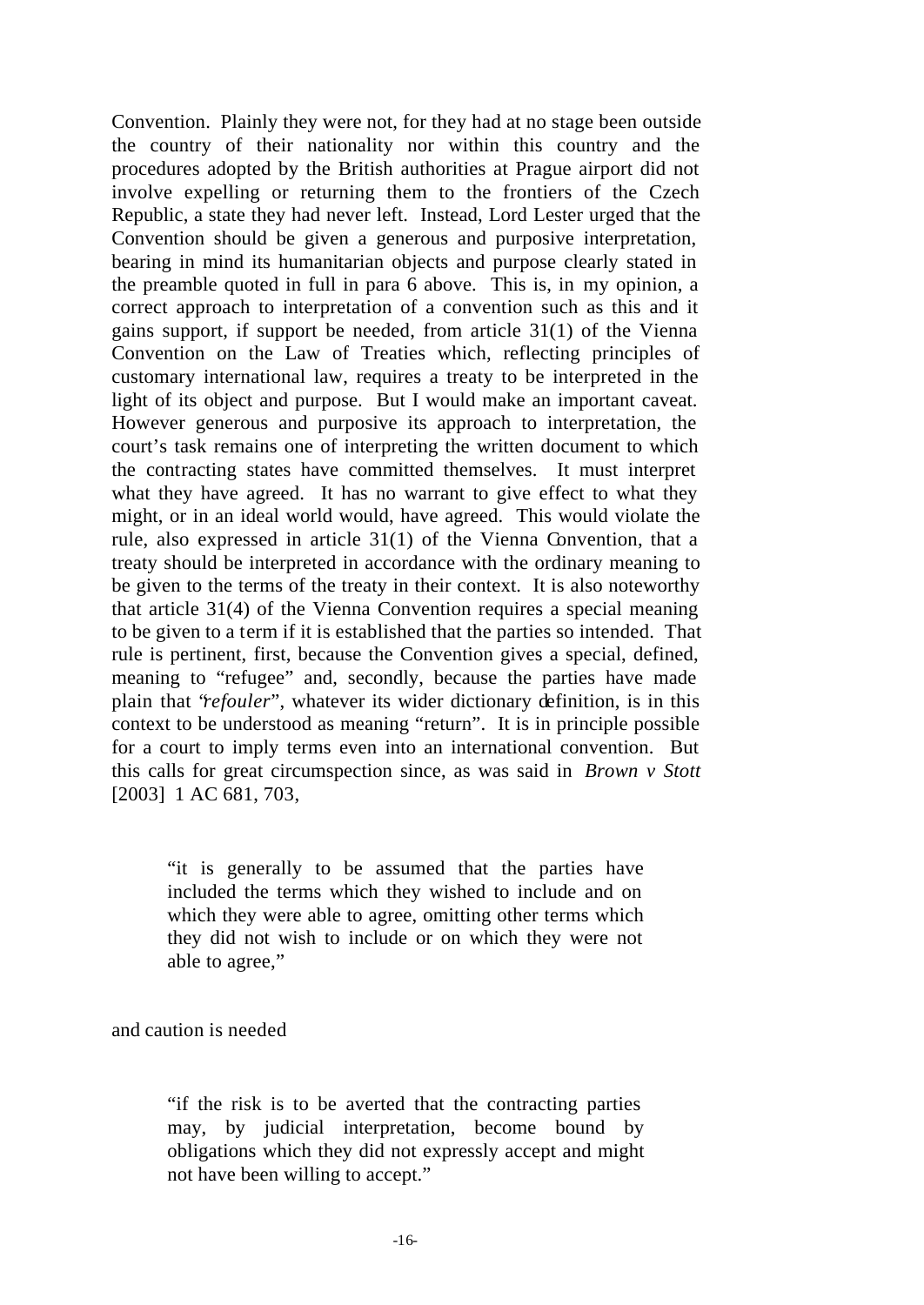Convention. Plainly they were not, for they had at no stage been outside the country of their nationality nor within this country and the procedures adopted by the British authorities at Prague airport did not involve expelling or returning them to the frontiers of the Czech Republic, a state they had never left. Instead, Lord Lester urged that the Convention should be given a generous and purposive interpretation, bearing in mind its humanitarian objects and purpose clearly stated in the preamble quoted in full in para 6 above. This is, in my opinion, a correct approach to interpretation of a convention such as this and it gains support, if support be needed, from article 31(1) of the Vienna Convention on the Law of Treaties which, reflecting principles of customary international law, requires a treaty to be interpreted in the light of its object and purpose. But I would make an important caveat. However generous and purposive its approach to interpretation, the court's task remains one of interpreting the written document to which the contracting states have committed themselves. It must interpret what they have agreed. It has no warrant to give effect to what they might, or in an ideal world would, have agreed. This would violate the rule, also expressed in article 31(1) of the Vienna Convention, that a treaty should be interpreted in accordance with the ordinary meaning to be given to the terms of the treaty in their context. It is also noteworthy that article 31(4) of the Vienna Convention requires a special meaning to be given to a term if it is established that the parties so intended. That rule is pertinent, first, because the Convention gives a special, defined, meaning to "refugee" and, secondly, because the parties have made plain that "*refouler*", whatever its wider dictionary definition, is in this context to be understood as meaning "return". It is in principle possible for a court to imply terms even into an international convention. But this calls for great circumspection since, as was said in *Brown v Stott* [2003] 1 AC 681, 703,

> "it is generally to be assumed that the parties have included the terms which they wished to include and on which they were able to agree, omitting other terms which they did not wish to include or on which they were not able to agree,"

and caution is needed

> "if the risk is to be averted that the contracting parties may, by judicial interpretation, become bound by obligations which they did not expressly accept and might not have been willing to accept."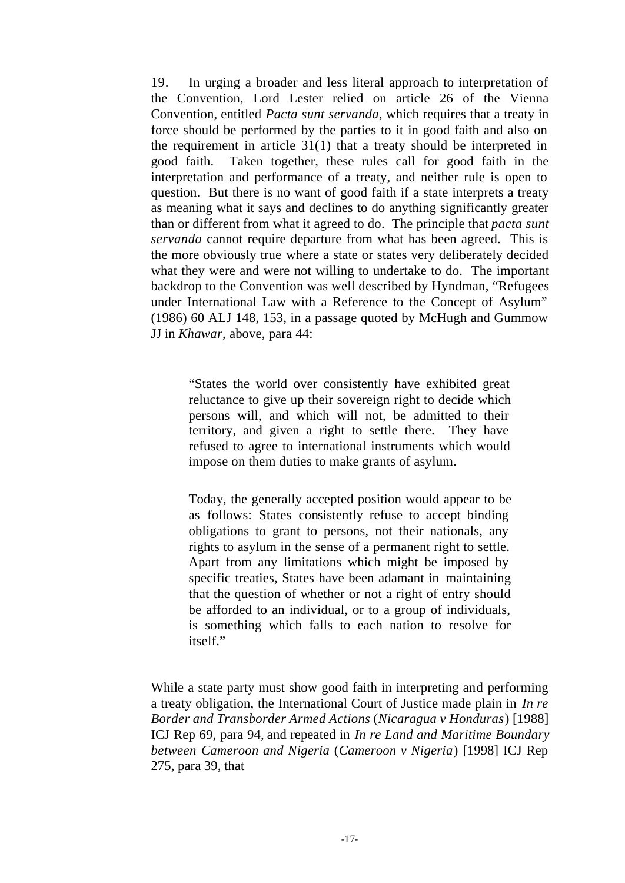19. In urging a broader and less literal approach to interpretation of the Convention, Lord Lester relied on article 26 of the Vienna Convention, entitled *Pacta sunt servanda*, which requires that a treaty in force should be performed by the parties to it in good faith and also on the requirement in article 31(1) that a treaty should be interpreted in good faith. Taken together, these rules call for good faith in the interpretation and performance of a treaty, and neither rule is open to question. But there is no want of good faith if a state interprets a treaty as meaning what it says and declines to do anything significantly greater than or different from what it agreed to do. The principle that *pacta sunt servanda* cannot require departure from what has been agreed. This is the more obviously true where a state or states very deliberately decided what they were and were not willing to undertake to do. The important backdrop to the Convention was well described by Hyndman, "Refugees under International Law with a Reference to the Concept of Asylum" (1986) 60 ALJ 148, 153, in a passage quoted by McHugh and Gummow JJ in *Khawar*, above, para 44:

> "States the world over consistently have exhibited great reluctance to give up their sovereign right to decide which persons will, and which will not, be admitted to their territory, and given a right to settle there. They have refused to agree to international instruments which would impose on them duties to make grants of asylum.
>
> Today, the generally accepted position would appear to be as follows: States consistently refuse to accept binding obligations to grant to persons, not their nationals, any rights to asylum in the sense of a permanent right to settle. Apart from any limitations which might be imposed by specific treaties, States have been adamant in maintaining that the question of whether or not a right of entry should be afforded to an individual, or to a group of individuals, is something which falls to each nation to resolve for itself."

While a state party must show good faith in interpreting and performing a treaty obligation, the International Court of Justice made plain in *In re Border and Transborder Armed Actions* (*Nicaragua v Honduras*) [1988] ICJ Rep 69, para 94, and repeated in *In re Land and Maritime Boundary between Cameroon and Nigeria* (*Cameroon v Nigeria*) [1998] ICJ Rep 275, para 39, that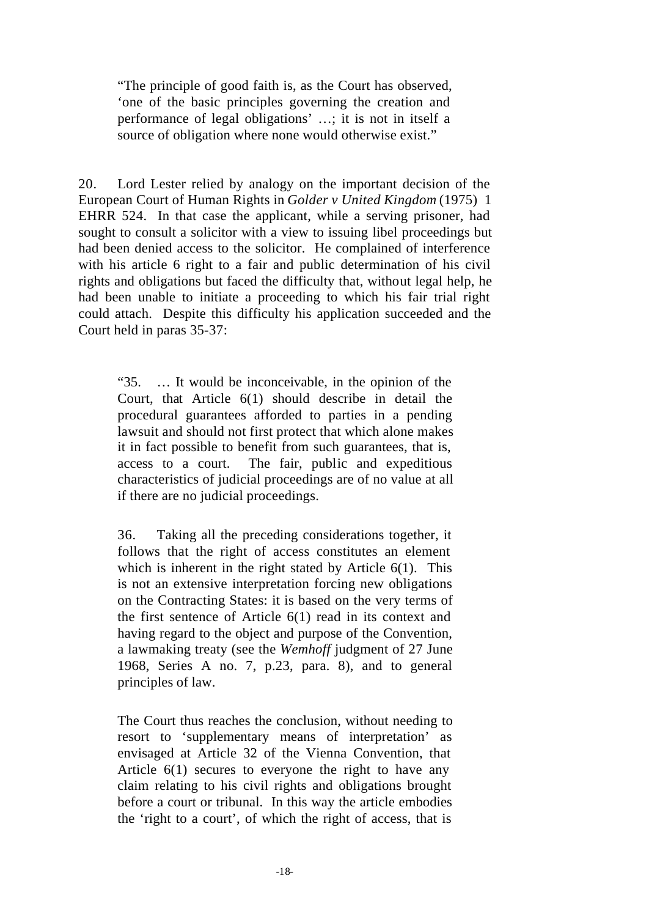> "The principle of good faith is, as the Court has observed, 'one of the basic principles governing the creation and performance of legal obligations' …; it is not in itself a source of obligation where none would otherwise exist."

20. Lord Lester relied by analogy on the important decision of the European Court of Human Rights in *Golder v United Kingdom* (1975) 1 EHRR 524. In that case the applicant, while a serving prisoner, had sought to consult a solicitor with a view to issuing libel proceedings but had been denied access to the solicitor. He complained of interference with his article 6 right to a fair and public determination of his civil rights and obligations but faced the difficulty that, without legal help, he had been unable to initiate a proceeding to which his fair trial right could attach. Despite this difficulty his application succeeded and the Court held in paras 35-37:

> "35. … It would be inconceivable, in the opinion of the Court, that Article 6(1) should describe in detail the procedural guarantees afforded to parties in a pending lawsuit and should not first protect that which alone makes it in fact possible to benefit from such guarantees, that is, access to a court. The fair, public and expeditious characteristics of judicial proceedings are of no value at all if there are no judicial proceedings.
>
> 36. Taking all the preceding considerations together, it follows that the right of access constitutes an element which is inherent in the right stated by Article 6(1). This is not an extensive interpretation forcing new obligations on the Contracting States: it is based on the very terms of the first sentence of Article 6(1) read in its context and having regard to the object and purpose of the Convention, a lawmaking treaty (see the *Wemhoff* judgment of 27 June 1968, Series A no. 7, p.23, para. 8), and to general principles of law.
>
> The Court thus reaches the conclusion, without needing to resort to 'supplementary means of interpretation' as envisaged at Article 32 of the Vienna Convention, that Article 6(1) secures to everyone the right to have any claim relating to his civil rights and obligations brought before a court or tribunal. In this way the article embodies the 'right to a court', of which the right of access, that is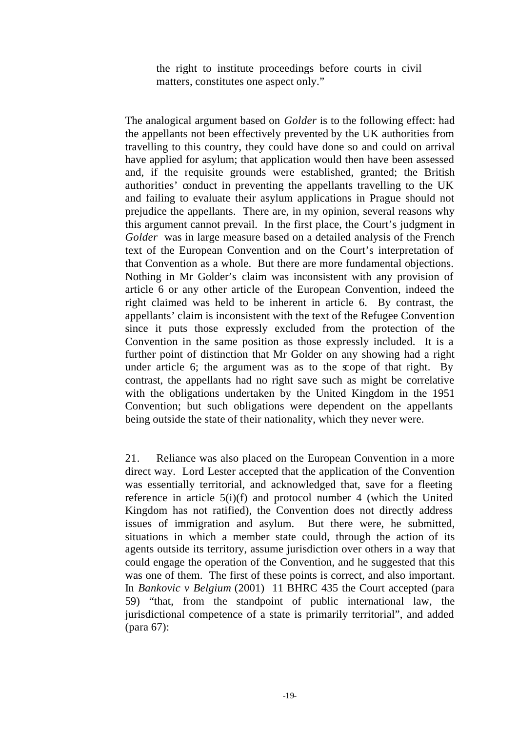> the right to institute proceedings before courts in civil matters, constitutes one aspect only."

The analogical argument based on *Golder* is to the following effect: had the appellants not been effectively prevented by the UK authorities from travelling to this country, they could have done so and could on arrival have applied for asylum; that application would then have been assessed and, if the requisite grounds were established, granted; the British authorities' conduct in preventing the appellants travelling to the UK and failing to evaluate their asylum applications in Prague should not prejudice the appellants. There are, in my opinion, several reasons why this argument cannot prevail. In the first place, the Court's judgment in *Golder* was in large measure based on a detailed analysis of the French text of the European Convention and on the Court's interpretation of that Convention as a whole. But there are more fundamental objections. Nothing in Mr Golder's claim was inconsistent with any provision of article 6 or any other article of the European Convention, indeed the right claimed was held to be inherent in article 6. By contrast, the appellants' claim is inconsistent with the text of the Refugee Convention since it puts those expressly excluded from the protection of the Convention in the same position as those expressly included. It is a further point of distinction that Mr Golder on any showing had a right under article 6; the argument was as to the scope of that right. By contrast, the appellants had no right save such as might be correlative with the obligations undertaken by the United Kingdom in the 1951 Convention; but such obligations were dependent on the appellants being outside the state of their nationality, which they never were.

21. Reliance was also placed on the European Convention in a more direct way. Lord Lester accepted that the application of the Convention was essentially territorial, and acknowledged that, save for a fleeting reference in article 5(i)(f) and protocol number 4 (which the United Kingdom has not ratified), the Convention does not directly address issues of immigration and asylum. But there were, he submitted, situations in which a member state could, through the action of its agents outside its territory, assume jurisdiction over others in a way that could engage the operation of the Convention, and he suggested that this was one of them. The first of these points is correct, and also important. In *Bankovic v Belgium* (2001) 11 BHRC 435 the Court accepted (para 59) "that, from the standpoint of public international law, the jurisdictional competence of a state is primarily territorial", and added (para 67):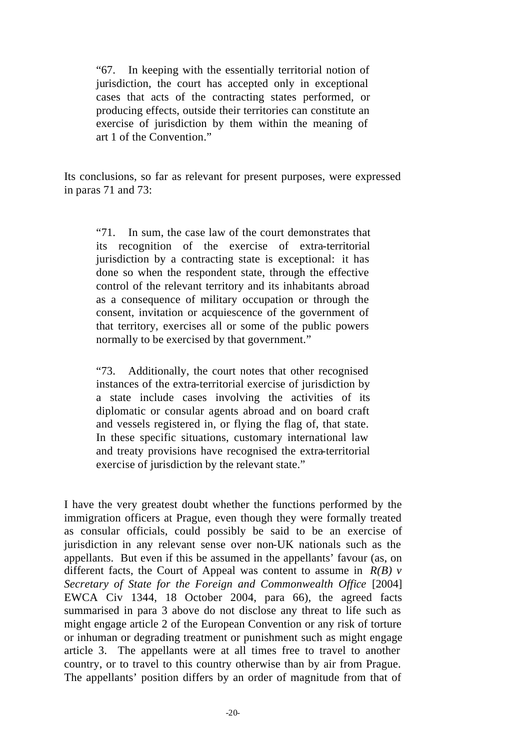> "67. In keeping with the essentially territorial notion of jurisdiction, the court has accepted only in exceptional cases that acts of the contracting states performed, or producing effects, outside their territories can constitute an exercise of jurisdiction by them within the meaning of art 1 of the Convention."

Its conclusions, so far as relevant for present purposes, were expressed in paras 71 and 73:

> "71. In sum, the case law of the court demonstrates that its recognition of the exercise of extra-territorial jurisdiction by a contracting state is exceptional: it has done so when the respondent state, through the effective control of the relevant territory and its inhabitants abroad as a consequence of military occupation or through the consent, invitation or acquiescence of the government of that territory, exercises all or some of the public powers normally to be exercised by that government."

> "73. Additionally, the court notes that other recognised instances of the extra-territorial exercise of jurisdiction by a state include cases involving the activities of its diplomatic or consular agents abroad and on board craft and vessels registered in, or flying the flag of, that state. In these specific situations, customary international law and treaty provisions have recognised the extra-territorial exercise of jurisdiction by the relevant state."

I have the very greatest doubt whether the functions performed by the immigration officers at Prague, even though they were formally treated as consular officials, could possibly be said to be an exercise of jurisdiction in any relevant sense over non-UK nationals such as the appellants. But even if this be assumed in the appellants' favour (as, on different facts, the Court of Appeal was content to assume in *R(B) v Secretary of State for the Foreign and Commonwealth Office* [2004] EWCA Civ 1344, 18 October 2004, para 66), the agreed facts summarised in para 3 above do not disclose any threat to life such as might engage article 2 of the European Convention or any risk of torture or inhuman or degrading treatment or punishment such as might engage article 3. The appellants were at all times free to travel to another country, or to travel to this country otherwise than by air from Prague. The appellants' position differs by an order of magnitude from that of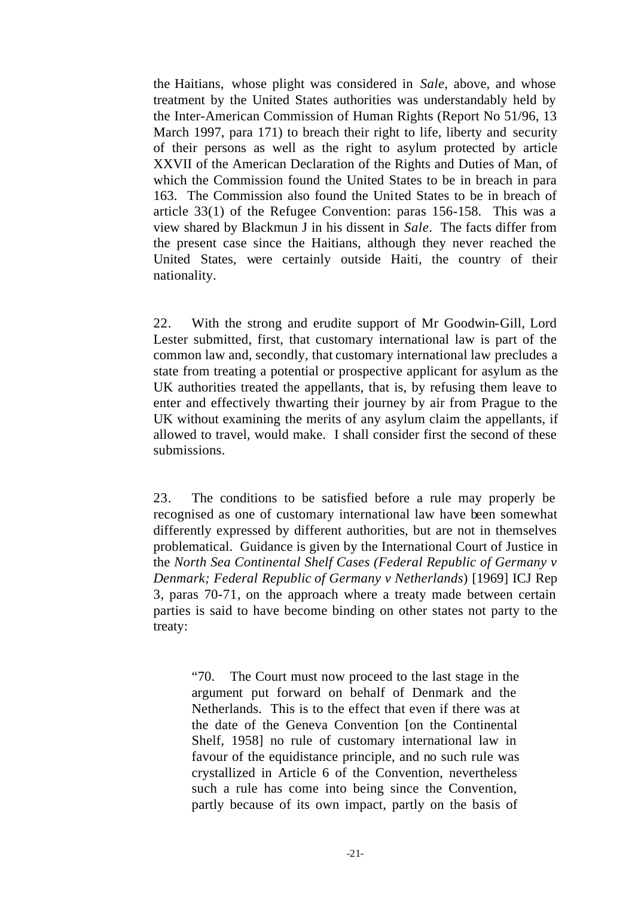the Haitians, whose plight was considered in *Sale*, above, and whose treatment by the United States authorities was understandably held by the Inter-American Commission of Human Rights (Report No 51/96, 13 March 1997, para 171) to breach their right to life, liberty and security of their persons as well as the right to asylum protected by article XXVII of the American Declaration of the Rights and Duties of Man, of which the Commission found the United States to be in breach in para 163. The Commission also found the United States to be in breach of article 33(1) of the Refugee Convention: paras 156-158. This was a view shared by Blackmun J in his dissent in *Sale*. The facts differ from the present case since the Haitians, although they never reached the United States, were certainly outside Haiti, the country of their nationality.

22. With the strong and erudite support of Mr Goodwin-Gill, Lord Lester submitted, first, that customary international law is part of the common law and, secondly, that customary international law precludes a state from treating a potential or prospective applicant for asylum as the UK authorities treated the appellants, that is, by refusing them leave to enter and effectively thwarting their journey by air from Prague to the UK without examining the merits of any asylum claim the appellants, if allowed to travel, would make. I shall consider first the second of these submissions.

23. The conditions to be satisfied before a rule may properly be recognised as one of customary international law have been somewhat differently expressed by different authorities, but are not in themselves problematical. Guidance is given by the International Court of Justice in the *North Sea Continental Shelf Cases (Federal Republic of Germany v Denmark; Federal Republic of Germany v Netherlands*) [1969] ICJ Rep 3, paras 70-71, on the approach where a treaty made between certain parties is said to have become binding on other states not party to the treaty:

> "70. The Court must now proceed to the last stage in the argument put forward on behalf of Denmark and the Netherlands. This is to the effect that even if there was at the date of the Geneva Convention [on the Continental Shelf, 1958] no rule of customary international law in favour of the equidistance principle, and no such rule was crystallized in Article 6 of the Convention, nevertheless such a rule has come into being since the Convention, partly because of its own impact, partly on the basis of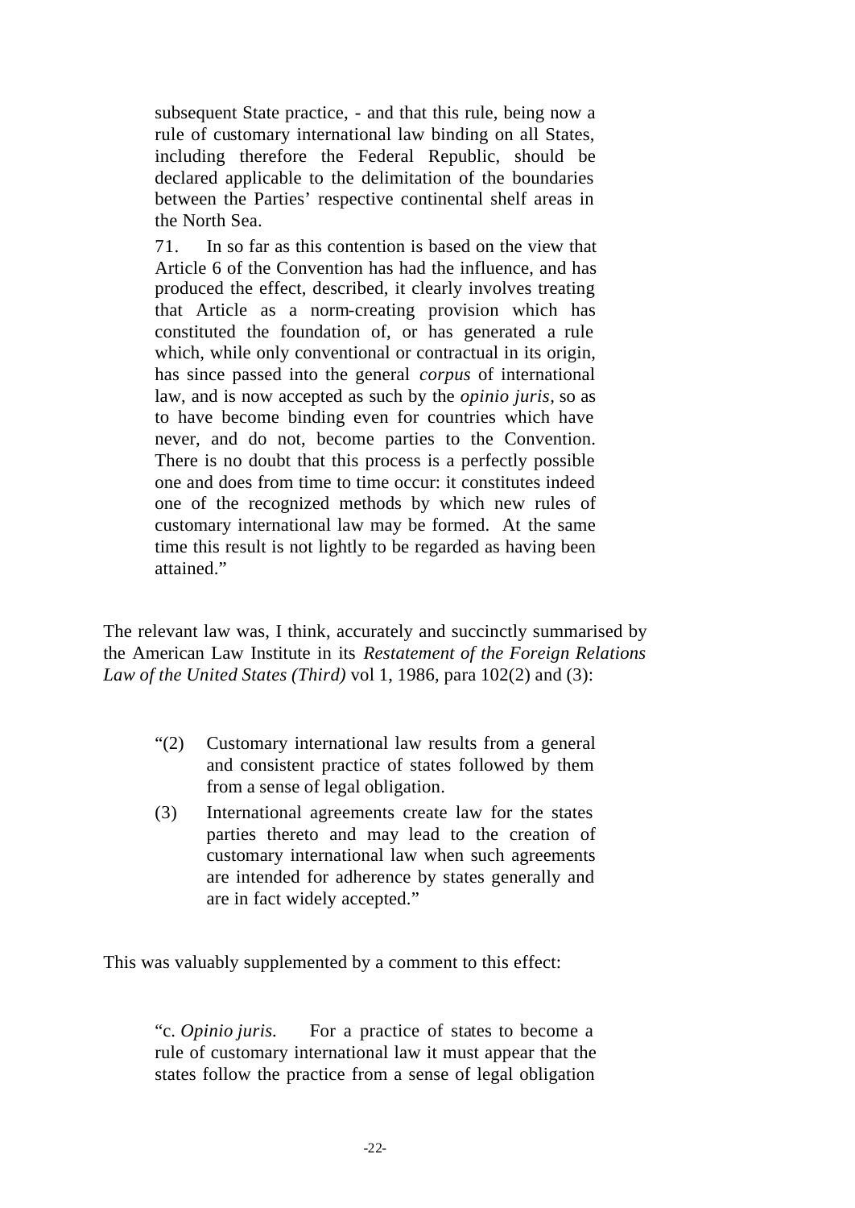> subsequent State practice, - and that this rule, being now a rule of customary international law binding on all States, including therefore the Federal Republic, should be declared applicable to the delimitation of the boundaries between the Parties' respective continental shelf areas in the North Sea.
>
> 71. In so far as this contention is based on the view that Article 6 of the Convention has had the influence, and has produced the effect, described, it clearly involves treating that Article as a norm-creating provision which has constituted the foundation of, or has generated a rule which, while only conventional or contractual in its origin, has since passed into the general *corpus* of international law, and is now accepted as such by the *opinio juris*, so as to have become binding even for countries which have never, and do not, become parties to the Convention. There is no doubt that this process is a perfectly possible one and does from time to time occur: it constitutes indeed one of the recognized methods by which new rules of customary international law may be formed. At the same time this result is not lightly to be regarded as having been attained."

The relevant law was, I think, accurately and succinctly summarised by the American Law Institute in its *Restatement of the Foreign Relations Law of the United States (Third)* vol 1, 1986, para 102(2) and (3):

> "(2) Customary international law results from a general and consistent practice of states followed by them from a sense of legal obligation.
>
> (3) International agreements create law for the states parties thereto and may lead to the creation of customary international law when such agreements are intended for adherence by states generally and are in fact widely accepted."

This was valuably supplemented by a comment to this effect:

> "c. *Opinio juris.* For a practice of states to become a rule of customary international law it must appear that the states follow the practice from a sense of legal obligation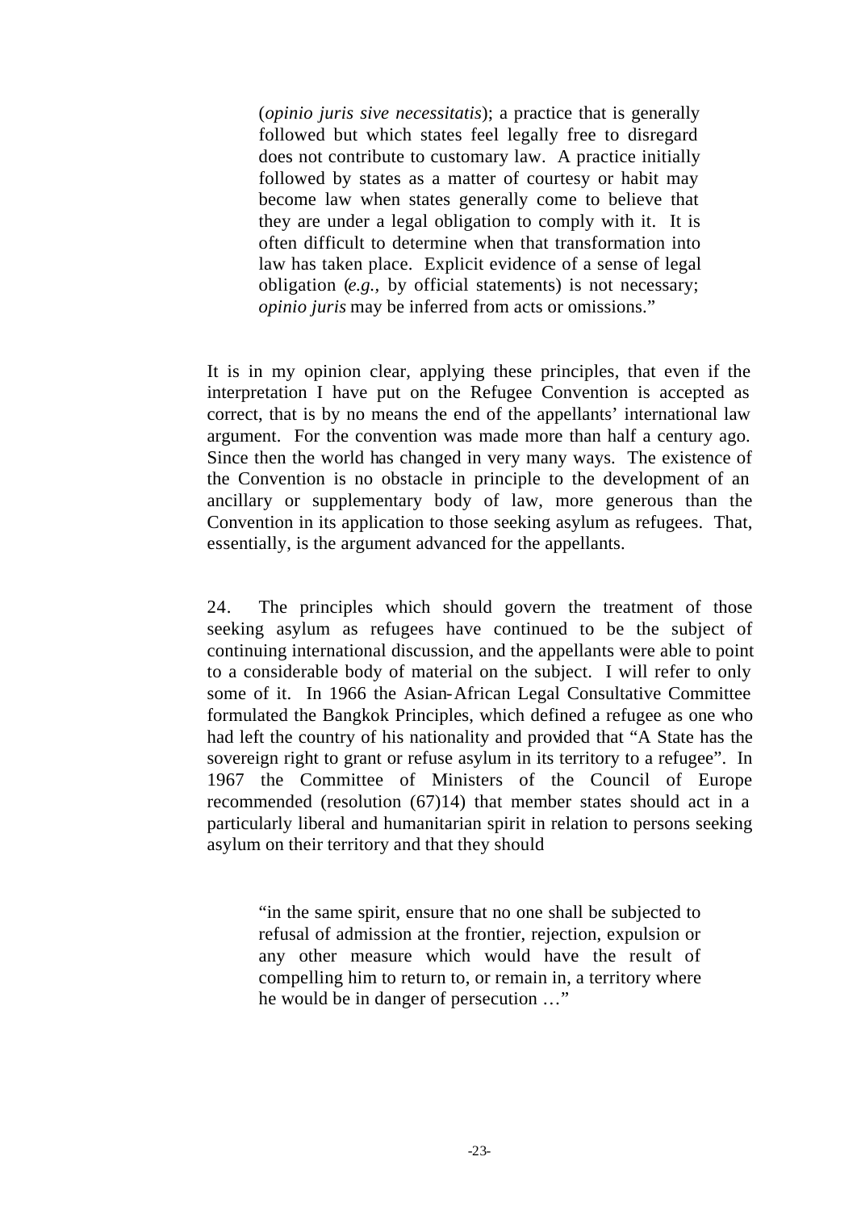> (*opinio juris sive necessitatis*); a practice that is generally followed but which states feel legally free to disregard does not contribute to customary law. A practice initially followed by states as a matter of courtesy or habit may become law when states generally come to believe that they are under a legal obligation to comply with it. It is often difficult to determine when that transformation into law has taken place. Explicit evidence of a sense of legal obligation (*e.g.*, by official statements) is not necessary; *opinio juris* may be inferred from acts or omissions."

It is in my opinion clear, applying these principles, that even if the interpretation I have put on the Refugee Convention is accepted as correct, that is by no means the end of the appellants' international law argument. For the convention was made more than half a century ago. Since then the world has changed in very many ways. The existence of the Convention is no obstacle in principle to the development of an ancillary or supplementary body of law, more generous than the Convention in its application to those seeking asylum as refugees. That, essentially, is the argument advanced for the appellants.

24. The principles which should govern the treatment of those seeking asylum as refugees have continued to be the subject of continuing international discussion, and the appellants were able to point to a considerable body of material on the subject. I will refer to only some of it. In 1966 the Asian-African Legal Consultative Committee formulated the Bangkok Principles, which defined a refugee as one who had left the country of his nationality and provided that "A State has the sovereign right to grant or refuse asylum in its territory to a refugee". In 1967 the Committee of Ministers of the Council of Europe recommended (resolution (67)14) that member states should act in a particularly liberal and humanitarian spirit in relation to persons seeking asylum on their territory and that they should

> "in the same spirit, ensure that no one shall be subjected to refusal of admission at the frontier, rejection, expulsion or any other measure which would have the result of compelling him to return to, or remain in, a territory where he would be in danger of persecution …"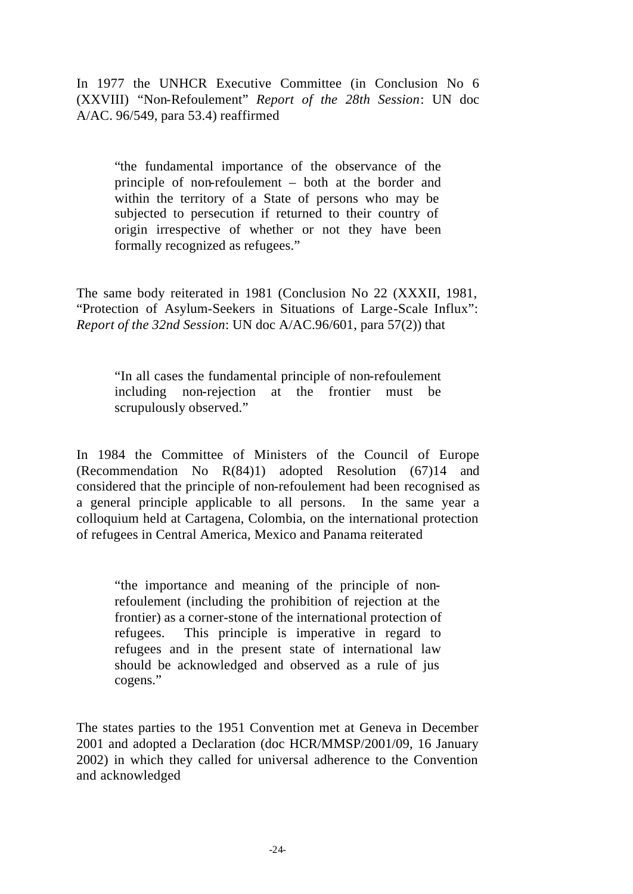In 1977 the UNHCR Executive Committee (in Conclusion No 6 (XXVIII) "Non-Refoulement" *Report of the 28th Session*: UN doc A/AC. 96/549, para 53.4) reaffirmed

> "the fundamental importance of the observance of the principle of non-refoulement – both at the border and within the territory of a State of persons who may be subjected to persecution if returned to their country of origin irrespective of whether or not they have been formally recognized as refugees."

The same body reiterated in 1981 (Conclusion No 22 (XXXII, 1981, "Protection of Asylum-Seekers in Situations of Large-Scale Influx": *Report of the 32nd Session*: UN doc A/AC.96/601, para 57(2)) that

> "In all cases the fundamental principle of non-refoulement including non-rejection at the frontier must be scrupulously observed."

In 1984 the Committee of Ministers of the Council of Europe (Recommendation No R(84)1) adopted Resolution (67)14 and considered that the principle of non-refoulement had been recognised as a general principle applicable to all persons. In the same year a colloquium held at Cartagena, Colombia, on the international protection of refugees in Central America, Mexico and Panama reiterated

> "the importance and meaning of the principle of non-refoulement (including the prohibition of rejection at the frontier) as a corner-stone of the international protection of refugees. This principle is imperative in regard to refugees and in the present state of international law should be acknowledged and observed as a rule of jus cogens."

The states parties to the 1951 Convention met at Geneva in December 2001 and adopted a Declaration (doc HCR/MMSP/2001/09, 16 January 2002) in which they called for universal adherence to the Convention and acknowledged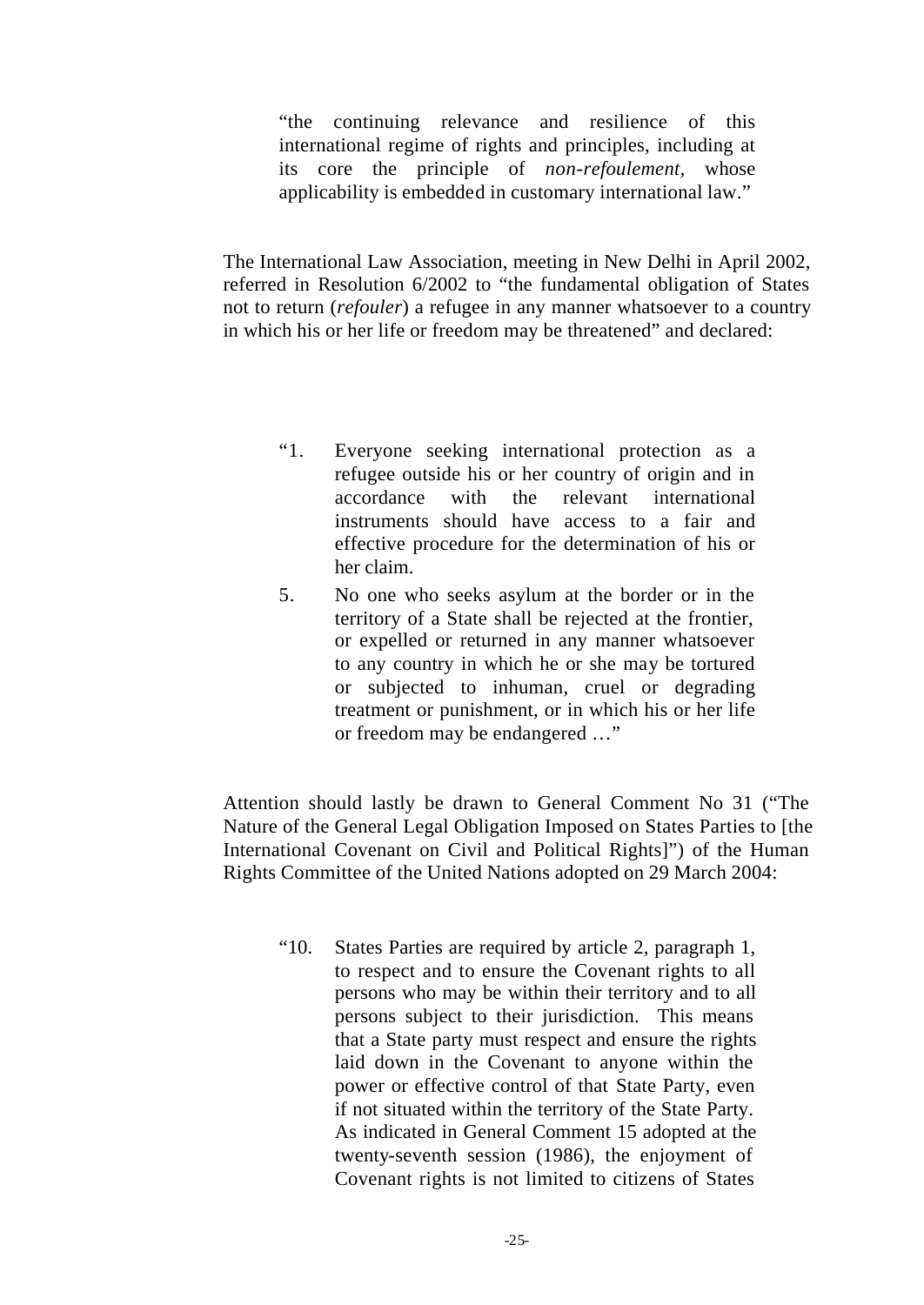> "the continuing relevance and resilience of this international regime of rights and principles, including at its core the principle of *non-refoulement*, whose applicability is embedded in customary international law."

The International Law Association, meeting in New Delhi in April 2002, referred in Resolution 6/2002 to "the fundamental obligation of States not to return (*refouler*) a refugee in any manner whatsoever to a country in which his or her life or freedom may be threatened" and declared:

> "1. Everyone seeking international protection as a refugee outside his or her country of origin and in accordance with the relevant international instruments should have access to a fair and effective procedure for the determination of his or her claim.
>
> 5. No one who seeks asylum at the border or in the territory of a State shall be rejected at the frontier, or expelled or returned in any manner whatsoever to any country in which he or she may be tortured or subjected to inhuman, cruel or degrading treatment or punishment, or in which his or her life or freedom may be endangered …"

Attention should lastly be drawn to General Comment No 31 ("The Nature of the General Legal Obligation Imposed on States Parties to [the International Covenant on Civil and Political Rights]") of the Human Rights Committee of the United Nations adopted on 29 March 2004:

> "10. States Parties are required by article 2, paragraph 1, to respect and to ensure the Covenant rights to all persons who may be within their territory and to all persons subject to their jurisdiction. This means that a State party must respect and ensure the rights laid down in the Covenant to anyone within the power or effective control of that State Party, even if not situated within the territory of the State Party. As indicated in General Comment 15 adopted at the twenty-seventh session (1986), the enjoyment of Covenant rights is not limited to citizens of States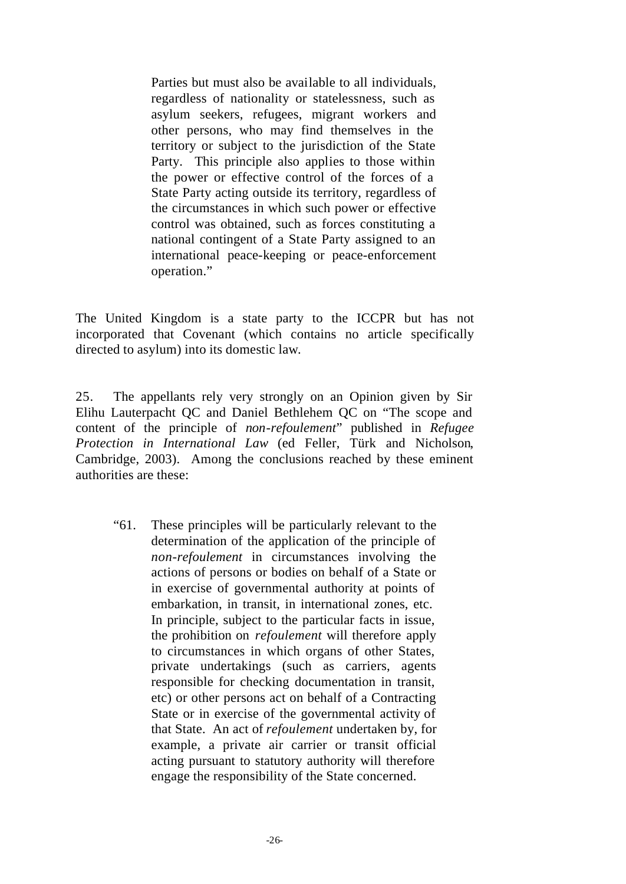> Parties but must also be available to all individuals, regardless of nationality or statelessness, such as asylum seekers, refugees, migrant workers and other persons, who may find themselves in the territory or subject to the jurisdiction of the State Party. This principle also applies to those within the power or effective control of the forces of a State Party acting outside its territory, regardless of the circumstances in which such power or effective control was obtained, such as forces constituting a national contingent of a State Party assigned to an international peace-keeping or peace-enforcement operation."

The United Kingdom is a state party to the ICCPR but has not incorporated that Covenant (which contains no article specifically directed to asylum) into its domestic law.

25. The appellants rely very strongly on an Opinion given by Sir Elihu Lauterpacht QC and Daniel Bethlehem QC on "The scope and content of the principle of *non-refoulement*" published in *Refugee Protection in International Law* (ed Feller, Türk and Nicholson, Cambridge, 2003). Among the conclusions reached by these eminent authorities are these:

> "61. These principles will be particularly relevant to the determination of the application of the principle of *non-refoulement* in circumstances involving the actions of persons or bodies on behalf of a State or in exercise of governmental authority at points of embarkation, in transit, in international zones, etc. In principle, subject to the particular facts in issue, the prohibition on *refoulement* will therefore apply to circumstances in which organs of other States, private undertakings (such as carriers, agents responsible for checking documentation in transit, etc) or other persons act on behalf of a Contracting State or in exercise of the governmental activity of that State. An act of *refoulement* undertaken by, for example, a private air carrier or transit official acting pursuant to statutory authority will therefore engage the responsibility of the State concerned.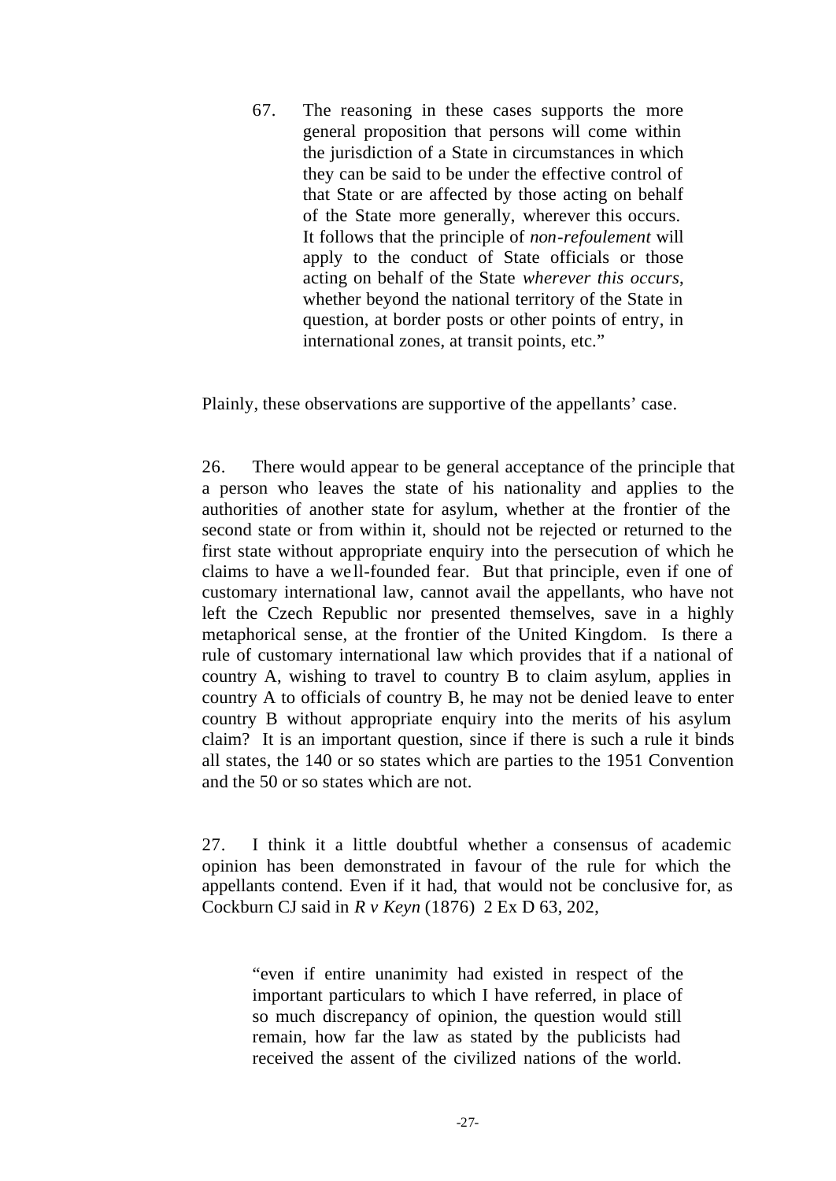> 67. The reasoning in these cases supports the more general proposition that persons will come within the jurisdiction of a State in circumstances in which they can be said to be under the effective control of that State or are affected by those acting on behalf of the State more generally, wherever this occurs. It follows that the principle of *non-refoulement* will apply to the conduct of State officials or those acting on behalf of the State *wherever this occurs*, whether beyond the national territory of the State in question, at border posts or other points of entry, in international zones, at transit points, etc."

Plainly, these observations are supportive of the appellants' case.

26. There would appear to be general acceptance of the principle that a person who leaves the state of his nationality and applies to the authorities of another state for asylum, whether at the frontier of the second state or from within it, should not be rejected or returned to the first state without appropriate enquiry into the persecution of which he claims to have a well-founded fear. But that principle, even if one of customary international law, cannot avail the appellants, who have not left the Czech Republic nor presented themselves, save in a highly metaphorical sense, at the frontier of the United Kingdom. Is there a rule of customary international law which provides that if a national of country A, wishing to travel to country B to claim asylum, applies in country A to officials of country B, he may not be denied leave to enter country B without appropriate enquiry into the merits of his asylum claim? It is an important question, since if there is such a rule it binds all states, the 140 or so states which are parties to the 1951 Convention and the 50 or so states which are not.

27. I think it a little doubtful whether a consensus of academic opinion has been demonstrated in favour of the rule for which the appellants contend. Even if it had, that would not be conclusive for, as Cockburn CJ said in *R v Keyn* (1876) 2 Ex D 63, 202,

> "even if entire unanimity had existed in respect of the important particulars to which I have referred, in place of so much discrepancy of opinion, the question would still remain, how far the law as stated by the publicists had received the assent of the civilized nations of the world.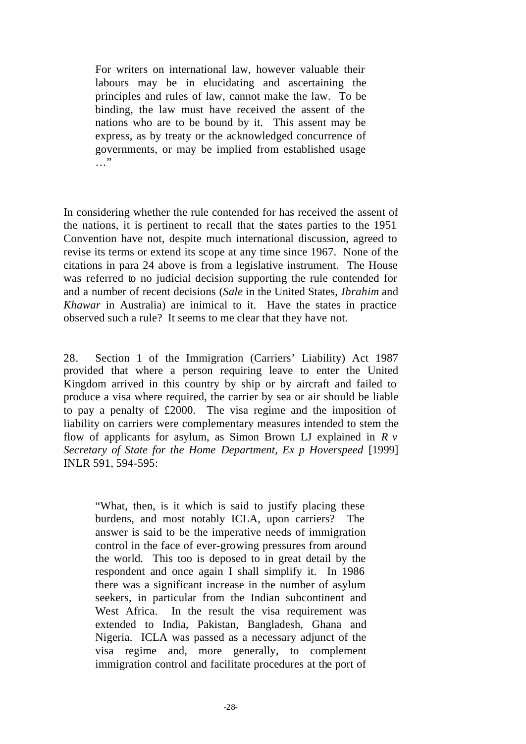> For writers on international law, however valuable their labours may be in elucidating and ascertaining the principles and rules of law, cannot make the law. To be binding, the law must have received the assent of the nations who are to be bound by it. This assent may be express, as by treaty or the acknowledged concurrence of governments, or may be implied from established usage …"

In considering whether the rule contended for has received the assent of the nations, it is pertinent to recall that the states parties to the 1951 Convention have not, despite much international discussion, agreed to revise its terms or extend its scope at any time since 1967. None of the citations in para 24 above is from a legislative instrument. The House was referred to no judicial decision supporting the rule contended for and a number of recent decisions (*Sale* in the United States, *Ibrahim* and *Khawar* in Australia) are inimical to it. Have the states in practice observed such a rule? It seems to me clear that they have not.

28. Section 1 of the Immigration (Carriers' Liability) Act 1987 provided that where a person requiring leave to enter the United Kingdom arrived in this country by ship or by aircraft and failed to produce a visa where required, the carrier by sea or air should be liable to pay a penalty of £2000. The visa regime and the imposition of liability on carriers were complementary measures intended to stem the flow of applicants for asylum, as Simon Brown LJ explained in *R v Secretary of State for the Home Department, Ex p Hoverspeed* [1999] INLR 591, 594-595:

> "What, then, is it which is said to justify placing these burdens, and most notably ICLA, upon carriers? The answer is said to be the imperative needs of immigration control in the face of ever-growing pressures from around the world. This too is deposed to in great detail by the respondent and once again I shall simplify it. In 1986 there was a significant increase in the number of asylum seekers, in particular from the Indian subcontinent and West Africa. In the result the visa requirement was extended to India, Pakistan, Bangladesh, Ghana and Nigeria. ICLA was passed as a necessary adjunct of the visa regime and, more generally, to complement immigration control and facilitate procedures at the port of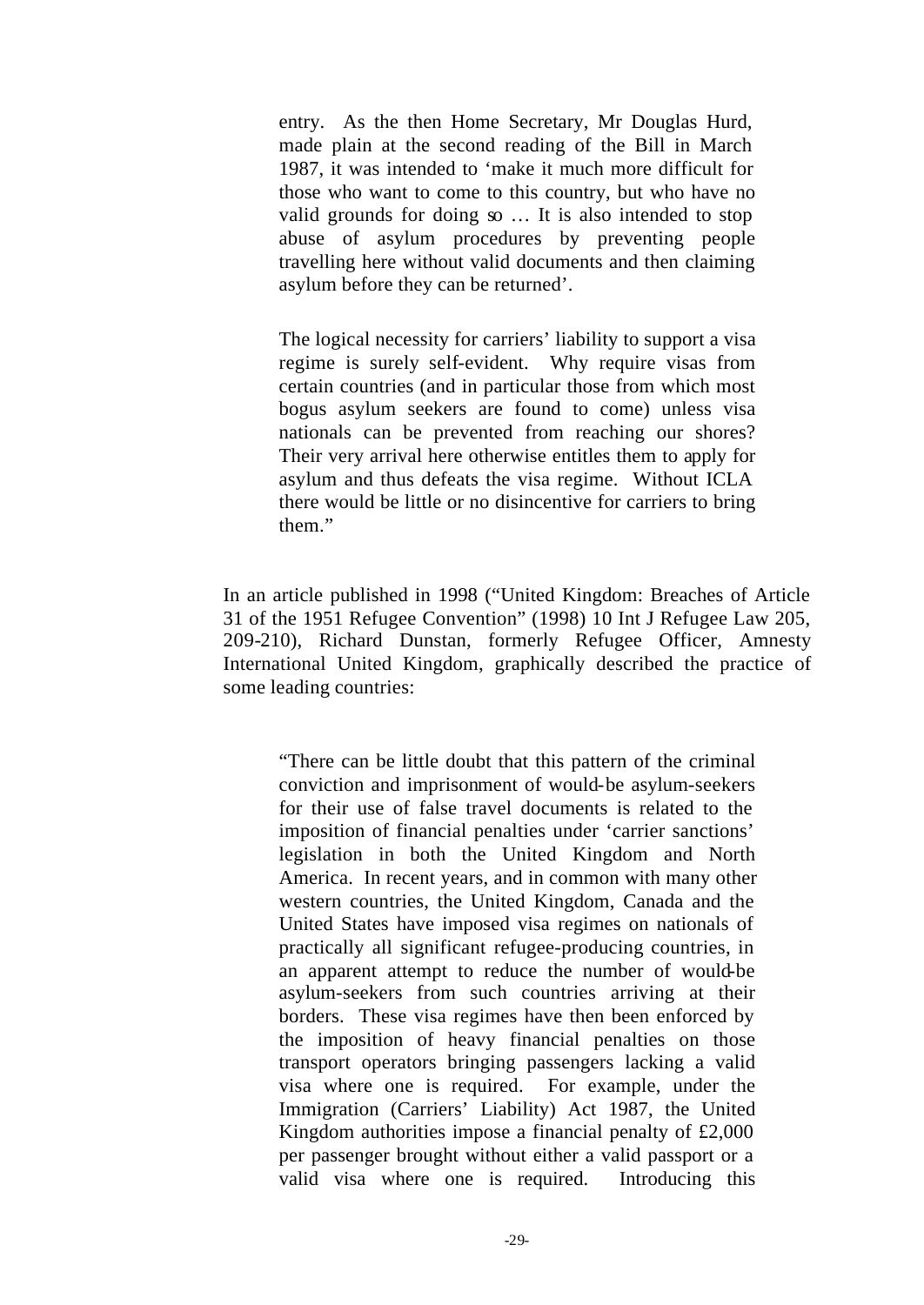> entry. As the then Home Secretary, Mr Douglas Hurd, made plain at the second reading of the Bill in March 1987, it was intended to 'make it much more difficult for those who want to come to this country, but who have no valid grounds for doing so … It is also intended to stop abuse of asylum procedures by preventing people travelling here without valid documents and then claiming asylum before they can be returned'.
>
> The logical necessity for carriers' liability to support a visa regime is surely self-evident. Why require visas from certain countries (and in particular those from which most bogus asylum seekers are found to come) unless visa nationals can be prevented from reaching our shores? Their very arrival here otherwise entitles them to apply for asylum and thus defeats the visa regime. Without ICLA there would be little or no disincentive for carriers to bring them."

In an article published in 1998 ("United Kingdom: Breaches of Article 31 of the 1951 Refugee Convention" (1998) 10 Int J Refugee Law 205, 209-210), Richard Dunstan, formerly Refugee Officer, Amnesty International United Kingdom, graphically described the practice of some leading countries:

> "There can be little doubt that this pattern of the criminal conviction and imprisonment of would-be asylum-seekers for their use of false travel documents is related to the imposition of financial penalties under 'carrier sanctions' legislation in both the United Kingdom and North America. In recent years, and in common with many other western countries, the United Kingdom, Canada and the United States have imposed visa regimes on nationals of practically all significant refugee-producing countries, in an apparent attempt to reduce the number of would-be asylum-seekers from such countries arriving at their borders. These visa regimes have then been enforced by the imposition of heavy financial penalties on those transport operators bringing passengers lacking a valid visa where one is required. For example, under the Immigration (Carriers' Liability) Act 1987, the United Kingdom authorities impose a financial penalty of £2,000 per passenger brought without either a valid passport or a valid visa where one is required. Introducing this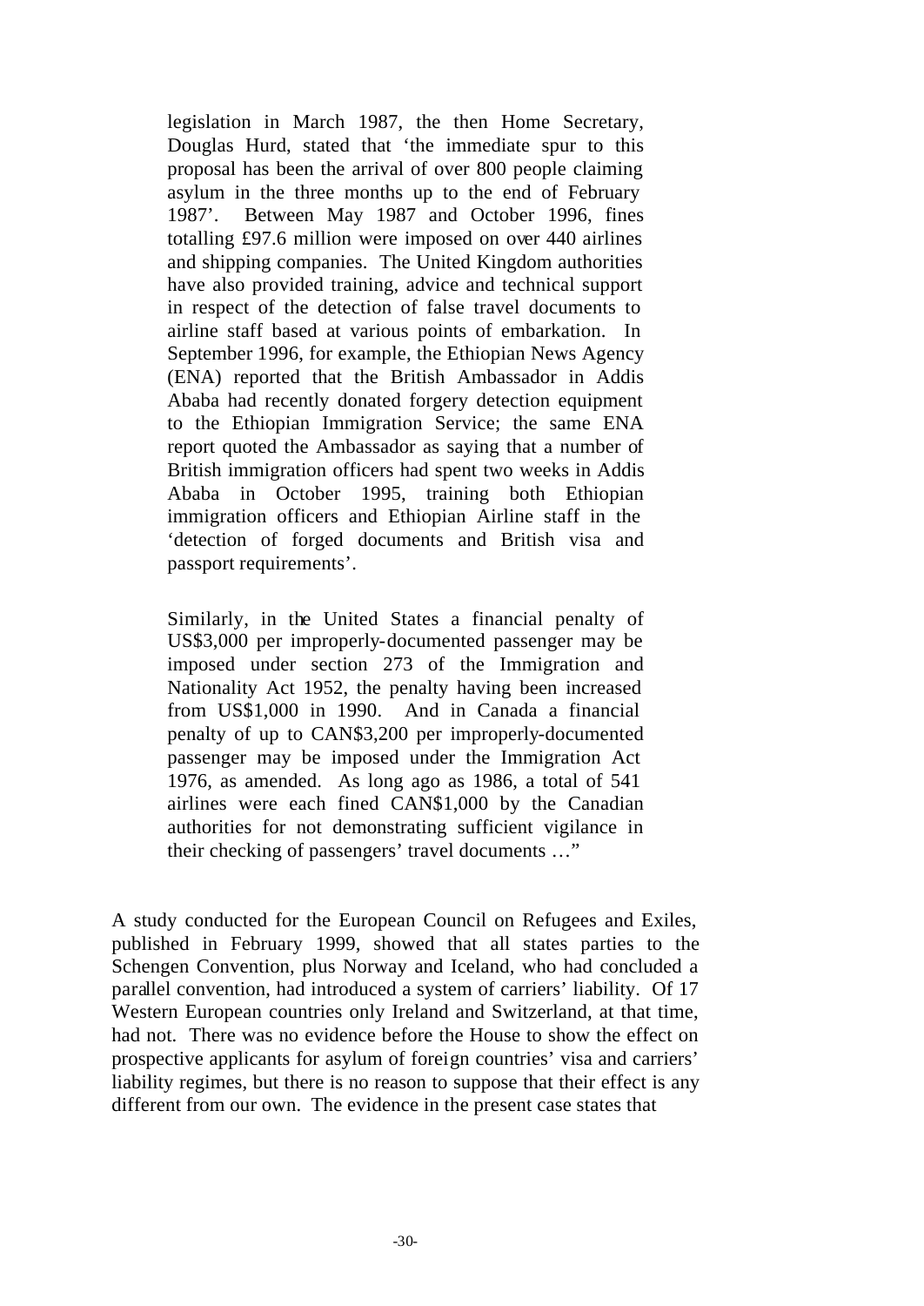legislation in March 1987, the then Home Secretary, Douglas Hurd, stated that 'the immediate spur to this proposal has been the arrival of over 800 people claiming asylum in the three months up to the end of February 1987'. Between May 1987 and October 1996, fines totalling £97.6 million were imposed on over 440 airlines and shipping companies. The United Kingdom authorities have also provided training, advice and technical support in respect of the detection of false travel documents to airline staff based at various points of embarkation. In September 1996, for example, the Ethiopian News Agency (ENA) reported that the British Ambassador in Addis Ababa had recently donated forgery detection equipment to the Ethiopian Immigration Service; the same ENA report quoted the Ambassador as saying that a number of British immigration officers had spent two weeks in Addis Ababa in October 1995, training both Ethiopian immigration officers and Ethiopian Airline staff in the 'detection of forged documents and British visa and passport requirements'.

Similarly, in the United States a financial penalty of US$3,000 per improperly-documented passenger may be imposed under section 273 of the Immigration and Nationality Act 1952, the penalty having been increased from US$1,000 in 1990. And in Canada a financial penalty of up to CAN$3,200 per improperly-documented passenger may be imposed under the Immigration Act 1976, as amended. As long ago as 1986, a total of 541 airlines were each fined CAN$1,000 by the Canadian authorities for not demonstrating sufficient vigilance in their checking of passengers' travel documents …"

A study conducted for the European Council on Refugees and Exiles, published in February 1999, showed that all states parties to the Schengen Convention, plus Norway and Iceland, who had concluded a parallel convention, had introduced a system of carriers' liability. Of 17 Western European countries only Ireland and Switzerland, at that time, had not. There was no evidence before the House to show the effect on prospective applicants for asylum of foreign countries' visa and carriers' liability regimes, but there is no reason to suppose that their effect is any different from our own. The evidence in the present case states that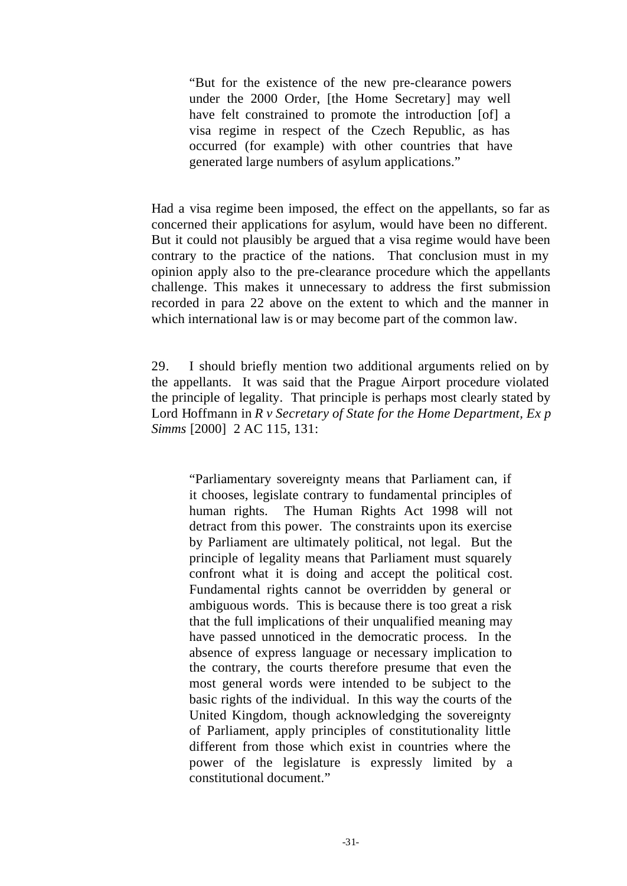> "But for the existence of the new pre-clearance powers under the 2000 Order, [the Home Secretary] may well have felt constrained to promote the introduction [of] a visa regime in respect of the Czech Republic, as has occurred (for example) with other countries that have generated large numbers of asylum applications."

Had a visa regime been imposed, the effect on the appellants, so far as concerned their applications for asylum, would have been no different. But it could not plausibly be argued that a visa regime would have been contrary to the practice of the nations. That conclusion must in my opinion apply also to the pre-clearance procedure which the appellants challenge. This makes it unnecessary to address the first submission recorded in para 22 above on the extent to which and the manner in which international law is or may become part of the common law.

29. I should briefly mention two additional arguments relied on by the appellants. It was said that the Prague Airport procedure violated the principle of legality. That principle is perhaps most clearly stated by Lord Hoffmann in *R v Secretary of State for the Home Department, Ex p Simms* [2000] 2 AC 115, 131:

> "Parliamentary sovereignty means that Parliament can, if it chooses, legislate contrary to fundamental principles of human rights. The Human Rights Act 1998 will not detract from this power. The constraints upon its exercise by Parliament are ultimately political, not legal. But the principle of legality means that Parliament must squarely confront what it is doing and accept the political cost. Fundamental rights cannot be overridden by general or ambiguous words. This is because there is too great a risk that the full implications of their unqualified meaning may have passed unnoticed in the democratic process. In the absence of express language or necessary implication to the contrary, the courts therefore presume that even the most general words were intended to be subject to the basic rights of the individual. In this way the courts of the United Kingdom, though acknowledging the sovereignty of Parliament, apply principles of constitutionality little different from those which exist in countries where the power of the legislature is expressly limited by a constitutional document."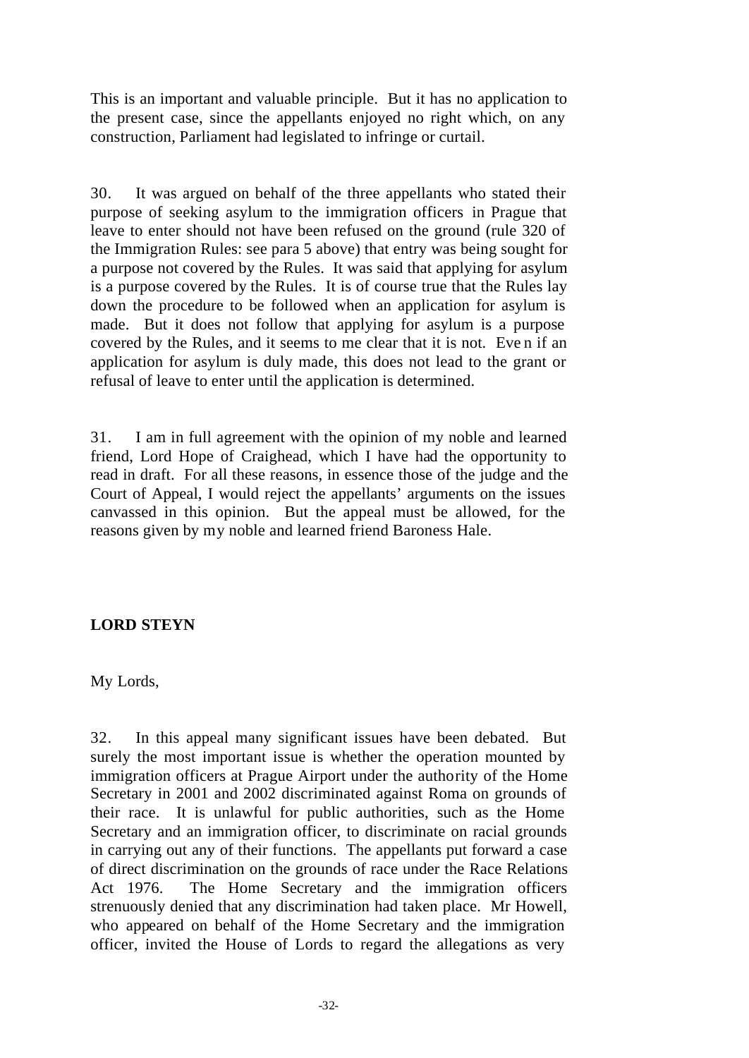This is an important and valuable principle. But it has no application to the present case, since the appellants enjoyed no right which, on any construction, Parliament had legislated to infringe or curtail.

30. It was argued on behalf of the three appellants who stated their purpose of seeking asylum to the immigration officers in Prague that leave to enter should not have been refused on the ground (rule 320 of the Immigration Rules: see para 5 above) that entry was being sought for a purpose not covered by the Rules. It was said that applying for asylum is a purpose covered by the Rules. It is of course true that the Rules lay down the procedure to be followed when an application for asylum is made. But it does not follow that applying for asylum is a purpose covered by the Rules, and it seems to me clear that it is not. Even if an application for asylum is duly made, this does not lead to the grant or refusal of leave to enter until the application is determined.

31. I am in full agreement with the opinion of my noble and learned friend, Lord Hope of Craighead, which I have had the opportunity to read in draft. For all these reasons, in essence those of the judge and the Court of Appeal, I would reject the appellants' arguments on the issues canvassed in this opinion. But the appeal must be allowed, for the reasons given by my noble and learned friend Baroness Hale.

**LORD STEYN**

My Lords,

32. In this appeal many significant issues have been debated. But surely the most important issue is whether the operation mounted by immigration officers at Prague Airport under the authority of the Home Secretary in 2001 and 2002 discriminated against Roma on grounds of their race. It is unlawful for public authorities, such as the Home Secretary and an immigration officer, to discriminate on racial grounds in carrying out any of their functions. The appellants put forward a case of direct discrimination on the grounds of race under the Race Relations Act 1976. The Home Secretary and the immigration officers strenuously denied that any discrimination had taken place. Mr Howell, who appeared on behalf of the Home Secretary and the immigration officer, invited the House of Lords to regard the allegations as very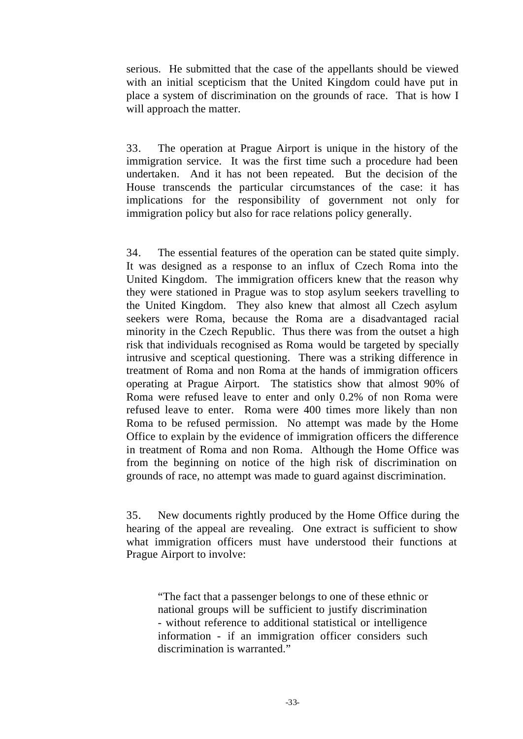serious. He submitted that the case of the appellants should be viewed with an initial scepticism that the United Kingdom could have put in place a system of discrimination on the grounds of race. That is how I will approach the matter.

33. The operation at Prague Airport is unique in the history of the immigration service. It was the first time such a procedure had been undertaken. And it has not been repeated. But the decision of the House transcends the particular circumstances of the case: it has implications for the responsibility of government not only for immigration policy but also for race relations policy generally.

34. The essential features of the operation can be stated quite simply. It was designed as a response to an influx of Czech Roma into the United Kingdom. The immigration officers knew that the reason why they were stationed in Prague was to stop asylum seekers travelling to the United Kingdom. They also knew that almost all Czech asylum seekers were Roma, because the Roma are a disadvantaged racial minority in the Czech Republic. Thus there was from the outset a high risk that individuals recognised as Roma would be targeted by specially intrusive and sceptical questioning. There was a striking difference in treatment of Roma and non Roma at the hands of immigration officers operating at Prague Airport. The statistics show that almost 90% of Roma were refused leave to enter and only 0.2% of non Roma were refused leave to enter. Roma were 400 times more likely than non Roma to be refused permission. No attempt was made by the Home Office to explain by the evidence of immigration officers the difference in treatment of Roma and non Roma. Although the Home Office was from the beginning on notice of the high risk of discrimination on grounds of race, no attempt was made to guard against discrimination.

35. New documents rightly produced by the Home Office during the hearing of the appeal are revealing. One extract is sufficient to show what immigration officers must have understood their functions at Prague Airport to involve:

> "The fact that a passenger belongs to one of these ethnic or national groups will be sufficient to justify discrimination - without reference to additional statistical or intelligence information - if an immigration officer considers such discrimination is warranted."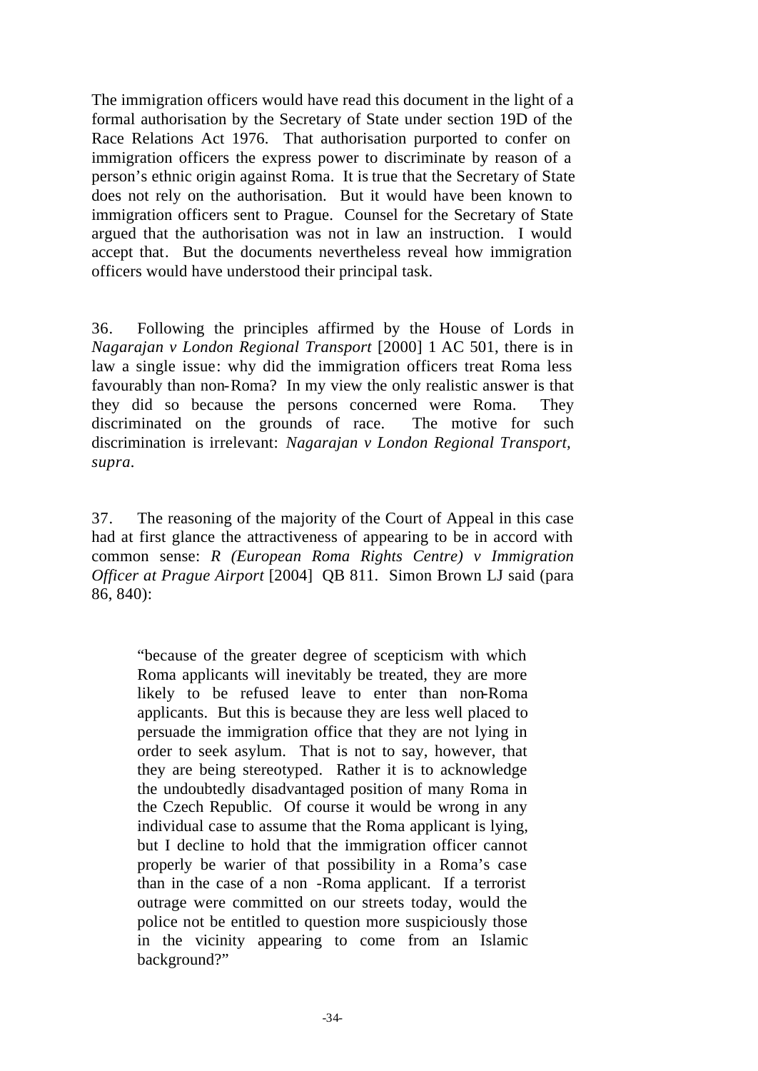The immigration officers would have read this document in the light of a formal authorisation by the Secretary of State under section 19D of the Race Relations Act 1976. That authorisation purported to confer on immigration officers the express power to discriminate by reason of a person's ethnic origin against Roma. It is true that the Secretary of State does not rely on the authorisation. But it would have been known to immigration officers sent to Prague. Counsel for the Secretary of State argued that the authorisation was not in law an instruction. I would accept that. But the documents nevertheless reveal how immigration officers would have understood their principal task.

36. Following the principles affirmed by the House of Lords in *Nagarajan v London Regional Transport* [2000] 1 AC 501, there is in law a single issue: why did the immigration officers treat Roma less favourably than non-Roma? In my view the only realistic answer is that they did so because the persons concerned were Roma. They discriminated on the grounds of race. The motive for such discrimination is irrelevant: *Nagarajan v London Regional Transport, supra*.

37. The reasoning of the majority of the Court of Appeal in this case had at first glance the attractiveness of appearing to be in accord with common sense: *R (European Roma Rights Centre) v Immigration Officer at Prague Airport* [2004] QB 811. Simon Brown LJ said (para 86, 840):

> "because of the greater degree of scepticism with which Roma applicants will inevitably be treated, they are more likely to be refused leave to enter than non-Roma applicants. But this is because they are less well placed to persuade the immigration office that they are not lying in order to seek asylum. That is not to say, however, that they are being stereotyped. Rather it is to acknowledge the undoubtedly disadvantaged position of many Roma in the Czech Republic. Of course it would be wrong in any individual case to assume that the Roma applicant is lying, but I decline to hold that the immigration officer cannot properly be warier of that possibility in a Roma's case than in the case of a non -Roma applicant. If a terrorist outrage were committed on our streets today, would the police not be entitled to question more suspiciously those in the vicinity appearing to come from an Islamic background?"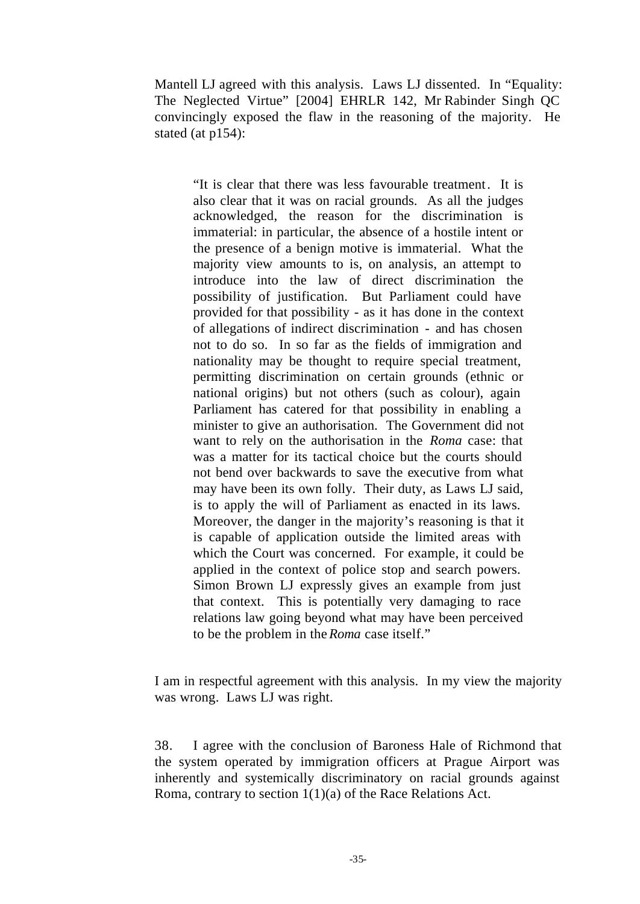Mantell LJ agreed with this analysis. Laws LJ dissented. In "Equality: The Neglected Virtue" [2004] EHRLR 142, Mr Rabinder Singh QC convincingly exposed the flaw in the reasoning of the majority. He stated (at p154):

> "It is clear that there was less favourable treatment. It is also clear that it was on racial grounds. As all the judges acknowledged, the reason for the discrimination is immaterial: in particular, the absence of a hostile intent or the presence of a benign motive is immaterial. What the majority view amounts to is, on analysis, an attempt to introduce into the law of direct discrimination the possibility of justification. But Parliament could have provided for that possibility - as it has done in the context of allegations of indirect discrimination - and has chosen not to do so. In so far as the fields of immigration and nationality may be thought to require special treatment, permitting discrimination on certain grounds (ethnic or national origins) but not others (such as colour), again Parliament has catered for that possibility in enabling a minister to give an authorisation. The Government did not want to rely on the authorisation in the *Roma* case: that was a matter for its tactical choice but the courts should not bend over backwards to save the executive from what may have been its own folly. Their duty, as Laws LJ said, is to apply the will of Parliament as enacted in its laws. Moreover, the danger in the majority's reasoning is that it is capable of application outside the limited areas with which the Court was concerned. For example, it could be applied in the context of police stop and search powers. Simon Brown LJ expressly gives an example from just that context. This is potentially very damaging to race relations law going beyond what may have been perceived to be the problem in the *Roma* case itself."

I am in respectful agreement with this analysis. In my view the majority was wrong. Laws LJ was right.

38. I agree with the conclusion of Baroness Hale of Richmond that the system operated by immigration officers at Prague Airport was inherently and systemically discriminatory on racial grounds against Roma, contrary to section 1(1)(a) of the Race Relations Act.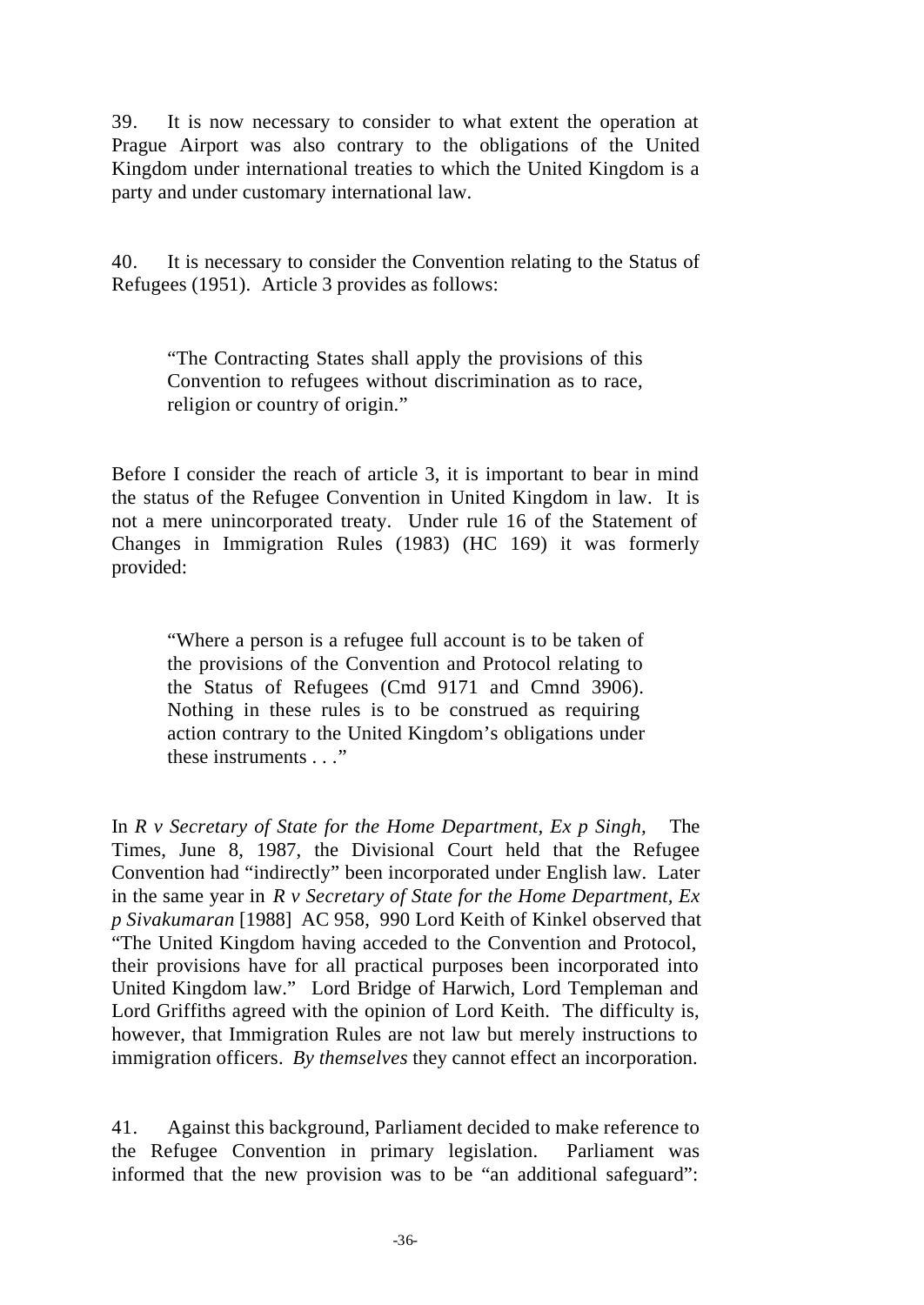39. It is now necessary to consider to what extent the operation at Prague Airport was also contrary to the obligations of the United Kingdom under international treaties to which the United Kingdom is a party and under customary international law.

40. It is necessary to consider the Convention relating to the Status of Refugees (1951). Article 3 provides as follows:

> "The Contracting States shall apply the provisions of this Convention to refugees without discrimination as to race, religion or country of origin."

Before I consider the reach of article 3, it is important to bear in mind the status of the Refugee Convention in United Kingdom in law. It is not a mere unincorporated treaty. Under rule 16 of the Statement of Changes in Immigration Rules (1983) (HC 169) it was formerly provided:

> "Where a person is a refugee full account is to be taken of the provisions of the Convention and Protocol relating to the Status of Refugees (Cmd 9171 and Cmnd 3906). Nothing in these rules is to be construed as requiring action contrary to the United Kingdom's obligations under these instruments . . ."

In *R v Secretary of State for the Home Department, Ex p Singh,* The Times, June 8, 1987, the Divisional Court held that the Refugee Convention had "indirectly" been incorporated under English law. Later in the same year in *R v Secretary of State for the Home Department, Ex p Sivakumaran* [1988] AC 958, 990 Lord Keith of Kinkel observed that "The United Kingdom having acceded to the Convention and Protocol, their provisions have for all practical purposes been incorporated into United Kingdom law." Lord Bridge of Harwich, Lord Templeman and Lord Griffiths agreed with the opinion of Lord Keith. The difficulty is, however, that Immigration Rules are not law but merely instructions to immigration officers. *By themselves* they cannot effect an incorporation.

41. Against this background, Parliament decided to make reference to the Refugee Convention in primary legislation. Parliament was informed that the new provision was to be "an additional safeguard":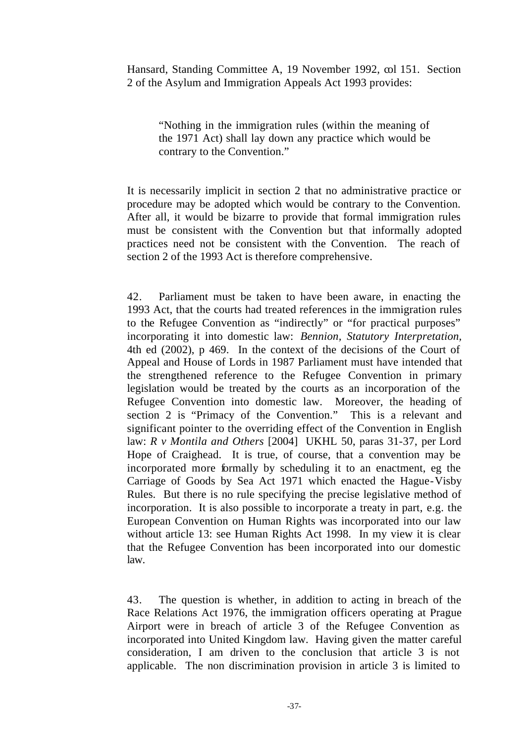Hansard, Standing Committee A, 19 November 1992, col 151. Section 2 of the Asylum and Immigration Appeals Act 1993 provides:

> "Nothing in the immigration rules (within the meaning of the 1971 Act) shall lay down any practice which would be contrary to the Convention."

It is necessarily implicit in section 2 that no administrative practice or procedure may be adopted which would be contrary to the Convention. After all, it would be bizarre to provide that formal immigration rules must be consistent with the Convention but that informally adopted practices need not be consistent with the Convention. The reach of section 2 of the 1993 Act is therefore comprehensive.

42. Parliament must be taken to have been aware, in enacting the 1993 Act, that the courts had treated references in the immigration rules to the Refugee Convention as "indirectly" or "for practical purposes" incorporating it into domestic law: *Bennion, Statutory Interpretation*, 4th ed (2002), p 469. In the context of the decisions of the Court of Appeal and House of Lords in 1987 Parliament must have intended that the strengthened reference to the Refugee Convention in primary legislation would be treated by the courts as an incorporation of the Refugee Convention into domestic law. Moreover, the heading of section 2 is "Primacy of the Convention." This is a relevant and significant pointer to the overriding effect of the Convention in English law: *R v Montila and Others* [2004] UKHL 50, paras 31-37, per Lord Hope of Craighead. It is true, of course, that a convention may be incorporated more formally by scheduling it to an enactment, eg the Carriage of Goods by Sea Act 1971 which enacted the Hague-Visby Rules. But there is no rule specifying the precise legislative method of incorporation. It is also possible to incorporate a treaty in part, e.g. the European Convention on Human Rights was incorporated into our law without article 13: see Human Rights Act 1998. In my view it is clear that the Refugee Convention has been incorporated into our domestic law.

43. The question is whether, in addition to acting in breach of the Race Relations Act 1976, the immigration officers operating at Prague Airport were in breach of article 3 of the Refugee Convention as incorporated into United Kingdom law. Having given the matter careful consideration, I am driven to the conclusion that article 3 is not applicable. The non discrimination provision in article 3 is limited to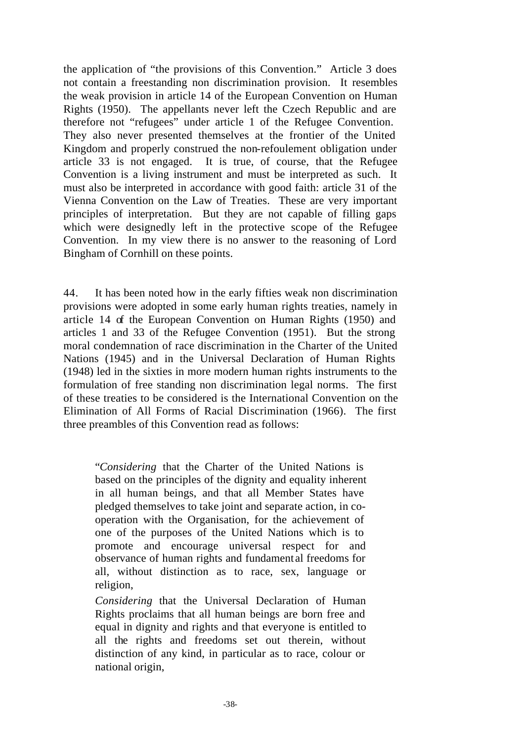the application of "the provisions of this Convention." Article 3 does not contain a freestanding non discrimination provision. It resembles the weak provision in article 14 of the European Convention on Human Rights (1950). The appellants never left the Czech Republic and are therefore not "refugees" under article 1 of the Refugee Convention. They also never presented themselves at the frontier of the United Kingdom and properly construed the non-refoulement obligation under article 33 is not engaged. It is true, of course, that the Refugee Convention is a living instrument and must be interpreted as such. It must also be interpreted in accordance with good faith: article 31 of the Vienna Convention on the Law of Treaties. These are very important principles of interpretation. But they are not capable of filling gaps which were designedly left in the protective scope of the Refugee Convention. In my view there is no answer to the reasoning of Lord Bingham of Cornhill on these points.

44. It has been noted how in the early fifties weak non discrimination provisions were adopted in some early human rights treaties, namely in article 14 of the European Convention on Human Rights (1950) and articles 1 and 33 of the Refugee Convention (1951). But the strong moral condemnation of race discrimination in the Charter of the United Nations (1945) and in the Universal Declaration of Human Rights (1948) led in the sixties in more modern human rights instruments to the formulation of free standing non discrimination legal norms. The first of these treaties to be considered is the International Convention on the Elimination of All Forms of Racial Discrimination (1966). The first three preambles of this Convention read as follows:

> "*Considering* that the Charter of the United Nations is based on the principles of the dignity and equality inherent in all human beings, and that all Member States have pledged themselves to take joint and separate action, in co-operation with the Organisation, for the achievement of one of the purposes of the United Nations which is to promote and encourage universal respect for and observance of human rights and fundamental freedoms for all, without distinction as to race, sex, language or religion,
>
> *Considering* that the Universal Declaration of Human Rights proclaims that all human beings are born free and equal in dignity and rights and that everyone is entitled to all the rights and freedoms set out therein, without distinction of any kind, in particular as to race, colour or national origin,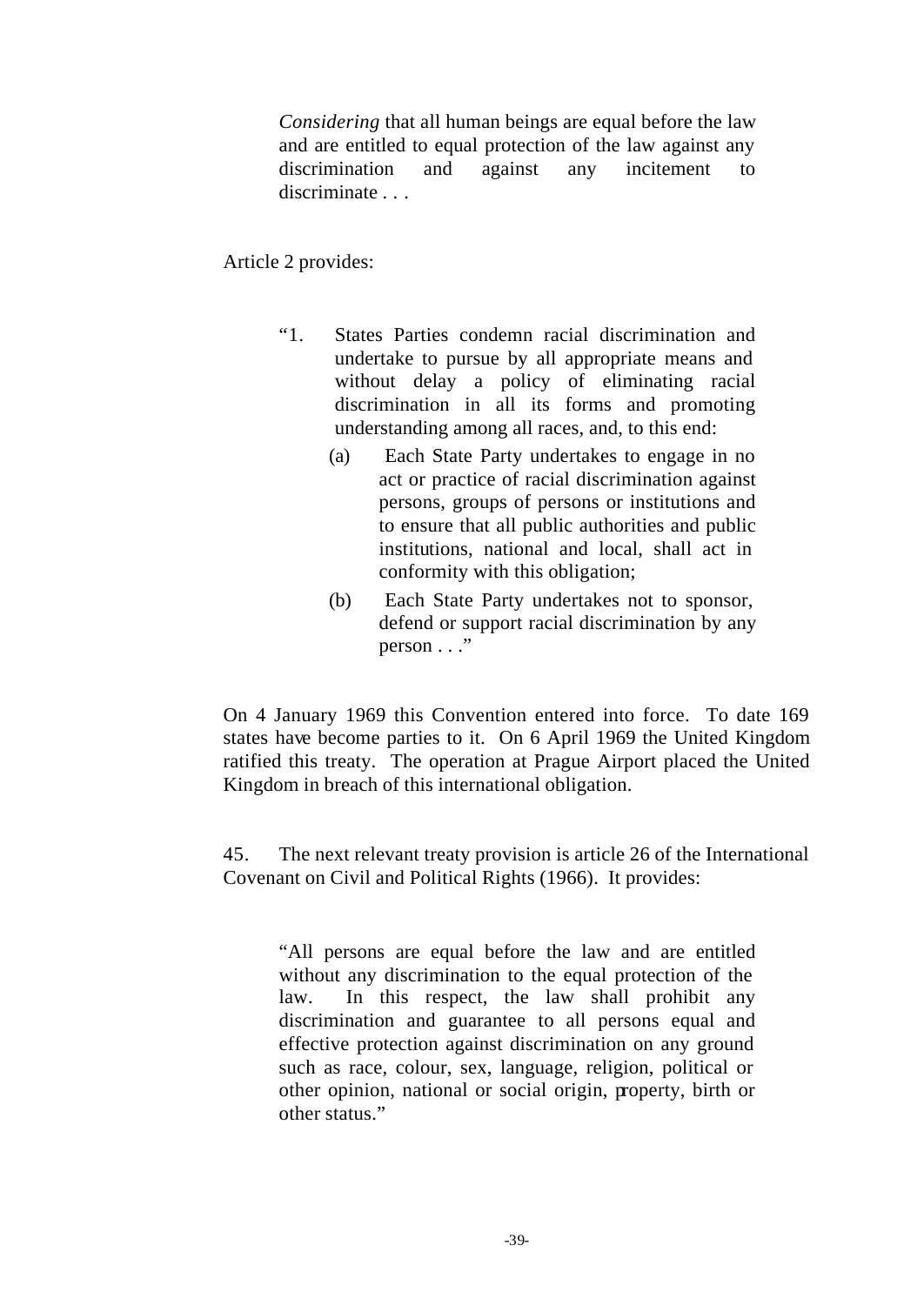> *Considering* that all human beings are equal before the law and are entitled to equal protection of the law against any discrimination and against any incitement to discriminate . . .

Article 2 provides:

> "1. States Parties condemn racial discrimination and undertake to pursue by all appropriate means and without delay a policy of eliminating racial discrimination in all its forms and promoting understanding among all races, and, to this end:
>
> (a) Each State Party undertakes to engage in no act or practice of racial discrimination against persons, groups of persons or institutions and to ensure that all public authorities and public institutions, national and local, shall act in conformity with this obligation;
>
> (b) Each State Party undertakes not to sponsor, defend or support racial discrimination by any person . . ."

On 4 January 1969 this Convention entered into force. To date 169 states have become parties to it. On 6 April 1969 the United Kingdom ratified this treaty. The operation at Prague Airport placed the United Kingdom in breach of this international obligation.

45. The next relevant treaty provision is article 26 of the International Covenant on Civil and Political Rights (1966). It provides:

> "All persons are equal before the law and are entitled without any discrimination to the equal protection of the law. In this respect, the law shall prohibit any discrimination and guarantee to all persons equal and effective protection against discrimination on any ground such as race, colour, sex, language, religion, political or other opinion, national or social origin, property, birth or other status."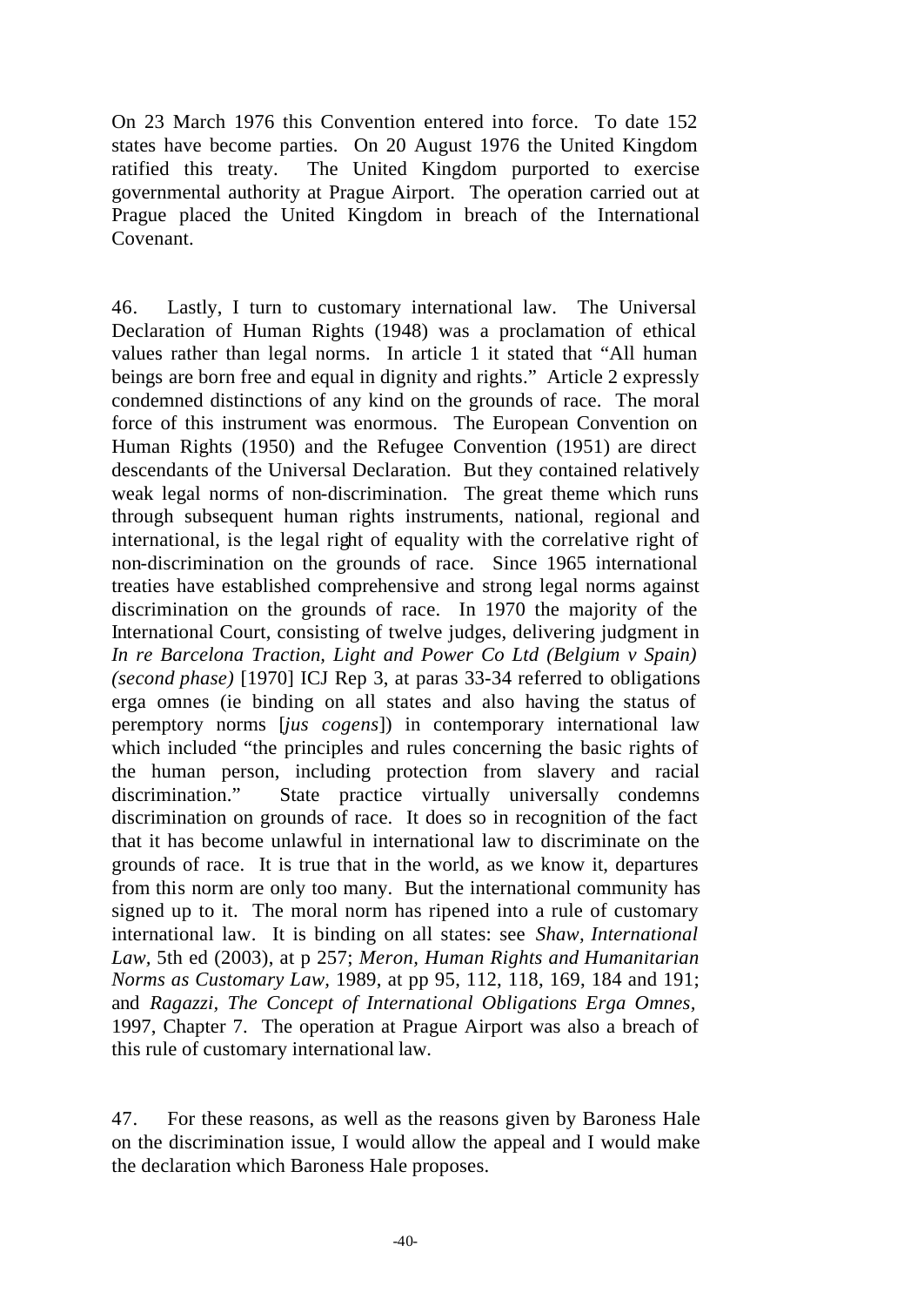On 23 March 1976 this Convention entered into force. To date 152 states have become parties. On 20 August 1976 the United Kingdom ratified this treaty. The United Kingdom purported to exercise governmental authority at Prague Airport. The operation carried out at Prague placed the United Kingdom in breach of the International Covenant.

46. Lastly, I turn to customary international law. The Universal Declaration of Human Rights (1948) was a proclamation of ethical values rather than legal norms. In article 1 it stated that "All human beings are born free and equal in dignity and rights." Article 2 expressly condemned distinctions of any kind on the grounds of race. The moral force of this instrument was enormous. The European Convention on Human Rights (1950) and the Refugee Convention (1951) are direct descendants of the Universal Declaration. But they contained relatively weak legal norms of non-discrimination. The great theme which runs through subsequent human rights instruments, national, regional and international, is the legal right of equality with the correlative right of non-discrimination on the grounds of race. Since 1965 international treaties have established comprehensive and strong legal norms against discrimination on the grounds of race. In 1970 the majority of the International Court, consisting of twelve judges, delivering judgment in *In re Barcelona Traction, Light and Power Co Ltd (Belgium v Spain) (second phase)* [1970] ICJ Rep 3, at paras 33-34 referred to obligations erga omnes (ie binding on all states and also having the status of peremptory norms [*jus cogens*]) in contemporary international law which included "the principles and rules concerning the basic rights of the human person, including protection from slavery and racial discrimination." State practice virtually universally condemns discrimination on grounds of race. It does so in recognition of the fact that it has become unlawful in international law to discriminate on the grounds of race. It is true that in the world, as we know it, departures from this norm are only too many. But the international community has signed up to it. The moral norm has ripened into a rule of customary international law. It is binding on all states: see *Shaw, International Law*, 5th ed (2003), at p 257; *Meron, Human Rights and Humanitarian Norms as Customary Law*, 1989, at pp 95, 112, 118, 169, 184 and 191; and *Ragazzi, The Concept of International Obligations Erga Omnes*, 1997, Chapter 7. The operation at Prague Airport was also a breach of this rule of customary international law.

47. For these reasons, as well as the reasons given by Baroness Hale on the discrimination issue, I would allow the appeal and I would make the declaration which Baroness Hale proposes.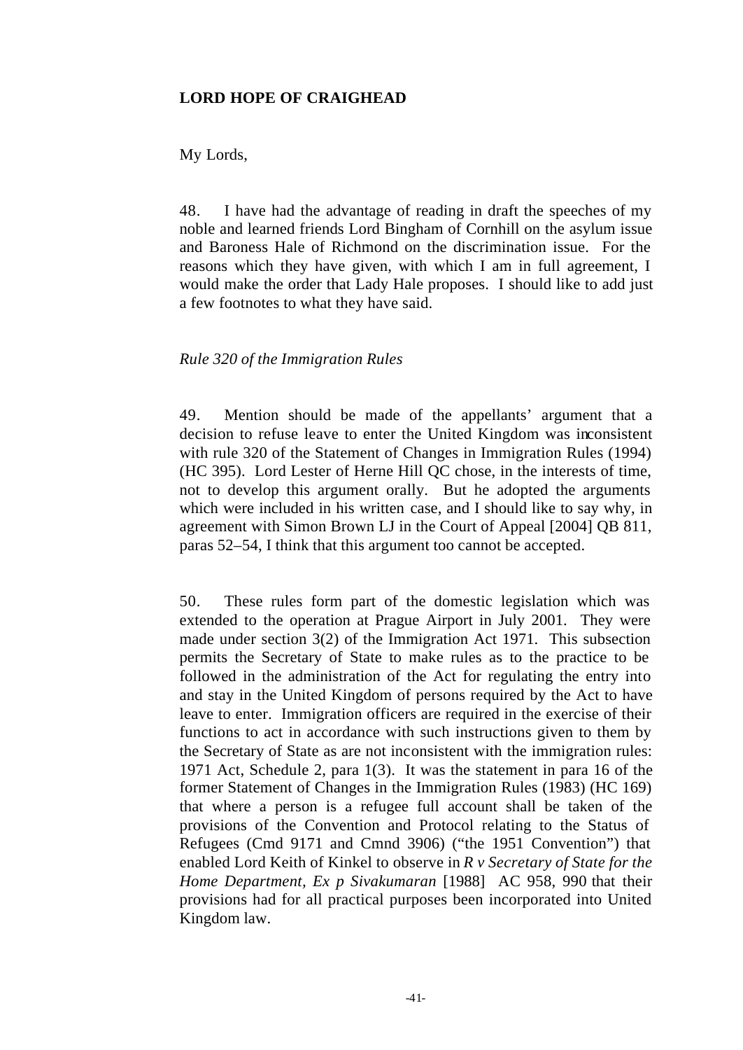**LORD HOPE OF CRAIGHEAD**

My Lords,

48. I have had the advantage of reading in draft the speeches of my noble and learned friends Lord Bingham of Cornhill on the asylum issue and Baroness Hale of Richmond on the discrimination issue. For the reasons which they have given, with which I am in full agreement, I would make the order that Lady Hale proposes. I should like to add just a few footnotes to what they have said.

*Rule 320 of the Immigration Rules*

49. Mention should be made of the appellants' argument that a decision to refuse leave to enter the United Kingdom was inconsistent with rule 320 of the Statement of Changes in Immigration Rules (1994) (HC 395). Lord Lester of Herne Hill QC chose, in the interests of time, not to develop this argument orally. But he adopted the arguments which were included in his written case, and I should like to say why, in agreement with Simon Brown LJ in the Court of Appeal [2004] QB 811, paras 52–54, I think that this argument too cannot be accepted.

50. These rules form part of the domestic legislation which was extended to the operation at Prague Airport in July 2001. They were made under section 3(2) of the Immigration Act 1971. This subsection permits the Secretary of State to make rules as to the practice to be followed in the administration of the Act for regulating the entry into and stay in the United Kingdom of persons required by the Act to have leave to enter. Immigration officers are required in the exercise of their functions to act in accordance with such instructions given to them by the Secretary of State as are not inconsistent with the immigration rules: 1971 Act, Schedule 2, para 1(3). It was the statement in para 16 of the former Statement of Changes in the Immigration Rules (1983) (HC 169) that where a person is a refugee full account shall be taken of the provisions of the Convention and Protocol relating to the Status of Refugees (Cmd 9171 and Cmnd 3906) ("the 1951 Convention") that enabled Lord Keith of Kinkel to observe in *R v Secretary of State for the Home Department, Ex p Sivakumaran* [1988] AC 958, 990 that their provisions had for all practical purposes been incorporated into United Kingdom law.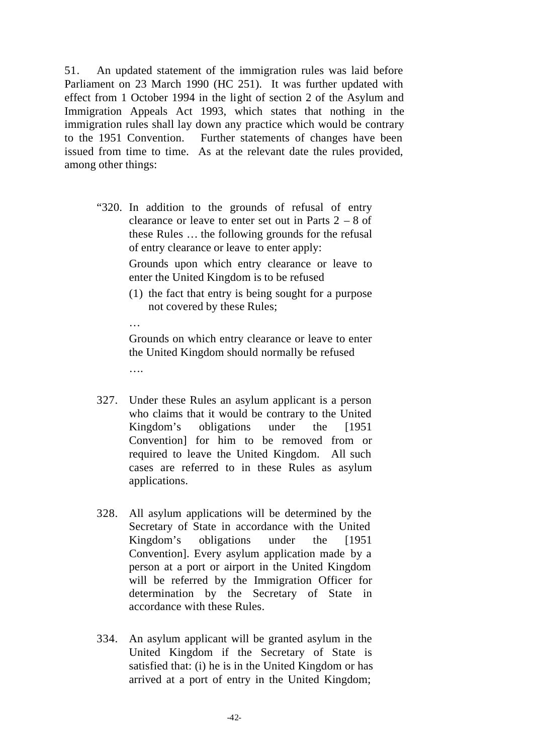51. An updated statement of the immigration rules was laid before Parliament on 23 March 1990 (HC 251). It was further updated with effect from 1 October 1994 in the light of section 2 of the Asylum and Immigration Appeals Act 1993, which states that nothing in the immigration rules shall lay down any practice which would be contrary to the 1951 Convention. Further statements of changes have been issued from time to time. As at the relevant date the rules provided, among other things:

> "320. In addition to the grounds of refusal of entry clearance or leave to enter set out in Parts 2 – 8 of these Rules … the following grounds for the refusal of entry clearance or leave to enter apply:
>
> Grounds upon which entry clearance or leave to enter the United Kingdom is to be refused
>
> (1) the fact that entry is being sought for a purpose not covered by these Rules;
>
> …
>
> Grounds on which entry clearance or leave to enter the United Kingdom should normally be refused
>
> ….
>
> 327. Under these Rules an asylum applicant is a person who claims that it would be contrary to the United Kingdom's obligations under the [1951 Convention] for him to be removed from or required to leave the United Kingdom. All such cases are referred to in these Rules as asylum applications.
>
> 328. All asylum applications will be determined by the Secretary of State in accordance with the United Kingdom's obligations under the [1951 Convention]. Every asylum application made by a person at a port or airport in the United Kingdom will be referred by the Immigration Officer for determination by the Secretary of State in accordance with these Rules.
>
> 334. An asylum applicant will be granted asylum in the United Kingdom if the Secretary of State is satisfied that: (i) he is in the United Kingdom or has arrived at a port of entry in the United Kingdom;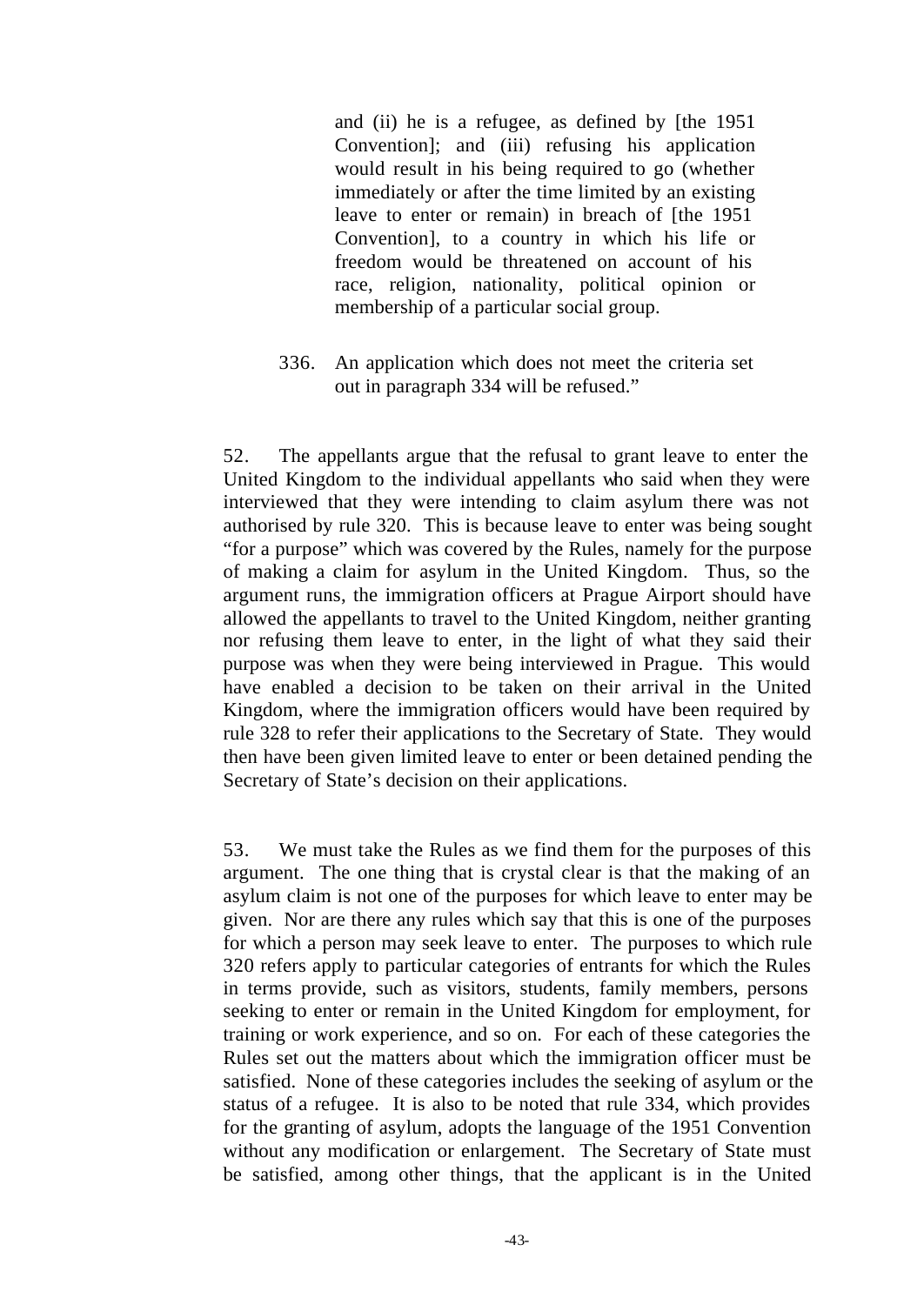> and (ii) he is a refugee, as defined by [the 1951 Convention]; and (iii) refusing his application would result in his being required to go (whether immediately or after the time limited by an existing leave to enter or remain) in breach of [the 1951 Convention], to a country in which his life or freedom would be threatened on account of his race, religion, nationality, political opinion or membership of a particular social group.
>
> 336. An application which does not meet the criteria set out in paragraph 334 will be refused."

52. The appellants argue that the refusal to grant leave to enter the United Kingdom to the individual appellants who said when they were interviewed that they were intending to claim asylum there was not authorised by rule 320. This is because leave to enter was being sought "for a purpose" which was covered by the Rules, namely for the purpose of making a claim for asylum in the United Kingdom. Thus, so the argument runs, the immigration officers at Prague Airport should have allowed the appellants to travel to the United Kingdom, neither granting nor refusing them leave to enter, in the light of what they said their purpose was when they were being interviewed in Prague. This would have enabled a decision to be taken on their arrival in the United Kingdom, where the immigration officers would have been required by rule 328 to refer their applications to the Secretary of State. They would then have been given limited leave to enter or been detained pending the Secretary of State's decision on their applications.

53. We must take the Rules as we find them for the purposes of this argument. The one thing that is crystal clear is that the making of an asylum claim is not one of the purposes for which leave to enter may be given. Nor are there any rules which say that this is one of the purposes for which a person may seek leave to enter. The purposes to which rule 320 refers apply to particular categories of entrants for which the Rules in terms provide, such as visitors, students, family members, persons seeking to enter or remain in the United Kingdom for employment, for training or work experience, and so on. For each of these categories the Rules set out the matters about which the immigration officer must be satisfied. None of these categories includes the seeking of asylum or the status of a refugee. It is also to be noted that rule 334, which provides for the granting of asylum, adopts the language of the 1951 Convention without any modification or enlargement. The Secretary of State must be satisfied, among other things, that the applicant is in the United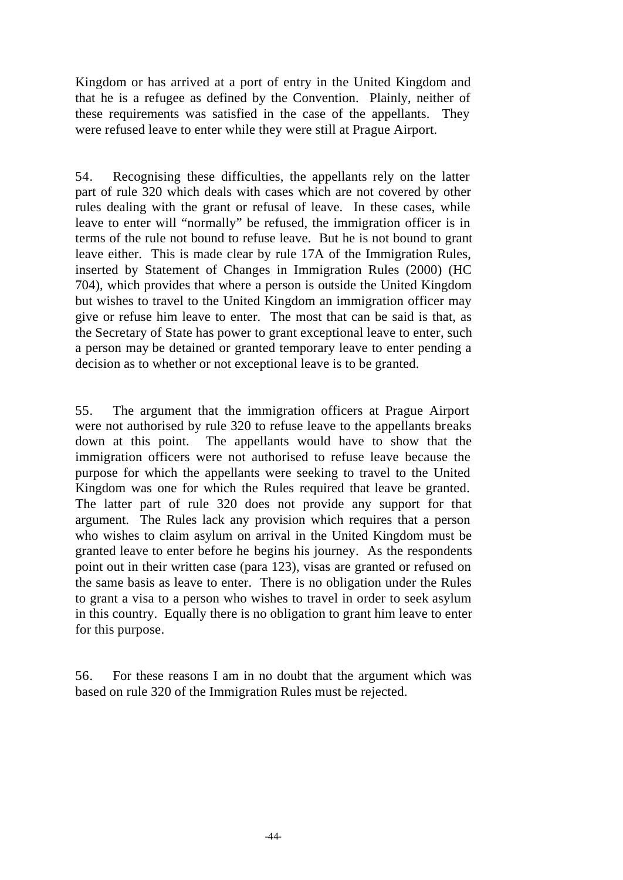Kingdom or has arrived at a port of entry in the United Kingdom and that he is a refugee as defined by the Convention. Plainly, neither of these requirements was satisfied in the case of the appellants. They were refused leave to enter while they were still at Prague Airport.

54. Recognising these difficulties, the appellants rely on the latter part of rule 320 which deals with cases which are not covered by other rules dealing with the grant or refusal of leave. In these cases, while leave to enter will "normally" be refused, the immigration officer is in terms of the rule not bound to refuse leave. But he is not bound to grant leave either. This is made clear by rule 17A of the Immigration Rules, inserted by Statement of Changes in Immigration Rules (2000) (HC 704), which provides that where a person is outside the United Kingdom but wishes to travel to the United Kingdom an immigration officer may give or refuse him leave to enter. The most that can be said is that, as the Secretary of State has power to grant exceptional leave to enter, such a person may be detained or granted temporary leave to enter pending a decision as to whether or not exceptional leave is to be granted.

55. The argument that the immigration officers at Prague Airport were not authorised by rule 320 to refuse leave to the appellants breaks down at this point. The appellants would have to show that the immigration officers were not authorised to refuse leave because the purpose for which the appellants were seeking to travel to the United Kingdom was one for which the Rules required that leave be granted. The latter part of rule 320 does not provide any support for that argument. The Rules lack any provision which requires that a person who wishes to claim asylum on arrival in the United Kingdom must be granted leave to enter before he begins his journey. As the respondents point out in their written case (para 123), visas are granted or refused on the same basis as leave to enter. There is no obligation under the Rules to grant a visa to a person who wishes to travel in order to seek asylum in this country. Equally there is no obligation to grant him leave to enter for this purpose.

56. For these reasons I am in no doubt that the argument which was based on rule 320 of the Immigration Rules must be rejected.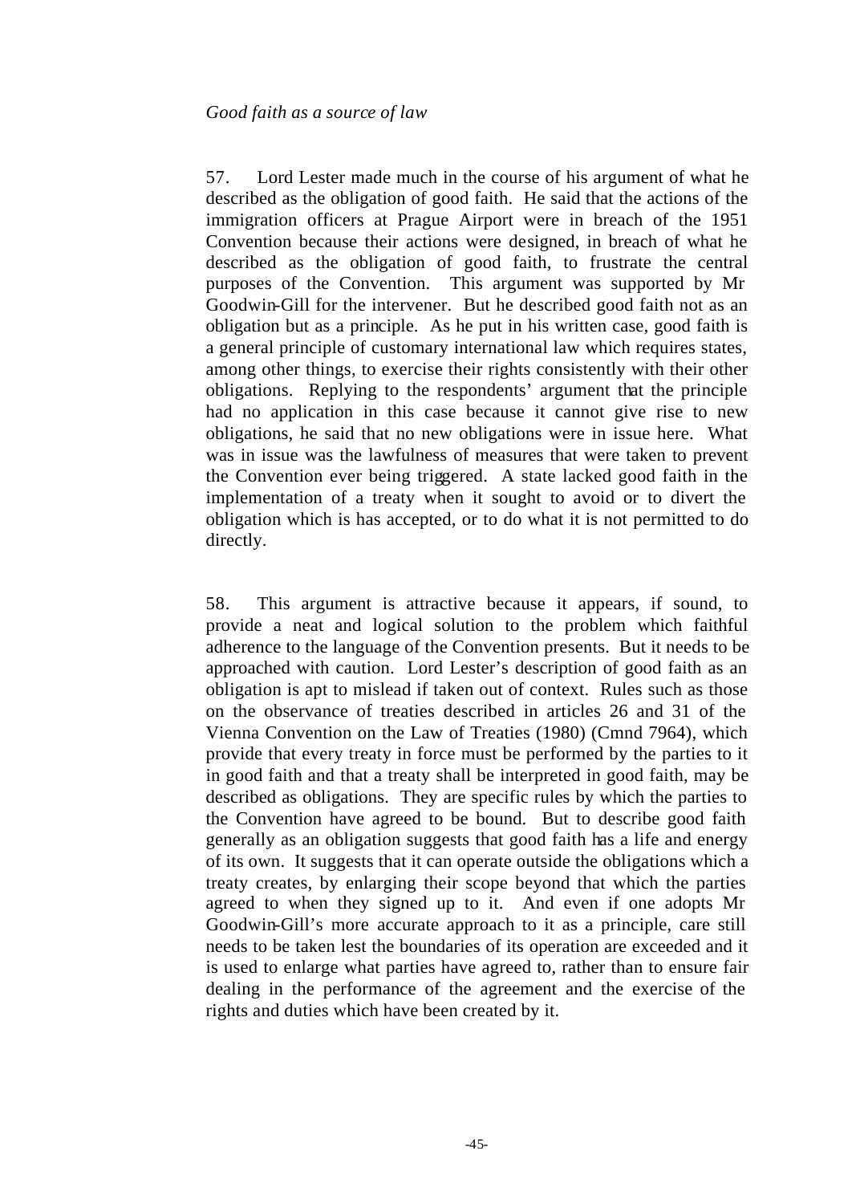*Good faith as a source of law*

57. Lord Lester made much in the course of his argument of what he described as the obligation of good faith. He said that the actions of the immigration officers at Prague Airport were in breach of the 1951 Convention because their actions were designed, in breach of what he described as the obligation of good faith, to frustrate the central purposes of the Convention. This argument was supported by Mr Goodwin-Gill for the intervener. But he described good faith not as an obligation but as a principle. As he put in his written case, good faith is a general principle of customary international law which requires states, among other things, to exercise their rights consistently with their other obligations. Replying to the respondents' argument that the principle had no application in this case because it cannot give rise to new obligations, he said that no new obligations were in issue here. What was in issue was the lawfulness of measures that were taken to prevent the Convention ever being triggered. A state lacked good faith in the implementation of a treaty when it sought to avoid or to divert the obligation which is has accepted, or to do what it is not permitted to do directly.

58. This argument is attractive because it appears, if sound, to provide a neat and logical solution to the problem which faithful adherence to the language of the Convention presents. But it needs to be approached with caution. Lord Lester's description of good faith as an obligation is apt to mislead if taken out of context. Rules such as those on the observance of treaties described in articles 26 and 31 of the Vienna Convention on the Law of Treaties (1980) (Cmnd 7964), which provide that every treaty in force must be performed by the parties to it in good faith and that a treaty shall be interpreted in good faith, may be described as obligations. They are specific rules by which the parties to the Convention have agreed to be bound. But to describe good faith generally as an obligation suggests that good faith has a life and energy of its own. It suggests that it can operate outside the obligations which a treaty creates, by enlarging their scope beyond that which the parties agreed to when they signed up to it. And even if one adopts Mr Goodwin-Gill's more accurate approach to it as a principle, care still needs to be taken lest the boundaries of its operation are exceeded and it is used to enlarge what parties have agreed to, rather than to ensure fair dealing in the performance of the agreement and the exercise of the rights and duties which have been created by it.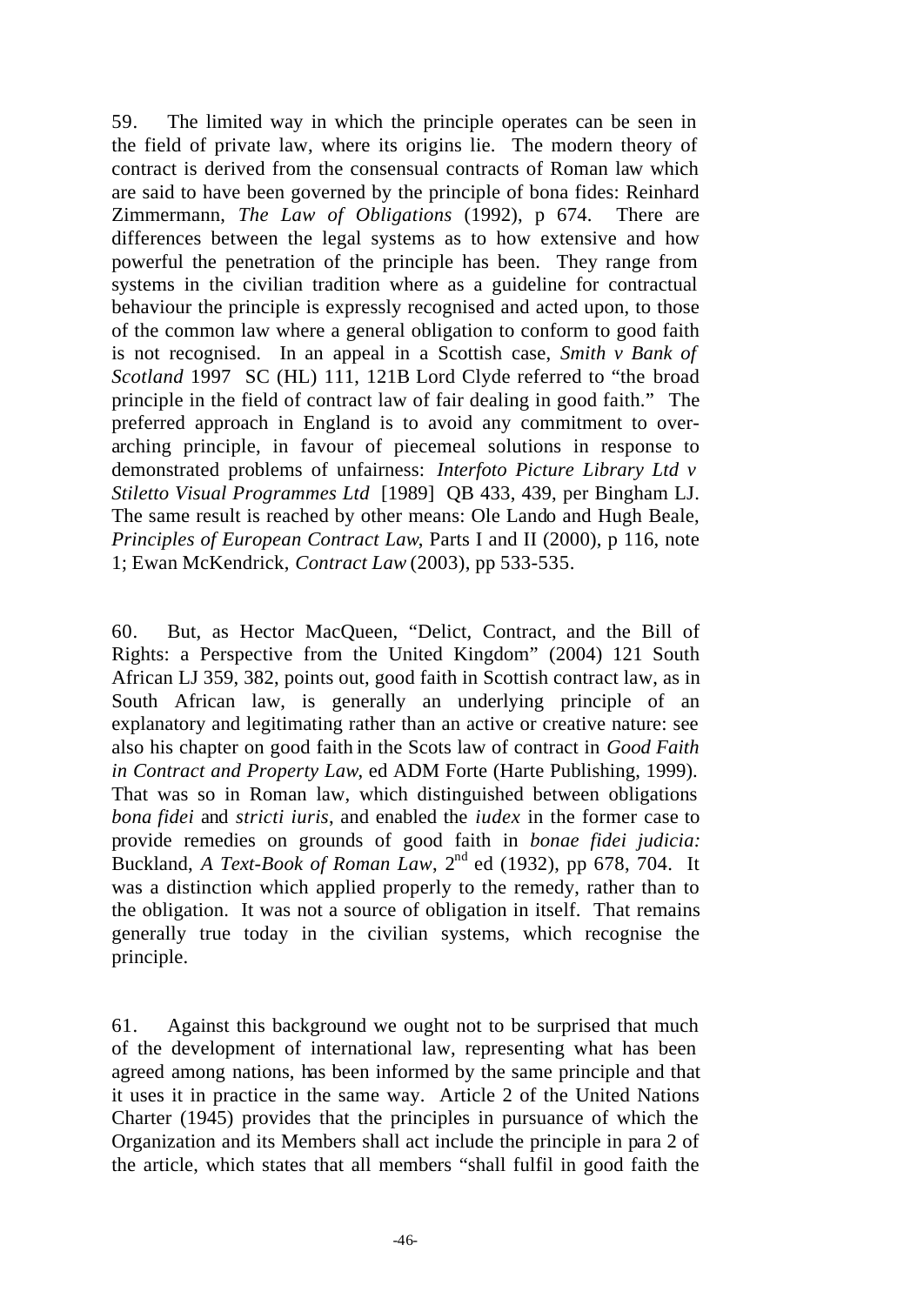59. The limited way in which the principle operates can be seen in the field of private law, where its origins lie. The modern theory of contract is derived from the consensual contracts of Roman law which are said to have been governed by the principle of bona fides: Reinhard Zimmermann, *The Law of Obligations* (1992), p 674. There are differences between the legal systems as to how extensive and how powerful the penetration of the principle has been. They range from systems in the civilian tradition where as a guideline for contractual behaviour the principle is expressly recognised and acted upon, to those of the common law where a general obligation to conform to good faith is not recognised. In an appeal in a Scottish case, *Smith v Bank of Scotland* 1997 SC (HL) 111, 121B Lord Clyde referred to "the broad principle in the field of contract law of fair dealing in good faith." The preferred approach in England is to avoid any commitment to over-arching principle, in favour of piecemeal solutions in response to demonstrated problems of unfairness: *Interfoto Picture Library Ltd v Stiletto Visual Programmes Ltd* [1989] QB 433, 439, per Bingham LJ. The same result is reached by other means: Ole Lando and Hugh Beale, *Principles of European Contract Law*, Parts I and II (2000), p 116, note 1; Ewan McKendrick, *Contract Law* (2003), pp 533-535.

60. But, as Hector MacQueen, "Delict, Contract, and the Bill of Rights: a Perspective from the United Kingdom" (2004) 121 South African LJ 359, 382, points out, good faith in Scottish contract law, as in South African law, is generally an underlying principle of an explanatory and legitimating rather than an active or creative nature: see also his chapter on good faith in the Scots law of contract in *Good Faith in Contract and Property Law*, ed ADM Forte (Harte Publishing, 1999). That was so in Roman law, which distinguished between obligations *bona fidei* and *stricti iuris*, and enabled the *iudex* in the former case to provide remedies on grounds of good faith in *bonae fidei judicia:* Buckland, *A Text-Book of Roman Law*, 2nd ed (1932), pp 678, 704. It was a distinction which applied properly to the remedy, rather than to the obligation. It was not a source of obligation in itself. That remains generally true today in the civilian systems, which recognise the principle.

61. Against this background we ought not to be surprised that much of the development of international law, representing what has been agreed among nations, has been informed by the same principle and that it uses it in practice in the same way. Article 2 of the United Nations Charter (1945) provides that the principles in pursuance of which the Organization and its Members shall act include the principle in para 2 of the article, which states that all members "shall fulfil in good faith the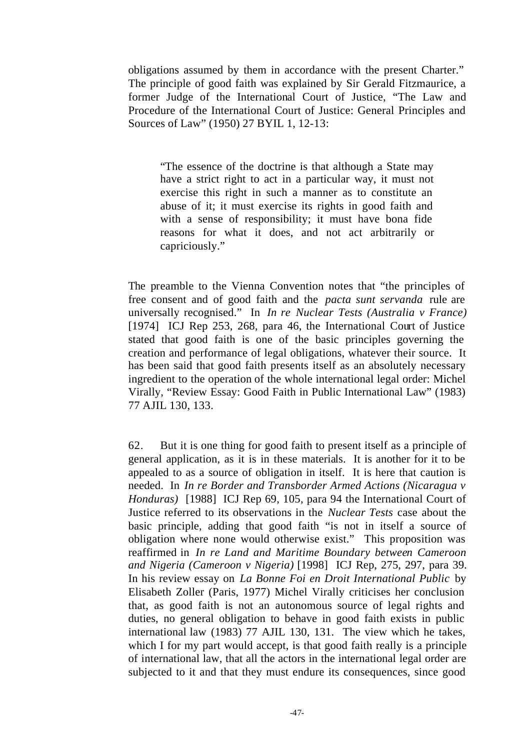obligations assumed by them in accordance with the present Charter." The principle of good faith was explained by Sir Gerald Fitzmaurice, a former Judge of the International Court of Justice, "The Law and Procedure of the International Court of Justice: General Principles and Sources of Law" (1950) 27 BYIL 1, 12-13:

> "The essence of the doctrine is that although a State may have a strict right to act in a particular way, it must not exercise this right in such a manner as to constitute an abuse of it; it must exercise its rights in good faith and with a sense of responsibility; it must have bona fide reasons for what it does, and not act arbitrarily or capriciously."

The preamble to the Vienna Convention notes that "the principles of free consent and of good faith and the *pacta sunt servanda* rule are universally recognised." In *In re Nuclear Tests (Australia v France)* [1974] ICJ Rep 253, 268, para 46, the International Court of Justice stated that good faith is one of the basic principles governing the creation and performance of legal obligations, whatever their source. It has been said that good faith presents itself as an absolutely necessary ingredient to the operation of the whole international legal order: Michel Virally, "Review Essay: Good Faith in Public International Law" (1983) 77 AJIL 130, 133.

62. But it is one thing for good faith to present itself as a principle of general application, as it is in these materials. It is another for it to be appealed to as a source of obligation in itself. It is here that caution is needed. In *In re Border and Transborder Armed Actions (Nicaragua v Honduras)* [1988] ICJ Rep 69, 105, para 94 the International Court of Justice referred to its observations in the *Nuclear Tests* case about the basic principle, adding that good faith "is not in itself a source of obligation where none would otherwise exist." This proposition was reaffirmed in *In re Land and Maritime Boundary between Cameroon and Nigeria (Cameroon v Nigeria)* [1998] ICJ Rep, 275, 297, para 39. In his review essay on *La Bonne Foi en Droit International Public* by Elisabeth Zoller (Paris, 1977) Michel Virally criticises her conclusion that, as good faith is not an autonomous source of legal rights and duties, no general obligation to behave in good faith exists in public international law (1983) 77 AJIL 130, 131. The view which he takes, which I for my part would accept, is that good faith really is a principle of international law, that all the actors in the international legal order are subjected to it and that they must endure its consequences, since good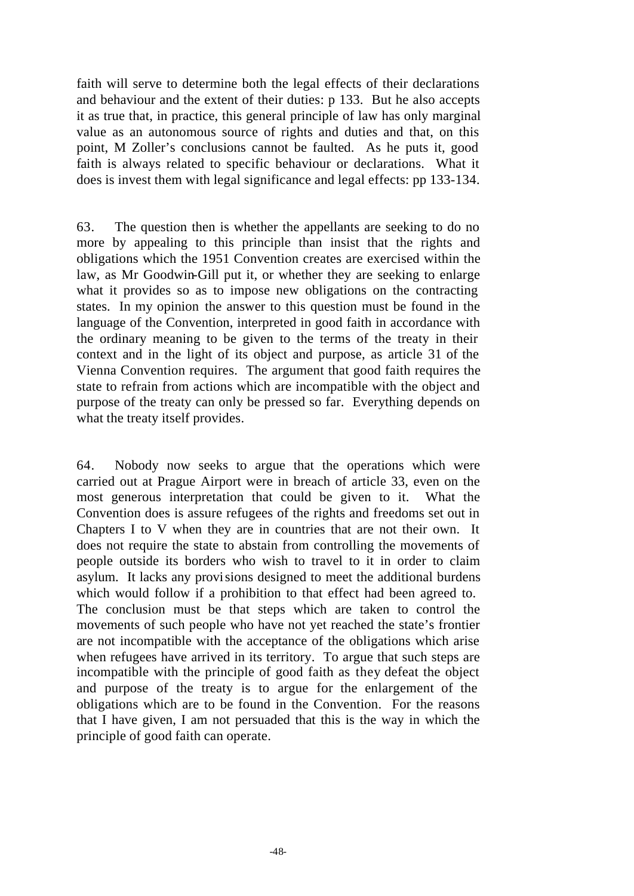faith will serve to determine both the legal effects of their declarations and behaviour and the extent of their duties: p 133. But he also accepts it as true that, in practice, this general principle of law has only marginal value as an autonomous source of rights and duties and that, on this point, M Zoller's conclusions cannot be faulted. As he puts it, good faith is always related to specific behaviour or declarations. What it does is invest them with legal significance and legal effects: pp 133-134.

63. The question then is whether the appellants are seeking to do no more by appealing to this principle than insist that the rights and obligations which the 1951 Convention creates are exercised within the law, as Mr Goodwin-Gill put it, or whether they are seeking to enlarge what it provides so as to impose new obligations on the contracting states. In my opinion the answer to this question must be found in the language of the Convention, interpreted in good faith in accordance with the ordinary meaning to be given to the terms of the treaty in their context and in the light of its object and purpose, as article 31 of the Vienna Convention requires. The argument that good faith requires the state to refrain from actions which are incompatible with the object and purpose of the treaty can only be pressed so far. Everything depends on what the treaty itself provides.

64. Nobody now seeks to argue that the operations which were carried out at Prague Airport were in breach of article 33, even on the most generous interpretation that could be given to it. What the Convention does is assure refugees of the rights and freedoms set out in Chapters I to V when they are in countries that are not their own. It does not require the state to abstain from controlling the movements of people outside its borders who wish to travel to it in order to claim asylum. It lacks any provisions designed to meet the additional burdens which would follow if a prohibition to that effect had been agreed to. The conclusion must be that steps which are taken to control the movements of such people who have not yet reached the state's frontier are not incompatible with the acceptance of the obligations which arise when refugees have arrived in its territory. To argue that such steps are incompatible with the principle of good faith as they defeat the object and purpose of the treaty is to argue for the enlargement of the obligations which are to be found in the Convention. For the reasons that I have given, I am not persuaded that this is the way in which the principle of good faith can operate.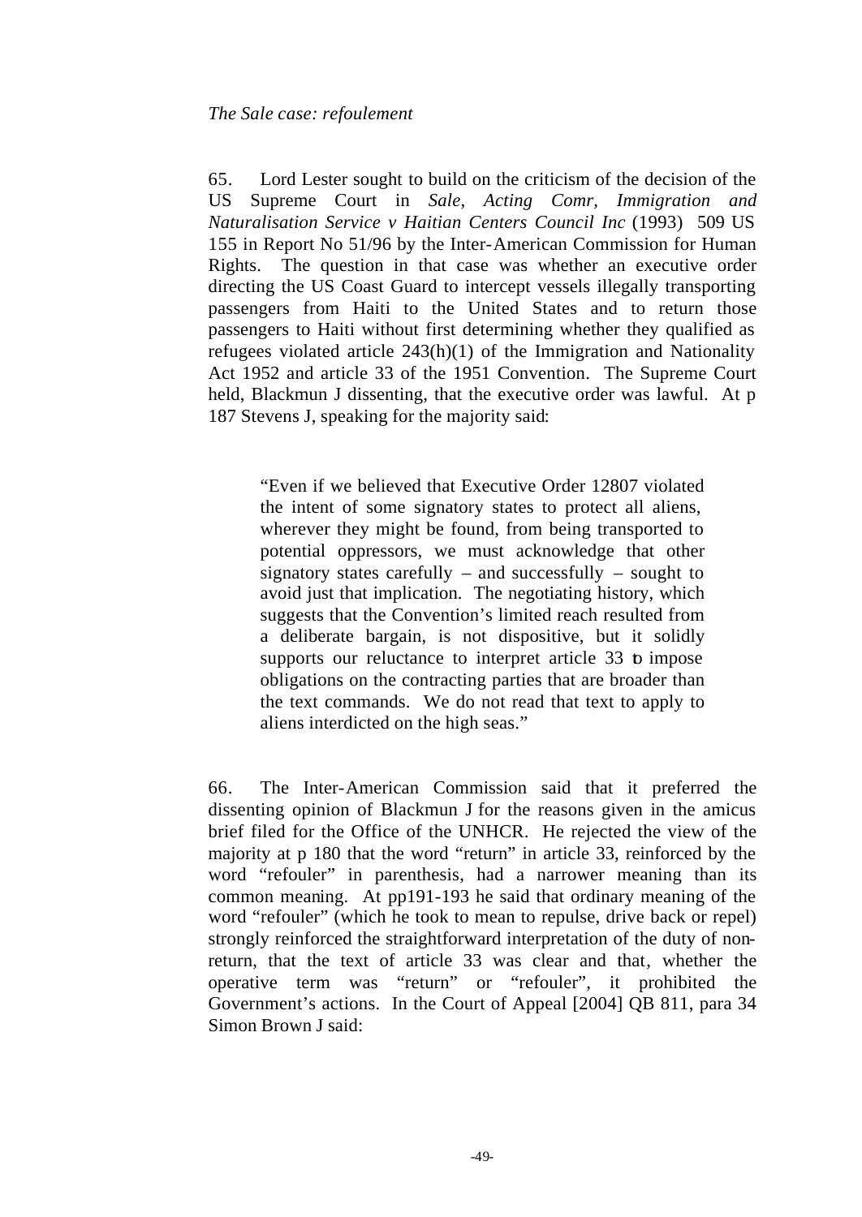*The Sale case: refoulement*

65. Lord Lester sought to build on the criticism of the decision of the US Supreme Court in *Sale, Acting Comr, Immigration and Naturalisation Service v Haitian Centers Council Inc* (1993) 509 US 155 in Report No 51/96 by the Inter-American Commission for Human Rights. The question in that case was whether an executive order directing the US Coast Guard to intercept vessels illegally transporting passengers from Haiti to the United States and to return those passengers to Haiti without first determining whether they qualified as refugees violated article 243(h)(1) of the Immigration and Nationality Act 1952 and article 33 of the 1951 Convention. The Supreme Court held, Blackmun J dissenting, that the executive order was lawful. At p 187 Stevens J, speaking for the majority said:

> "Even if we believed that Executive Order 12807 violated the intent of some signatory states to protect all aliens, wherever they might be found, from being transported to potential oppressors, we must acknowledge that other signatory states carefully – and successfully – sought to avoid just that implication. The negotiating history, which suggests that the Convention's limited reach resulted from a deliberate bargain, is not dispositive, but it solidly supports our reluctance to interpret article 33 to impose obligations on the contracting parties that are broader than the text commands. We do not read that text to apply to aliens interdicted on the high seas."

66. The Inter-American Commission said that it preferred the dissenting opinion of Blackmun J for the reasons given in the amicus brief filed for the Office of the UNHCR. He rejected the view of the majority at p 180 that the word "return" in article 33, reinforced by the word "refouler" in parenthesis, had a narrower meaning than its common meaning. At pp191-193 he said that ordinary meaning of the word "refouler" (which he took to mean to repulse, drive back or repel) strongly reinforced the straightforward interpretation of the duty of non-return, that the text of article 33 was clear and that, whether the operative term was "return" or "refouler", it prohibited the Government's actions. In the Court of Appeal [2004] QB 811, para 34 Simon Brown J said: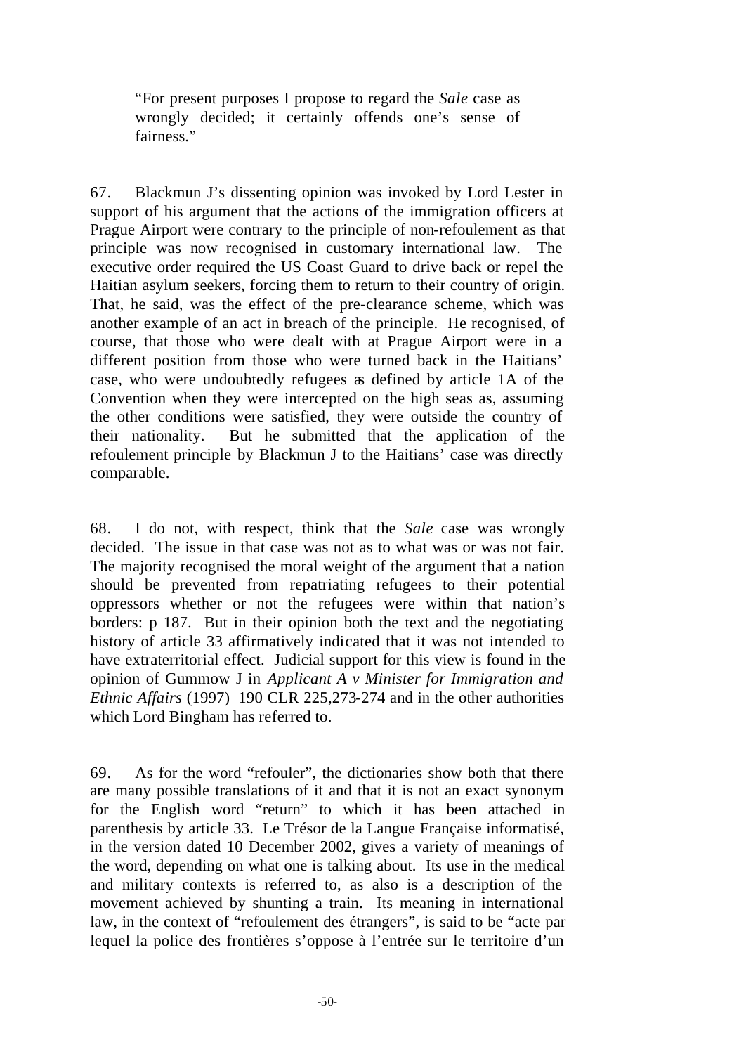> "For present purposes I propose to regard the *Sale* case as wrongly decided; it certainly offends one's sense of fairness."

67. Blackmun J's dissenting opinion was invoked by Lord Lester in support of his argument that the actions of the immigration officers at Prague Airport were contrary to the principle of non-refoulement as that principle was now recognised in customary international law. The executive order required the US Coast Guard to drive back or repel the Haitian asylum seekers, forcing them to return to their country of origin. That, he said, was the effect of the pre-clearance scheme, which was another example of an act in breach of the principle. He recognised, of course, that those who were dealt with at Prague Airport were in a different position from those who were turned back in the Haitians' case, who were undoubtedly refugees as defined by article 1A of the Convention when they were intercepted on the high seas as, assuming the other conditions were satisfied, they were outside the country of their nationality. But he submitted that the application of the refoulement principle by Blackmun J to the Haitians' case was directly comparable.

68. I do not, with respect, think that the *Sale* case was wrongly decided. The issue in that case was not as to what was or was not fair. The majority recognised the moral weight of the argument that a nation should be prevented from repatriating refugees to their potential oppressors whether or not the refugees were within that nation's borders: p 187. But in their opinion both the text and the negotiating history of article 33 affirmatively indicated that it was not intended to have extraterritorial effect. Judicial support for this view is found in the opinion of Gummow J in *Applicant A v Minister for Immigration and Ethnic Affairs* (1997) 190 CLR 225,273-274 and in the other authorities which Lord Bingham has referred to.

69. As for the word "refouler", the dictionaries show both that there are many possible translations of it and that it is not an exact synonym for the English word "return" to which it has been attached in parenthesis by article 33. Le Trésor de la Langue Française informatisé, in the version dated 10 December 2002, gives a variety of meanings of the word, depending on what one is talking about. Its use in the medical and military contexts is referred to, as also is a description of the movement achieved by shunting a train. Its meaning in international law, in the context of "refoulement des étrangers", is said to be "acte par lequel la police des frontières s'oppose à l'entrée sur le territoire d'un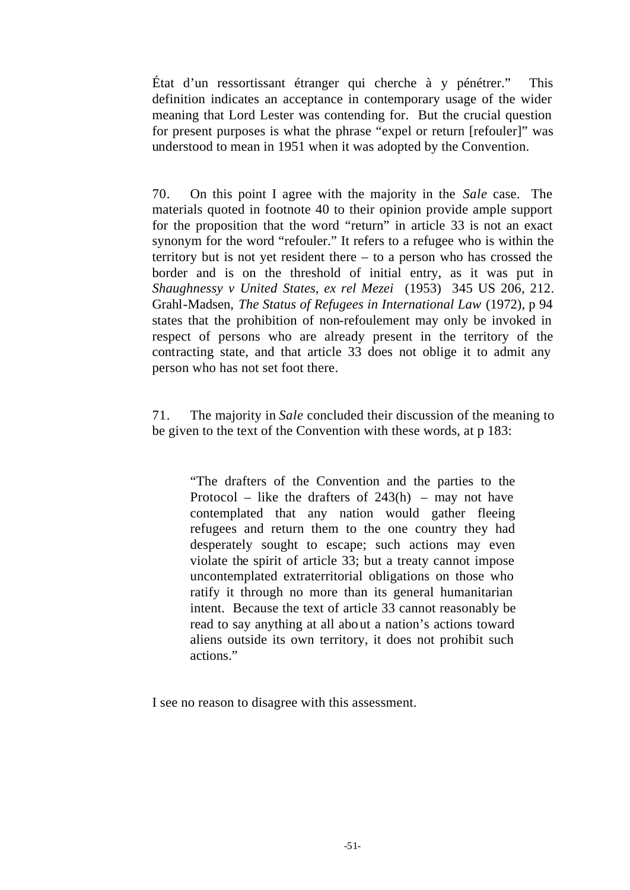État d'un ressortissant étranger qui cherche à y pénétrer." This definition indicates an acceptance in contemporary usage of the wider meaning that Lord Lester was contending for. But the crucial question for present purposes is what the phrase "expel or return [refouler]" was understood to mean in 1951 when it was adopted by the Convention.

70. On this point I agree with the majority in the *Sale* case. The materials quoted in footnote 40 to their opinion provide ample support for the proposition that the word "return" in article 33 is not an exact synonym for the word "refouler." It refers to a refugee who is within the territory but is not yet resident there – to a person who has crossed the border and is on the threshold of initial entry, as it was put in *Shaughnessy v United States, ex rel Mezei* (1953) 345 US 206, 212. Grahl-Madsen, *The Status of Refugees in International Law* (1972), p 94 states that the prohibition of non-refoulement may only be invoked in respect of persons who are already present in the territory of the contracting state, and that article 33 does not oblige it to admit any person who has not set foot there.

71. The majority in *Sale* concluded their discussion of the meaning to be given to the text of the Convention with these words, at p 183:

> "The drafters of the Convention and the parties to the Protocol – like the drafters of 243(h) – may not have contemplated that any nation would gather fleeing refugees and return them to the one country they had desperately sought to escape; such actions may even violate the spirit of article 33; but a treaty cannot impose uncontemplated extraterritorial obligations on those who ratify it through no more than its general humanitarian intent. Because the text of article 33 cannot reasonably be read to say anything at all about a nation's actions toward aliens outside its own territory, it does not prohibit such actions."

I see no reason to disagree with this assessment.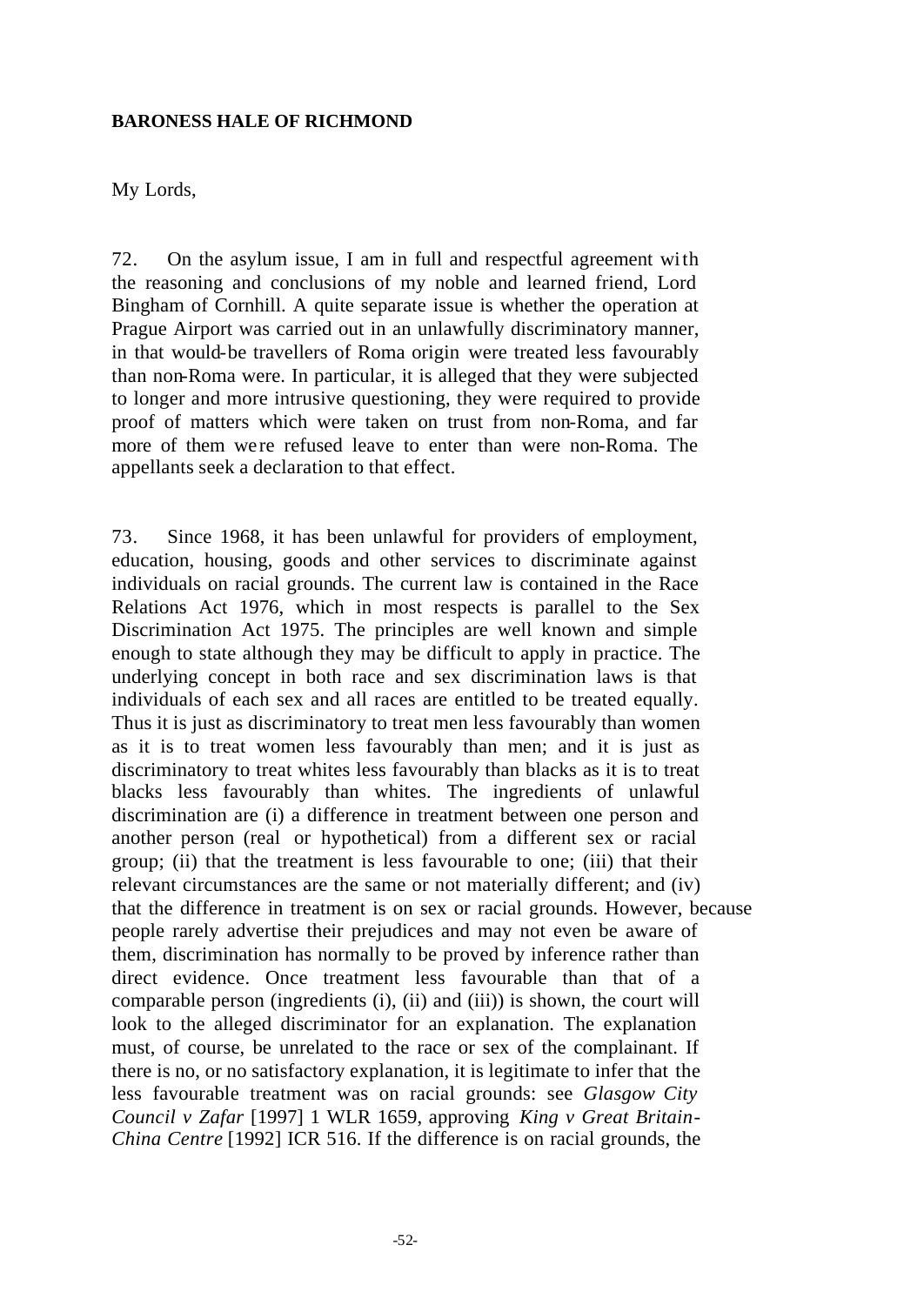**BARONESS HALE OF RICHMOND**

My Lords,

72. On the asylum issue, I am in full and respectful agreement with the reasoning and conclusions of my noble and learned friend, Lord Bingham of Cornhill. A quite separate issue is whether the operation at Prague Airport was carried out in an unlawfully discriminatory manner, in that would-be travellers of Roma origin were treated less favourably than non-Roma were. In particular, it is alleged that they were subjected to longer and more intrusive questioning, they were required to provide proof of matters which were taken on trust from non-Roma, and far more of them were refused leave to enter than were non-Roma. The appellants seek a declaration to that effect.

73. Since 1968, it has been unlawful for providers of employment, education, housing, goods and other services to discriminate against individuals on racial grounds. The current law is contained in the Race Relations Act 1976, which in most respects is parallel to the Sex Discrimination Act 1975. The principles are well known and simple enough to state although they may be difficult to apply in practice. The underlying concept in both race and sex discrimination laws is that individuals of each sex and all races are entitled to be treated equally. Thus it is just as discriminatory to treat men less favourably than women as it is to treat women less favourably than men; and it is just as discriminatory to treat whites less favourably than blacks as it is to treat blacks less favourably than whites. The ingredients of unlawful discrimination are (i) a difference in treatment between one person and another person (real or hypothetical) from a different sex or racial group; (ii) that the treatment is less favourable to one; (iii) that their relevant circumstances are the same or not materially different; and (iv) that the difference in treatment is on sex or racial grounds. However, because people rarely advertise their prejudices and may not even be aware of them, discrimination has normally to be proved by inference rather than direct evidence. Once treatment less favourable than that of a comparable person (ingredients (i), (ii) and (iii)) is shown, the court will look to the alleged discriminator for an explanation. The explanation must, of course, be unrelated to the race or sex of the complainant. If there is no, or no satisfactory explanation, it is legitimate to infer that the less favourable treatment was on racial grounds: see *Glasgow City Council v Zafar* [1997] 1 WLR 1659, approving *King v Great Britain-China Centre* [1992] ICR 516. If the difference is on racial grounds, the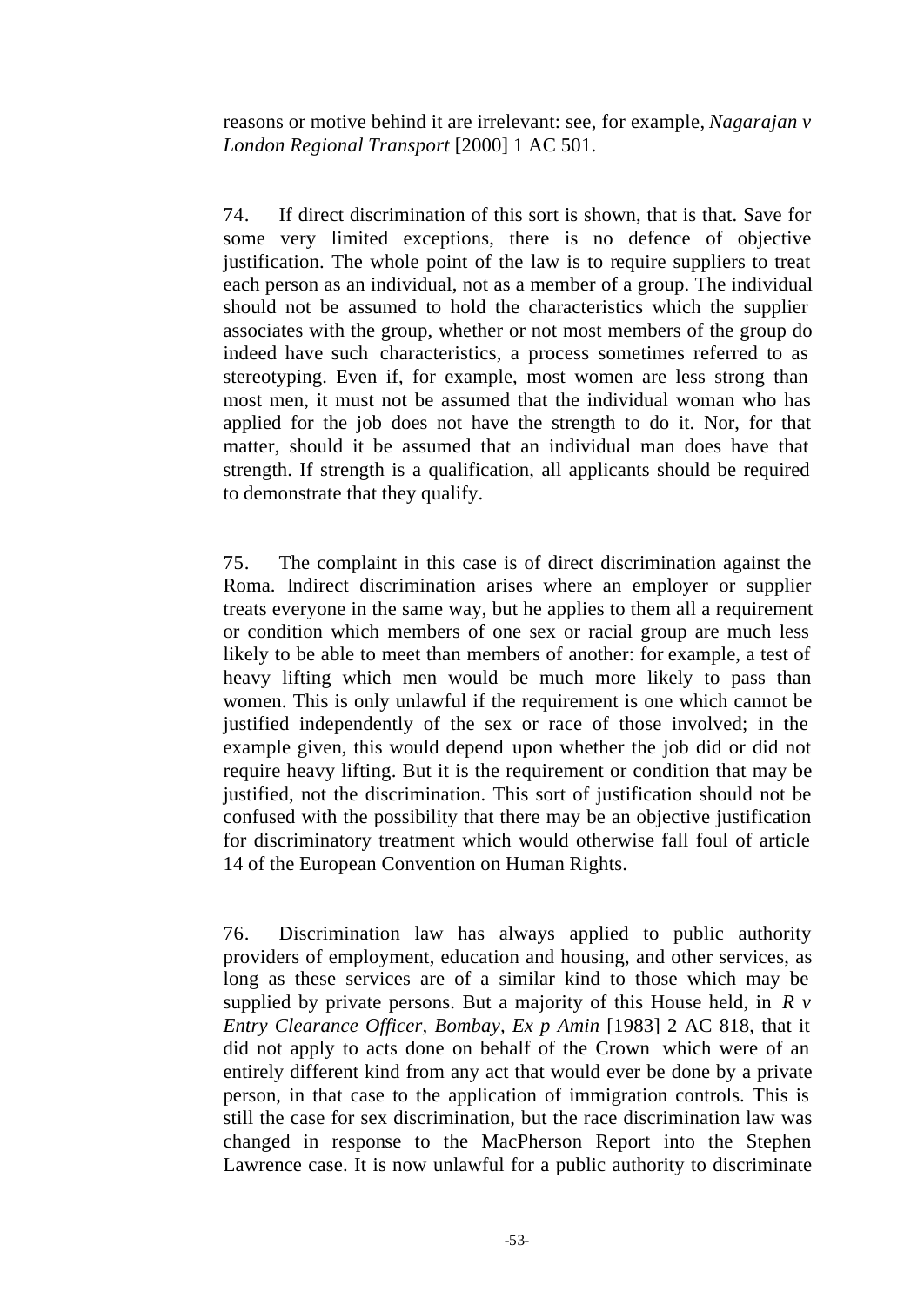reasons or motive behind it are irrelevant: see, for example, *Nagarajan v London Regional Transport* [2000] 1 AC 501.

74. If direct discrimination of this sort is shown, that is that. Save for some very limited exceptions, there is no defence of objective justification. The whole point of the law is to require suppliers to treat each person as an individual, not as a member of a group. The individual should not be assumed to hold the characteristics which the supplier associates with the group, whether or not most members of the group do indeed have such characteristics, a process sometimes referred to as stereotyping. Even if, for example, most women are less strong than most men, it must not be assumed that the individual woman who has applied for the job does not have the strength to do it. Nor, for that matter, should it be assumed that an individual man does have that strength. If strength is a qualification, all applicants should be required to demonstrate that they qualify.

75. The complaint in this case is of direct discrimination against the Roma. Indirect discrimination arises where an employer or supplier treats everyone in the same way, but he applies to them all a requirement or condition which members of one sex or racial group are much less likely to be able to meet than members of another: for example, a test of heavy lifting which men would be much more likely to pass than women. This is only unlawful if the requirement is one which cannot be justified independently of the sex or race of those involved; in the example given, this would depend upon whether the job did or did not require heavy lifting. But it is the requirement or condition that may be justified, not the discrimination. This sort of justification should not be confused with the possibility that there may be an objective justification for discriminatory treatment which would otherwise fall foul of article 14 of the European Convention on Human Rights.

76. Discrimination law has always applied to public authority providers of employment, education and housing, and other services, as long as these services are of a similar kind to those which may be supplied by private persons. But a majority of this House held, in *R v Entry Clearance Officer, Bombay, Ex p Amin* [1983] 2 AC 818, that it did not apply to acts done on behalf of the Crown which were of an entirely different kind from any act that would ever be done by a private person, in that case to the application of immigration controls. This is still the case for sex discrimination, but the race discrimination law was changed in response to the MacPherson Report into the Stephen Lawrence case. It is now unlawful for a public authority to discriminate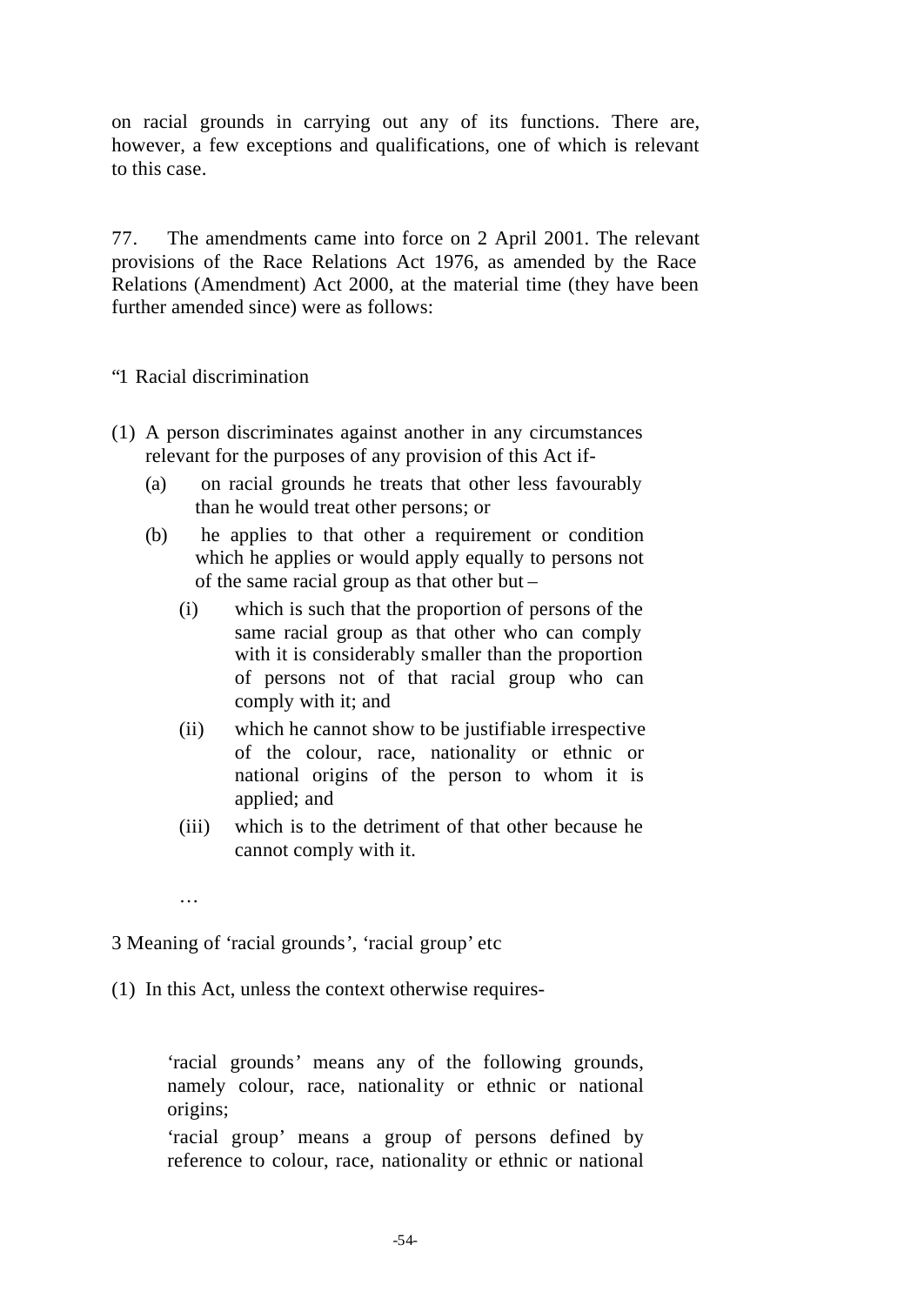on racial grounds in carrying out any of its functions. There are, however, a few exceptions and qualifications, one of which is relevant to this case.

77. The amendments came into force on 2 April 2001. The relevant provisions of the Race Relations Act 1976, as amended by the Race Relations (Amendment) Act 2000, at the material time (they have been further amended since) were as follows:

"1 Racial discrimination

(1) A person discriminates against another in any circumstances relevant for the purposes of any provision of this Act if-

   (a) on racial grounds he treats that other less favourably than he would treat other persons; or

   (b) he applies to that other a requirement or condition which he applies or would apply equally to persons not of the same racial group as that other but –

      (i) which is such that the proportion of persons of the same racial group as that other who can comply with it is considerably smaller than the proportion of persons not of that racial group who can comply with it; and

      (ii) which he cannot show to be justifiable irrespective of the colour, race, nationality or ethnic or national origins of the person to whom it is applied; and

      (iii) which is to the detriment of that other because he cannot comply with it.

   …

3 Meaning of 'racial grounds', 'racial group' etc

(1) In this Act, unless the context otherwise requires-

   'racial grounds' means any of the following grounds, namely colour, race, nationality or ethnic or national origins;

   'racial group' means a group of persons defined by reference to colour, race, nationality or ethnic or national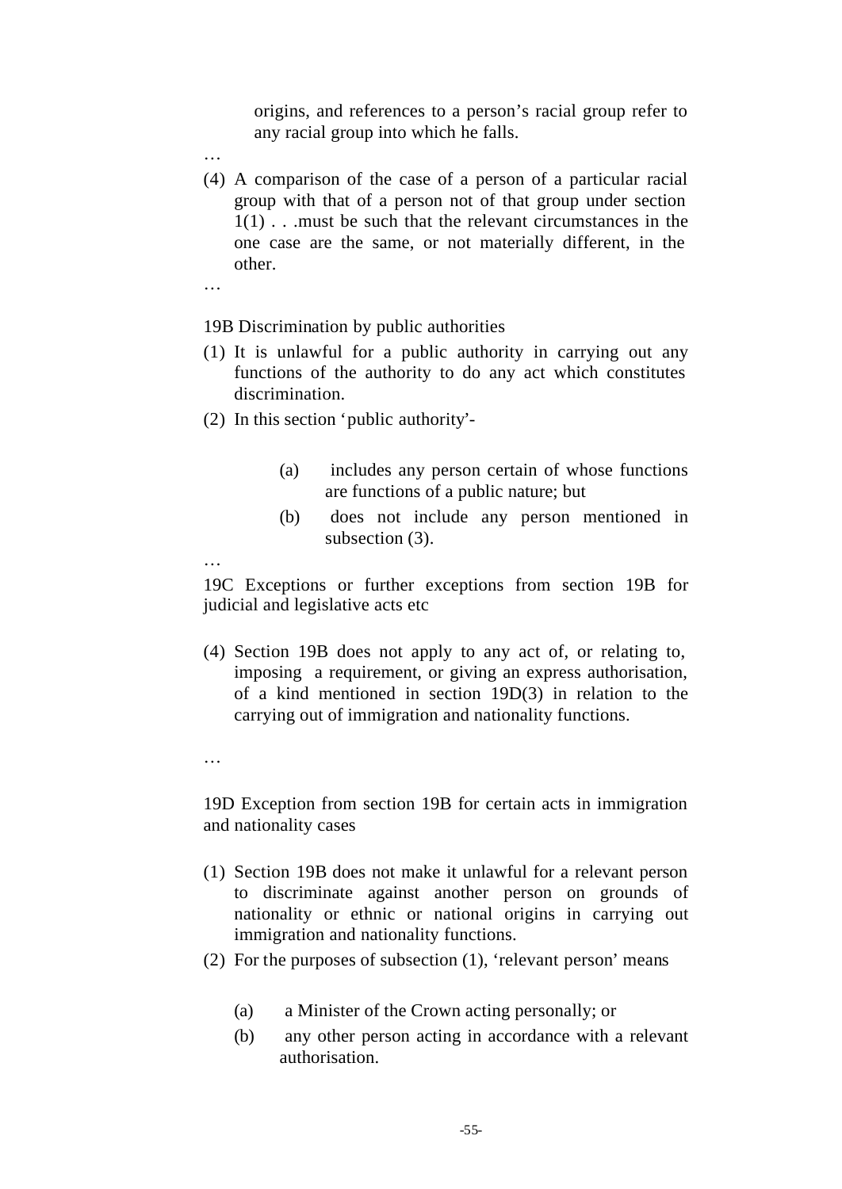origins, and references to a person's racial group refer to any racial group into which he falls.

…

(4) A comparison of the case of a person of a particular racial group with that of a person not of that group under section 1(1) . . .must be such that the relevant circumstances in the one case are the same, or not materially different, in the other.

…

19B Discrimination by public authorities

(1) It is unlawful for a public authority in carrying out any functions of the authority to do any act which constitutes discrimination.

(2) In this section 'public authority'-

  (a) includes any person certain of whose functions are functions of a public nature; but

  (b) does not include any person mentioned in subsection (3).

…

19C Exceptions or further exceptions from section 19B for judicial and legislative acts etc

(4) Section 19B does not apply to any act of, or relating to, imposing a requirement, or giving an express authorisation, of a kind mentioned in section 19D(3) in relation to the carrying out of immigration and nationality functions.

…

19D Exception from section 19B for certain acts in immigration and nationality cases

(1) Section 19B does not make it unlawful for a relevant person to discriminate against another person on grounds of nationality or ethnic or national origins in carrying out immigration and nationality functions.

(2) For the purposes of subsection (1), 'relevant person' means

  (a) a Minister of the Crown acting personally; or

  (b) any other person acting in accordance with a relevant authorisation.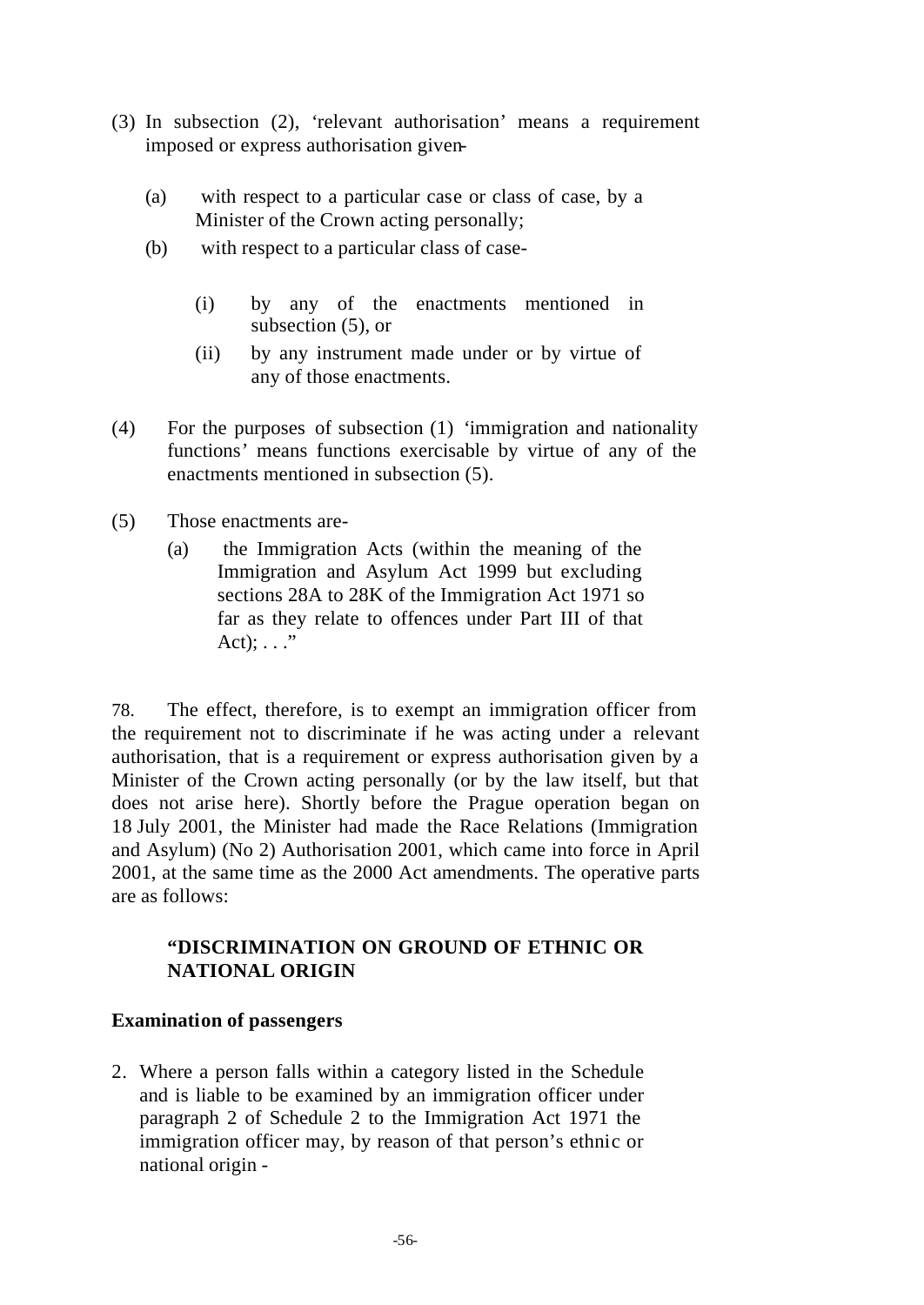(3) In subsection (2), 'relevant authorisation' means a requirement imposed or express authorisation given-

   (a) with respect to a particular case or class of case, by a Minister of the Crown acting personally;

   (b) with respect to a particular class of case-

      (i) by any of the enactments mentioned in subsection (5), or

      (ii) by any instrument made under or by virtue of any of those enactments.

(4) For the purposes of subsection (1) 'immigration and nationality functions' means functions exercisable by virtue of any of the enactments mentioned in subsection (5).

(5) Those enactments are-

   (a) the Immigration Acts (within the meaning of the Immigration and Asylum Act 1999 but excluding sections 28A to 28K of the Immigration Act 1971 so far as they relate to offences under Part III of that Act); . . ."

78. The effect, therefore, is to exempt an immigration officer from the requirement not to discriminate if he was acting under a relevant authorisation, that is a requirement or express authorisation given by a Minister of the Crown acting personally (or by the law itself, but that does not arise here). Shortly before the Prague operation began on 18 July 2001, the Minister had made the Race Relations (Immigration and Asylum) (No 2) Authorisation 2001, which came into force in April 2001, at the same time as the 2000 Act amendments. The operative parts are as follows:

**"DISCRIMINATION ON GROUND OF ETHNIC OR NATIONAL ORIGIN**

**Examination of passengers**

2. Where a person falls within a category listed in the Schedule and is liable to be examined by an immigration officer under paragraph 2 of Schedule 2 to the Immigration Act 1971 the immigration officer may, by reason of that person's ethnic or national origin -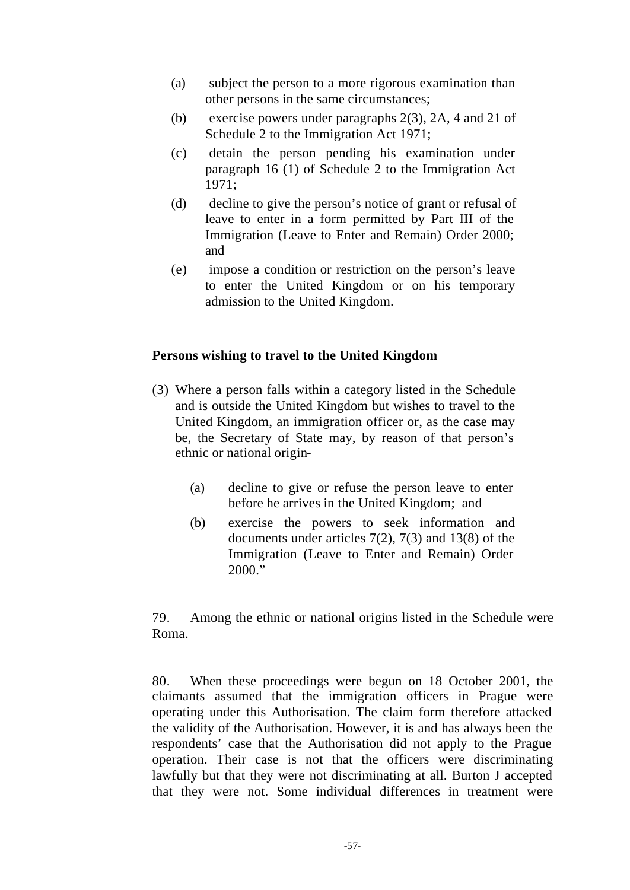(a) subject the person to a more rigorous examination than other persons in the same circumstances;

(b) exercise powers under paragraphs 2(3), 2A, 4 and 21 of Schedule 2 to the Immigration Act 1971;

(c) detain the person pending his examination under paragraph 16 (1) of Schedule 2 to the Immigration Act 1971;

(d) decline to give the person's notice of grant or refusal of leave to enter in a form permitted by Part III of the Immigration (Leave to Enter and Remain) Order 2000; and

(e) impose a condition or restriction on the person's leave to enter the United Kingdom or on his temporary admission to the United Kingdom.

**Persons wishing to travel to the United Kingdom**

(3) Where a person falls within a category listed in the Schedule and is outside the United Kingdom but wishes to travel to the United Kingdom, an immigration officer or, as the case may be, the Secretary of State may, by reason of that person's ethnic or national origin-

(a) decline to give or refuse the person leave to enter before he arrives in the United Kingdom; and

(b) exercise the powers to seek information and documents under articles 7(2), 7(3) and 13(8) of the Immigration (Leave to Enter and Remain) Order 2000."

79. Among the ethnic or national origins listed in the Schedule were Roma.

80. When these proceedings were begun on 18 October 2001, the claimants assumed that the immigration officers in Prague were operating under this Authorisation. The claim form therefore attacked the validity of the Authorisation. However, it is and has always been the respondents' case that the Authorisation did not apply to the Prague operation. Their case is not that the officers were discriminating lawfully but that they were not discriminating at all. Burton J accepted that they were not. Some individual differences in treatment were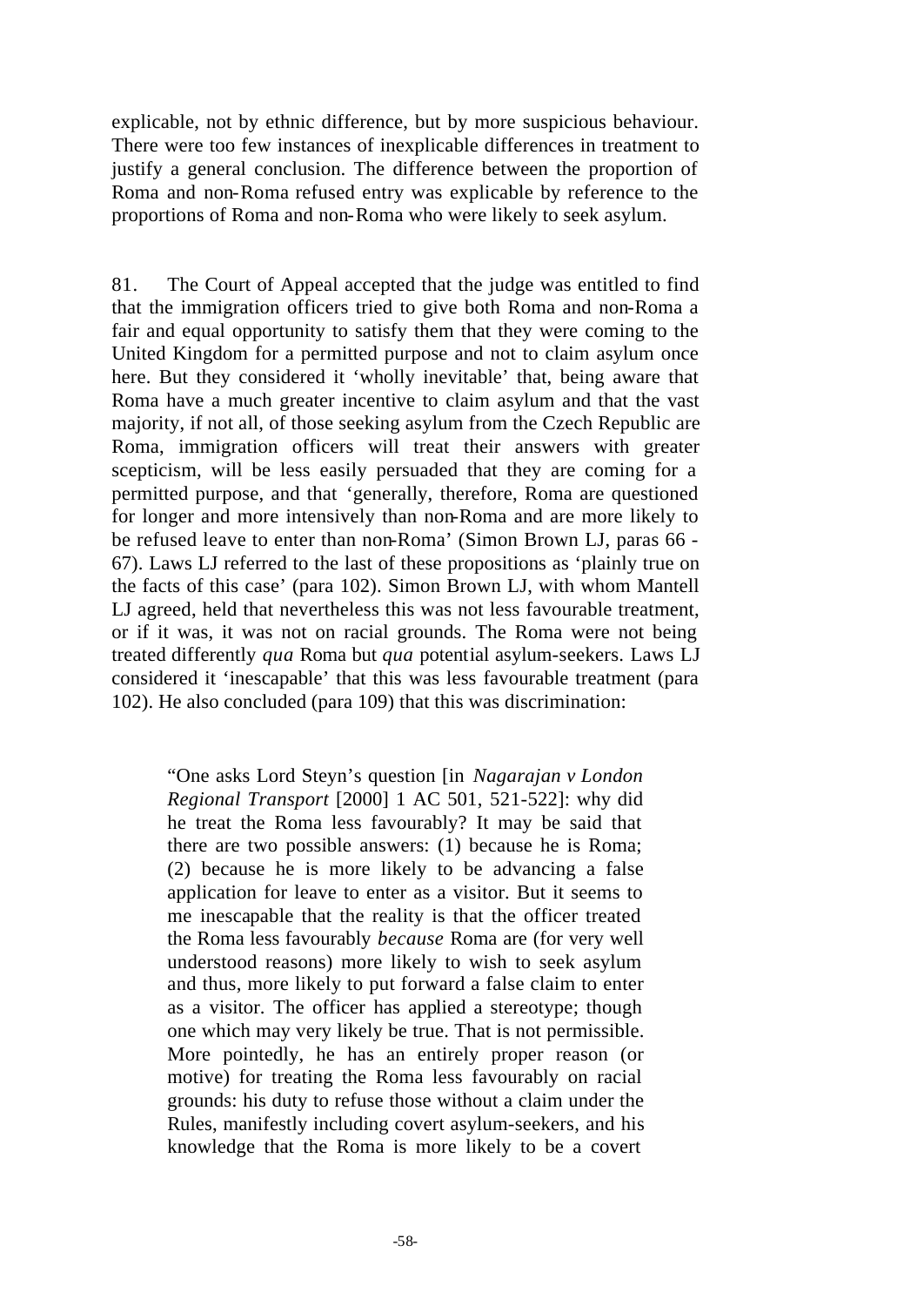explicable, not by ethnic difference, but by more suspicious behaviour. There were too few instances of inexplicable differences in treatment to justify a general conclusion. The difference between the proportion of Roma and non-Roma refused entry was explicable by reference to the proportions of Roma and non-Roma who were likely to seek asylum.

81. The Court of Appeal accepted that the judge was entitled to find that the immigration officers tried to give both Roma and non-Roma a fair and equal opportunity to satisfy them that they were coming to the United Kingdom for a permitted purpose and not to claim asylum once here. But they considered it 'wholly inevitable' that, being aware that Roma have a much greater incentive to claim asylum and that the vast majority, if not all, of those seeking asylum from the Czech Republic are Roma, immigration officers will treat their answers with greater scepticism, will be less easily persuaded that they are coming for a permitted purpose, and that 'generally, therefore, Roma are questioned for longer and more intensively than non-Roma and are more likely to be refused leave to enter than non-Roma' (Simon Brown LJ, paras 66 - 67). Laws LJ referred to the last of these propositions as 'plainly true on the facts of this case' (para 102). Simon Brown LJ, with whom Mantell LJ agreed, held that nevertheless this was not less favourable treatment, or if it was, it was not on racial grounds. The Roma were not being treated differently *qua* Roma but *qua* potential asylum-seekers. Laws LJ considered it 'inescapable' that this was less favourable treatment (para 102). He also concluded (para 109) that this was discrimination:

> "One asks Lord Steyn's question [in *Nagarajan v London Regional Transport* [2000] 1 AC 501, 521-522]: why did he treat the Roma less favourably? It may be said that there are two possible answers: (1) because he is Roma; (2) because he is more likely to be advancing a false application for leave to enter as a visitor. But it seems to me inescapable that the reality is that the officer treated the Roma less favourably *because* Roma are (for very well understood reasons) more likely to wish to seek asylum and thus, more likely to put forward a false claim to enter as a visitor. The officer has applied a stereotype; though one which may very likely be true. That is not permissible. More pointedly, he has an entirely proper reason (or motive) for treating the Roma less favourably on racial grounds: his duty to refuse those without a claim under the Rules, manifestly including covert asylum-seekers, and his knowledge that the Roma is more likely to be a covert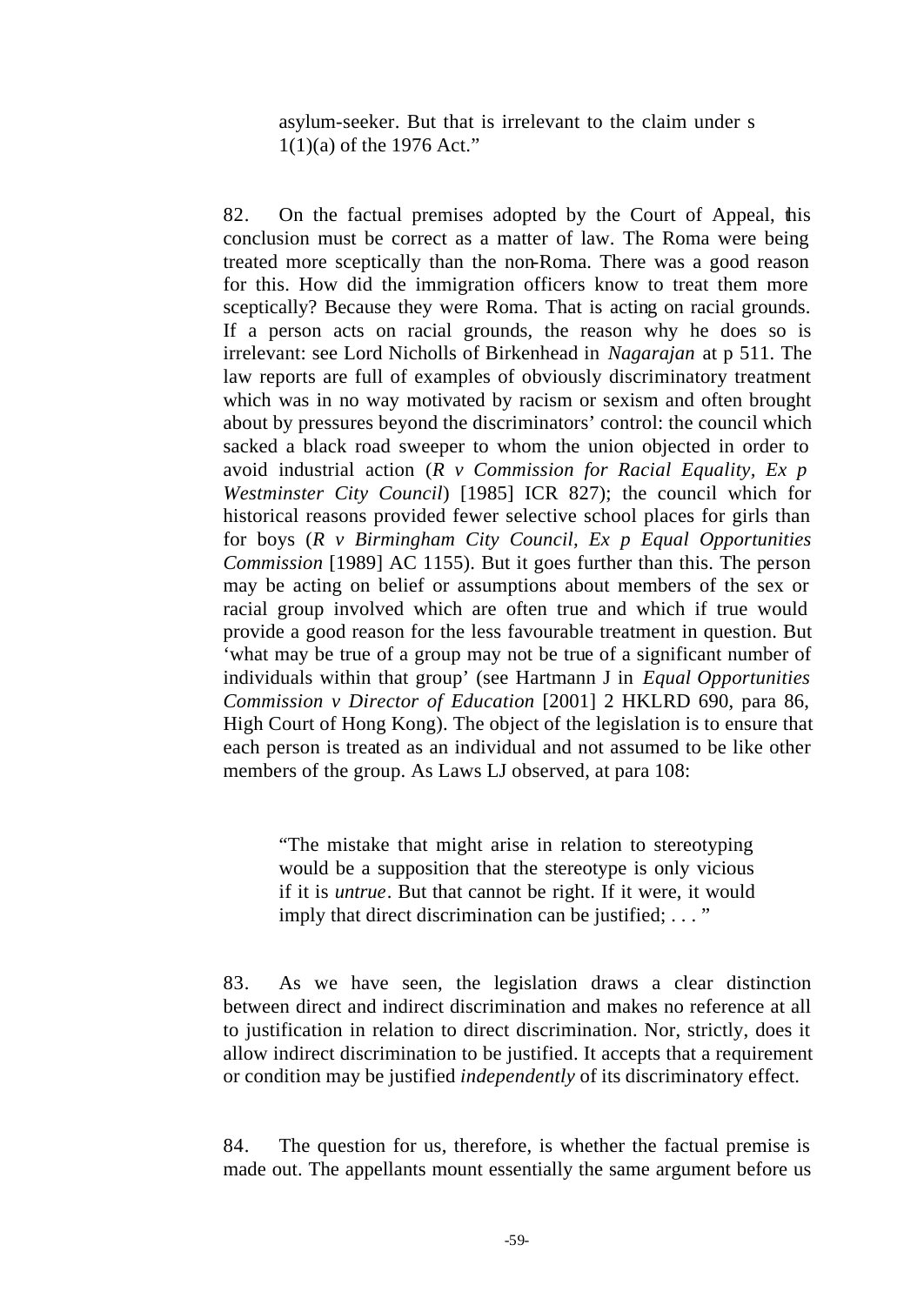> asylum-seeker. But that is irrelevant to the claim under s 1(1)(a) of the 1976 Act."

82. On the factual premises adopted by the Court of Appeal, this conclusion must be correct as a matter of law. The Roma were being treated more sceptically than the non-Roma. There was a good reason for this. How did the immigration officers know to treat them more sceptically? Because they were Roma. That is acting on racial grounds. If a person acts on racial grounds, the reason why he does so is irrelevant: see Lord Nicholls of Birkenhead in *Nagarajan* at p 511. The law reports are full of examples of obviously discriminatory treatment which was in no way motivated by racism or sexism and often brought about by pressures beyond the discriminators' control: the council which sacked a black road sweeper to whom the union objected in order to avoid industrial action (*R v Commission for Racial Equality, Ex p Westminster City Council*) [1985] ICR 827); the council which for historical reasons provided fewer selective school places for girls than for boys (*R v Birmingham City Council, Ex p Equal Opportunities Commission* [1989] AC 1155). But it goes further than this. The person may be acting on belief or assumptions about members of the sex or racial group involved which are often true and which if true would provide a good reason for the less favourable treatment in question. But 'what may be true of a group may not be true of a significant number of individuals within that group' (see Hartmann J in *Equal Opportunities Commission v Director of Education* [2001] 2 HKLRD 690, para 86, High Court of Hong Kong). The object of the legislation is to ensure that each person is treated as an individual and not assumed to be like other members of the group. As Laws LJ observed, at para 108:

> "The mistake that might arise in relation to stereotyping would be a supposition that the stereotype is only vicious if it is *untrue*. But that cannot be right. If it were, it would imply that direct discrimination can be justified; . . . "

83. As we have seen, the legislation draws a clear distinction between direct and indirect discrimination and makes no reference at all to justification in relation to direct discrimination. Nor, strictly, does it allow indirect discrimination to be justified. It accepts that a requirement or condition may be justified *independently* of its discriminatory effect.

84. The question for us, therefore, is whether the factual premise is made out. The appellants mount essentially the same argument before us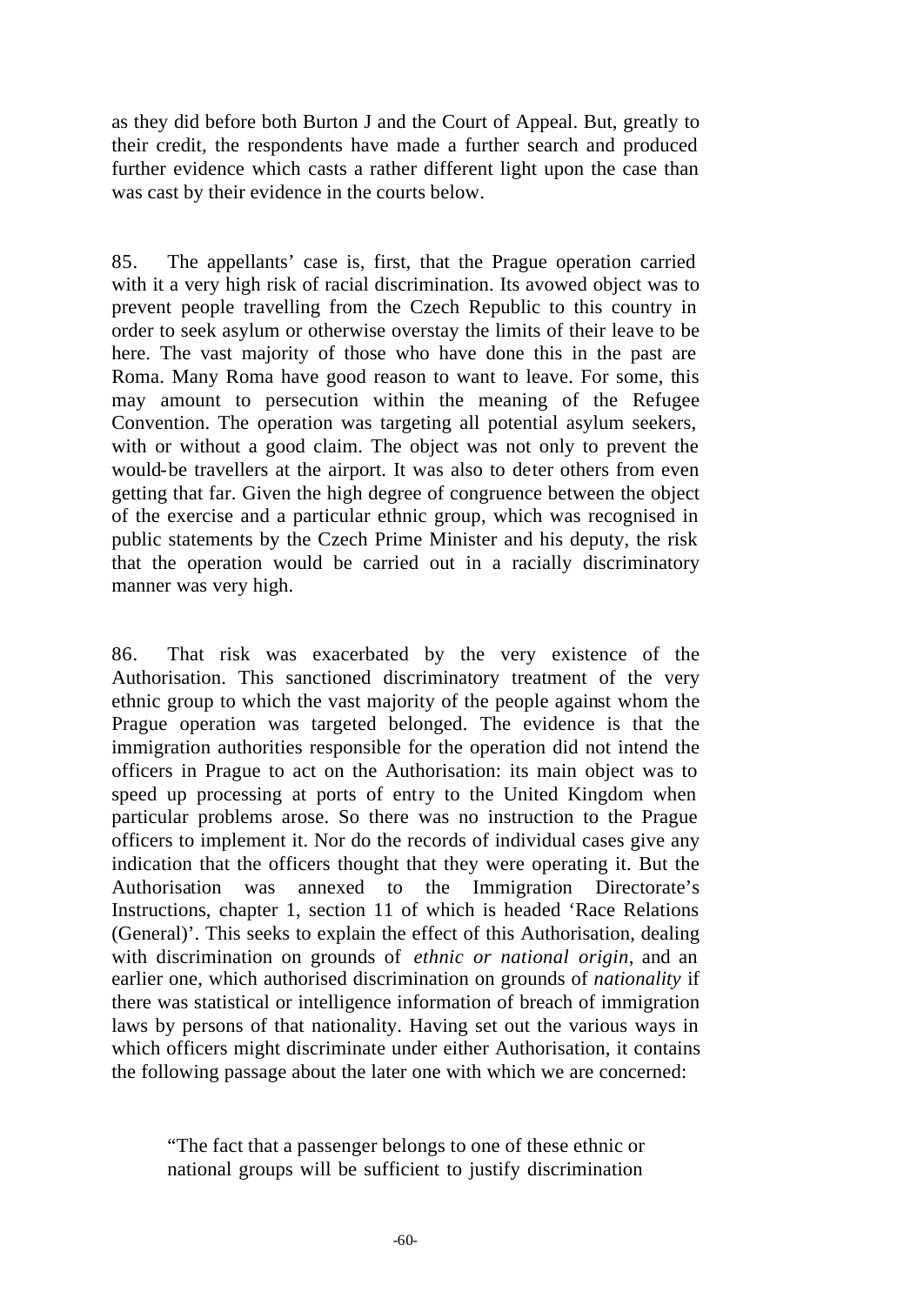as they did before both Burton J and the Court of Appeal. But, greatly to their credit, the respondents have made a further search and produced further evidence which casts a rather different light upon the case than was cast by their evidence in the courts below.

85. The appellants' case is, first, that the Prague operation carried with it a very high risk of racial discrimination. Its avowed object was to prevent people travelling from the Czech Republic to this country in order to seek asylum or otherwise overstay the limits of their leave to be here. The vast majority of those who have done this in the past are Roma. Many Roma have good reason to want to leave. For some, this may amount to persecution within the meaning of the Refugee Convention. The operation was targeting all potential asylum seekers, with or without a good claim. The object was not only to prevent the would-be travellers at the airport. It was also to deter others from even getting that far. Given the high degree of congruence between the object of the exercise and a particular ethnic group, which was recognised in public statements by the Czech Prime Minister and his deputy, the risk that the operation would be carried out in a racially discriminatory manner was very high.

86. That risk was exacerbated by the very existence of the Authorisation. This sanctioned discriminatory treatment of the very ethnic group to which the vast majority of the people against whom the Prague operation was targeted belonged. The evidence is that the immigration authorities responsible for the operation did not intend the officers in Prague to act on the Authorisation: its main object was to speed up processing at ports of entry to the United Kingdom when particular problems arose. So there was no instruction to the Prague officers to implement it. Nor do the records of individual cases give any indication that the officers thought that they were operating it. But the Authorisation was annexed to the Immigration Directorate's Instructions, chapter 1, section 11 of which is headed 'Race Relations (General)'. This seeks to explain the effect of this Authorisation, dealing with discrimination on grounds of *ethnic or national origin*, and an earlier one, which authorised discrimination on grounds of *nationality* if there was statistical or intelligence information of breach of immigration laws by persons of that nationality. Having set out the various ways in which officers might discriminate under either Authorisation, it contains the following passage about the later one with which we are concerned:

> "The fact that a passenger belongs to one of these ethnic or national groups will be sufficient to justify discrimination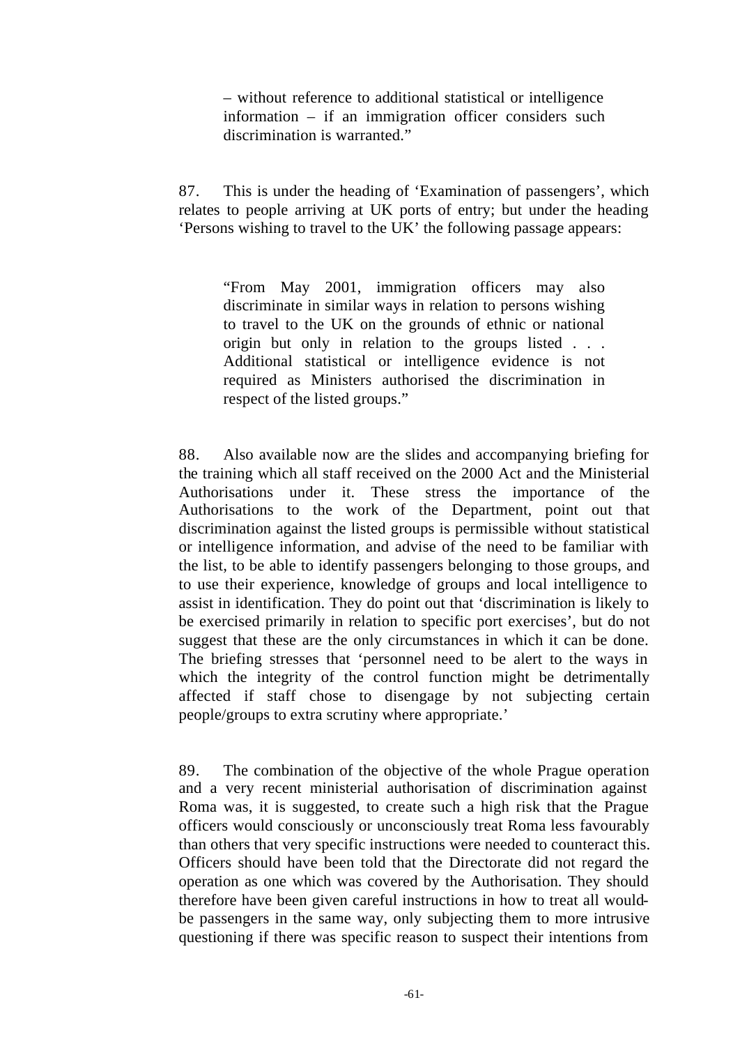> – without reference to additional statistical or intelligence information – if an immigration officer considers such discrimination is warranted."

87. This is under the heading of 'Examination of passengers', which relates to people arriving at UK ports of entry; but under the heading 'Persons wishing to travel to the UK' the following passage appears:

> "From May 2001, immigration officers may also discriminate in similar ways in relation to persons wishing to travel to the UK on the grounds of ethnic or national origin but only in relation to the groups listed . . . Additional statistical or intelligence evidence is not required as Ministers authorised the discrimination in respect of the listed groups."

88. Also available now are the slides and accompanying briefing for the training which all staff received on the 2000 Act and the Ministerial Authorisations under it. These stress the importance of the Authorisations to the work of the Department, point out that discrimination against the listed groups is permissible without statistical or intelligence information, and advise of the need to be familiar with the list, to be able to identify passengers belonging to those groups, and to use their experience, knowledge of groups and local intelligence to assist in identification. They do point out that 'discrimination is likely to be exercised primarily in relation to specific port exercises', but do not suggest that these are the only circumstances in which it can be done. The briefing stresses that 'personnel need to be alert to the ways in which the integrity of the control function might be detrimentally affected if staff chose to disengage by not subjecting certain people/groups to extra scrutiny where appropriate.'

89. The combination of the objective of the whole Prague operation and a very recent ministerial authorisation of discrimination against Roma was, it is suggested, to create such a high risk that the Prague officers would consciously or unconsciously treat Roma less favourably than others that very specific instructions were needed to counteract this. Officers should have been told that the Directorate did not regard the operation as one which was covered by the Authorisation. They should therefore have been given careful instructions in how to treat all would-be passengers in the same way, only subjecting them to more intrusive questioning if there was specific reason to suspect their intentions from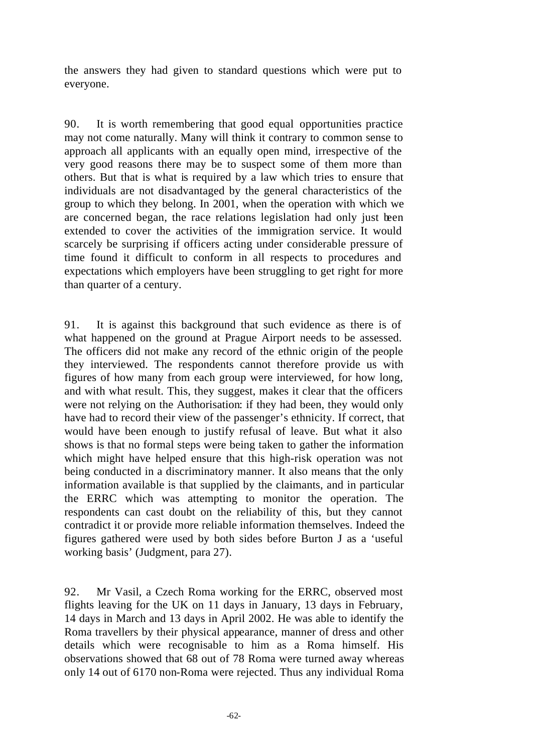the answers they had given to standard questions which were put to everyone.

90. It is worth remembering that good equal opportunities practice may not come naturally. Many will think it contrary to common sense to approach all applicants with an equally open mind, irrespective of the very good reasons there may be to suspect some of them more than others. But that is what is required by a law which tries to ensure that individuals are not disadvantaged by the general characteristics of the group to which they belong. In 2001, when the operation with which we are concerned began, the race relations legislation had only just been extended to cover the activities of the immigration service. It would scarcely be surprising if officers acting under considerable pressure of time found it difficult to conform in all respects to procedures and expectations which employers have been struggling to get right for more than quarter of a century.

91. It is against this background that such evidence as there is of what happened on the ground at Prague Airport needs to be assessed. The officers did not make any record of the ethnic origin of the people they interviewed. The respondents cannot therefore provide us with figures of how many from each group were interviewed, for how long, and with what result. This, they suggest, makes it clear that the officers were not relying on the Authorisation: if they had been, they would only have had to record their view of the passenger's ethnicity. If correct, that would have been enough to justify refusal of leave. But what it also shows is that no formal steps were being taken to gather the information which might have helped ensure that this high-risk operation was not being conducted in a discriminatory manner. It also means that the only information available is that supplied by the claimants, and in particular the ERRC which was attempting to monitor the operation. The respondents can cast doubt on the reliability of this, but they cannot contradict it or provide more reliable information themselves. Indeed the figures gathered were used by both sides before Burton J as a 'useful working basis' (Judgment, para 27).

92. Mr Vasil, a Czech Roma working for the ERRC, observed most flights leaving for the UK on 11 days in January, 13 days in February, 14 days in March and 13 days in April 2002. He was able to identify the Roma travellers by their physical appearance, manner of dress and other details which were recognisable to him as a Roma himself. His observations showed that 68 out of 78 Roma were turned away whereas only 14 out of 6170 non-Roma were rejected. Thus any individual Roma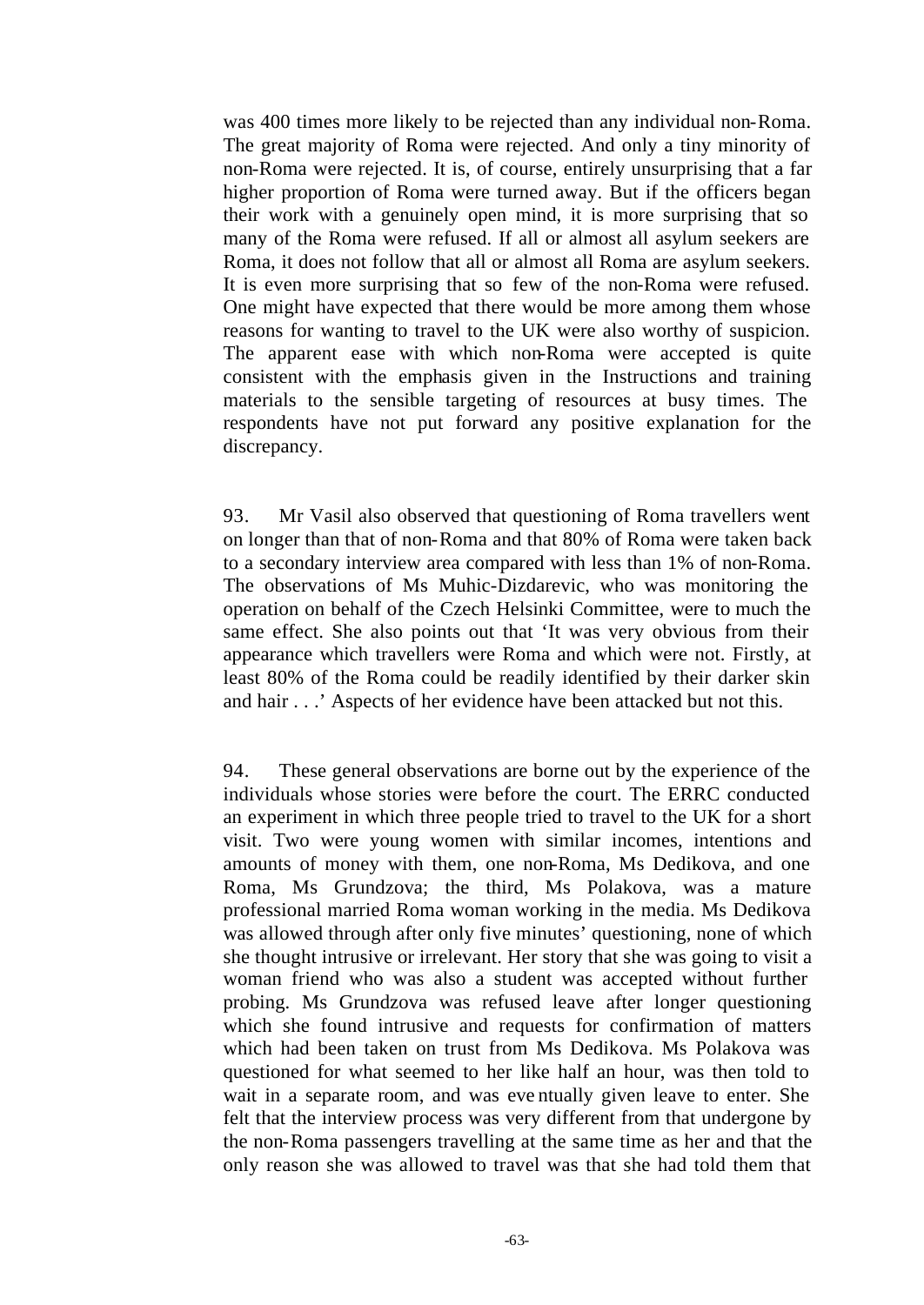was 400 times more likely to be rejected than any individual non-Roma. The great majority of Roma were rejected. And only a tiny minority of non-Roma were rejected. It is, of course, entirely unsurprising that a far higher proportion of Roma were turned away. But if the officers began their work with a genuinely open mind, it is more surprising that so many of the Roma were refused. If all or almost all asylum seekers are Roma, it does not follow that all or almost all Roma are asylum seekers. It is even more surprising that so few of the non-Roma were refused. One might have expected that there would be more among them whose reasons for wanting to travel to the UK were also worthy of suspicion. The apparent ease with which non-Roma were accepted is quite consistent with the emphasis given in the Instructions and training materials to the sensible targeting of resources at busy times. The respondents have not put forward any positive explanation for the discrepancy.

93. Mr Vasil also observed that questioning of Roma travellers went on longer than that of non-Roma and that 80% of Roma were taken back to a secondary interview area compared with less than 1% of non-Roma. The observations of Ms Muhic-Dizdarevic, who was monitoring the operation on behalf of the Czech Helsinki Committee, were to much the same effect. She also points out that 'It was very obvious from their appearance which travellers were Roma and which were not. Firstly, at least 80% of the Roma could be readily identified by their darker skin and hair . . .' Aspects of her evidence have been attacked but not this.

94. These general observations are borne out by the experience of the individuals whose stories were before the court. The ERRC conducted an experiment in which three people tried to travel to the UK for a short visit. Two were young women with similar incomes, intentions and amounts of money with them, one non-Roma, Ms Dedikova, and one Roma, Ms Grundzova; the third, Ms Polakova, was a mature professional married Roma woman working in the media. Ms Dedikova was allowed through after only five minutes' questioning, none of which she thought intrusive or irrelevant. Her story that she was going to visit a woman friend who was also a student was accepted without further probing. Ms Grundzova was refused leave after longer questioning which she found intrusive and requests for confirmation of matters which had been taken on trust from Ms Dedikova. Ms Polakova was questioned for what seemed to her like half an hour, was then told to wait in a separate room, and was eventually given leave to enter. She felt that the interview process was very different from that undergone by the non-Roma passengers travelling at the same time as her and that the only reason she was allowed to travel was that she had told them that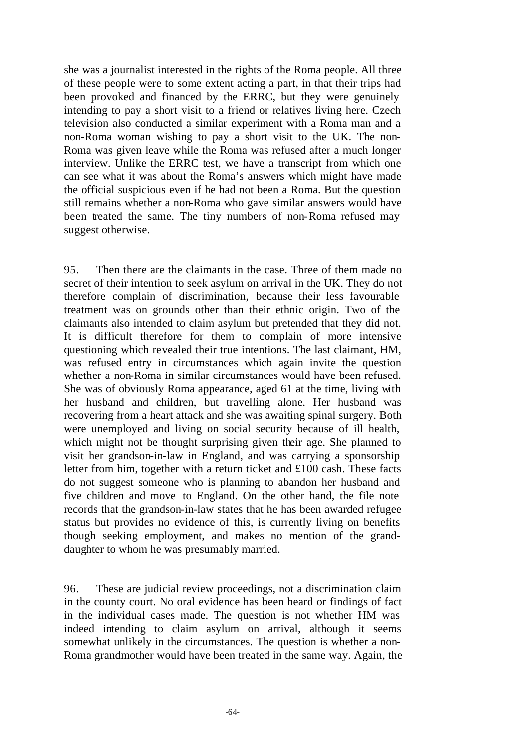she was a journalist interested in the rights of the Roma people. All three of these people were to some extent acting a part, in that their trips had been provoked and financed by the ERRC, but they were genuinely intending to pay a short visit to a friend or relatives living here. Czech television also conducted a similar experiment with a Roma man and a non-Roma woman wishing to pay a short visit to the UK. The non-Roma was given leave while the Roma was refused after a much longer interview. Unlike the ERRC test, we have a transcript from which one can see what it was about the Roma's answers which might have made the official suspicious even if he had not been a Roma. But the question still remains whether a non-Roma who gave similar answers would have been treated the same. The tiny numbers of non-Roma refused may suggest otherwise.

95. Then there are the claimants in the case. Three of them made no secret of their intention to seek asylum on arrival in the UK. They do not therefore complain of discrimination, because their less favourable treatment was on grounds other than their ethnic origin. Two of the claimants also intended to claim asylum but pretended that they did not. It is difficult therefore for them to complain of more intensive questioning which revealed their true intentions. The last claimant, HM, was refused entry in circumstances which again invite the question whether a non-Roma in similar circumstances would have been refused. She was of obviously Roma appearance, aged 61 at the time, living with her husband and children, but travelling alone. Her husband was recovering from a heart attack and she was awaiting spinal surgery. Both were unemployed and living on social security because of ill health, which might not be thought surprising given their age. She planned to visit her grandson-in-law in England, and was carrying a sponsorship letter from him, together with a return ticket and £100 cash. These facts do not suggest someone who is planning to abandon her husband and five children and move to England. On the other hand, the file note records that the grandson-in-law states that he has been awarded refugee status but provides no evidence of this, is currently living on benefits though seeking employment, and makes no mention of the grand-daughter to whom he was presumably married.

96. These are judicial review proceedings, not a discrimination claim in the county court. No oral evidence has been heard or findings of fact in the individual cases made. The question is not whether HM was indeed intending to claim asylum on arrival, although it seems somewhat unlikely in the circumstances. The question is whether a non-Roma grandmother would have been treated in the same way. Again, the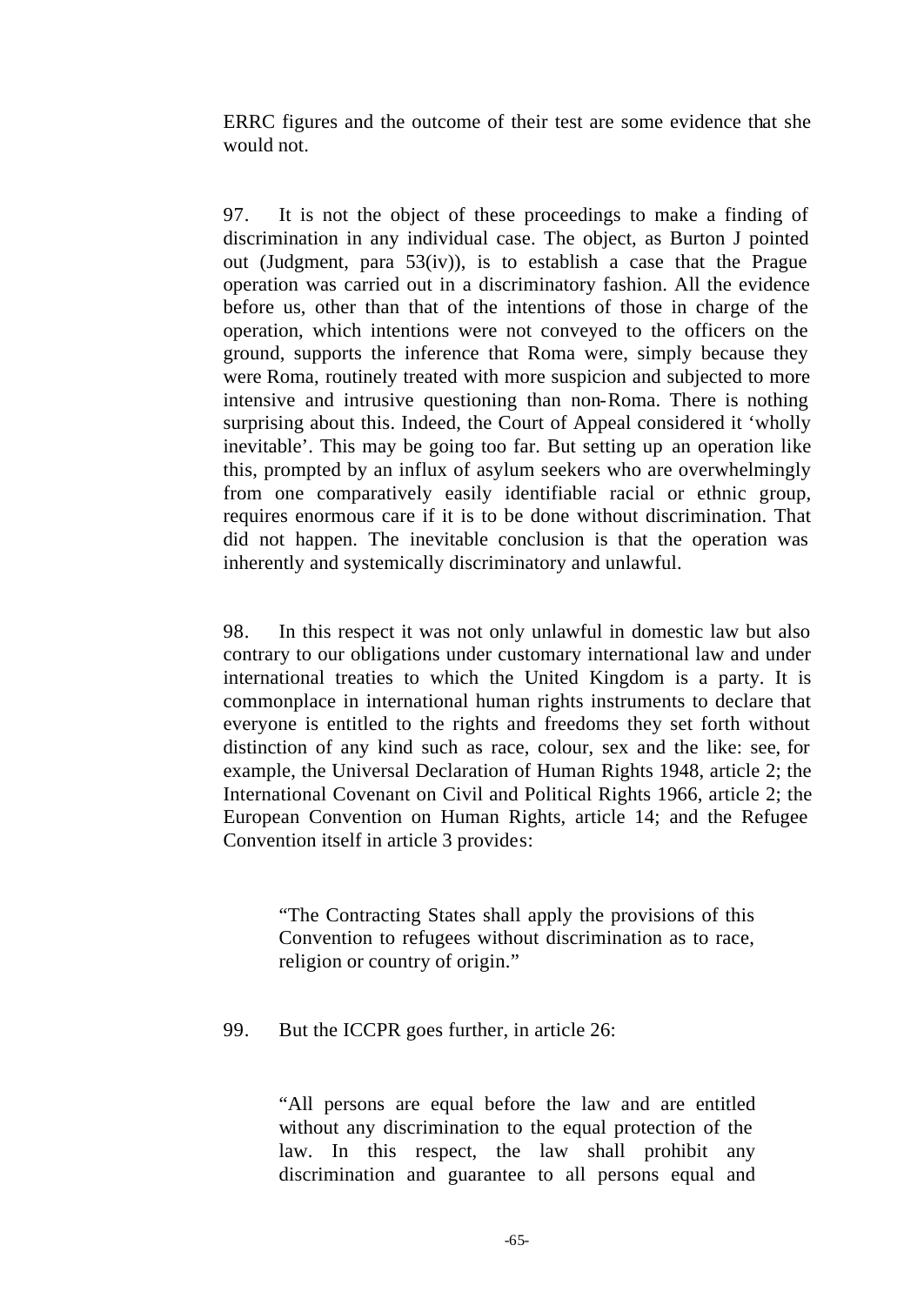ERRC figures and the outcome of their test are some evidence that she would not.

97. It is not the object of these proceedings to make a finding of discrimination in any individual case. The object, as Burton J pointed out (Judgment, para 53(iv)), is to establish a case that the Prague operation was carried out in a discriminatory fashion. All the evidence before us, other than that of the intentions of those in charge of the operation, which intentions were not conveyed to the officers on the ground, supports the inference that Roma were, simply because they were Roma, routinely treated with more suspicion and subjected to more intensive and intrusive questioning than non-Roma. There is nothing surprising about this. Indeed, the Court of Appeal considered it 'wholly inevitable'. This may be going too far. But setting up an operation like this, prompted by an influx of asylum seekers who are overwhelmingly from one comparatively easily identifiable racial or ethnic group, requires enormous care if it is to be done without discrimination. That did not happen. The inevitable conclusion is that the operation was inherently and systemically discriminatory and unlawful.

98. In this respect it was not only unlawful in domestic law but also contrary to our obligations under customary international law and under international treaties to which the United Kingdom is a party. It is commonplace in international human rights instruments to declare that everyone is entitled to the rights and freedoms they set forth without distinction of any kind such as race, colour, sex and the like: see, for example, the Universal Declaration of Human Rights 1948, article 2; the International Covenant on Civil and Political Rights 1966, article 2; the European Convention on Human Rights, article 14; and the Refugee Convention itself in article 3 provides:

> "The Contracting States shall apply the provisions of this Convention to refugees without discrimination as to race, religion or country of origin."

99. But the ICCPR goes further, in article 26:

> "All persons are equal before the law and are entitled without any discrimination to the equal protection of the law. In this respect, the law shall prohibit any discrimination and guarantee to all persons equal and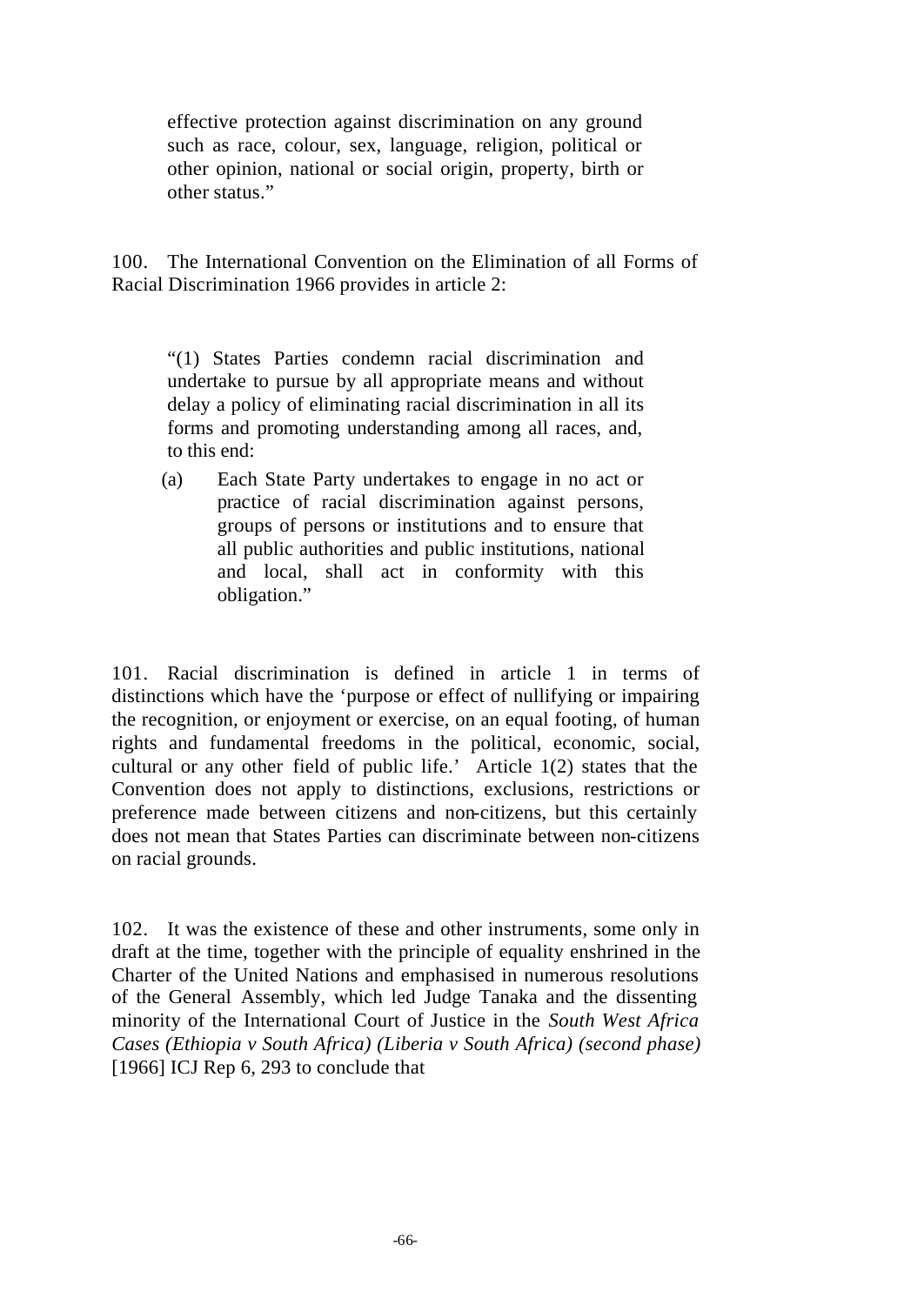> effective protection against discrimination on any ground such as race, colour, sex, language, religion, political or other opinion, national or social origin, property, birth or other status."

100. The International Convention on the Elimination of all Forms of Racial Discrimination 1966 provides in article 2:

> "(1) States Parties condemn racial discrimination and undertake to pursue by all appropriate means and without delay a policy of eliminating racial discrimination in all its forms and promoting understanding among all races, and, to this end:
>
> (a) Each State Party undertakes to engage in no act or practice of racial discrimination against persons, groups of persons or institutions and to ensure that all public authorities and public institutions, national and local, shall act in conformity with this obligation."

101. Racial discrimination is defined in article 1 in terms of distinctions which have the 'purpose or effect of nullifying or impairing the recognition, or enjoyment or exercise, on an equal footing, of human rights and fundamental freedoms in the political, economic, social, cultural or any other field of public life.' Article 1(2) states that the Convention does not apply to distinctions, exclusions, restrictions or preference made between citizens and non-citizens, but this certainly does not mean that States Parties can discriminate between non-citizens on racial grounds.

102. It was the existence of these and other instruments, some only in draft at the time, together with the principle of equality enshrined in the Charter of the United Nations and emphasised in numerous resolutions of the General Assembly, which led Judge Tanaka and the dissenting minority of the International Court of Justice in the *South West Africa Cases (Ethiopia v South Africa) (Liberia v South Africa) (second phase)* [1966] ICJ Rep 6, 293 to conclude that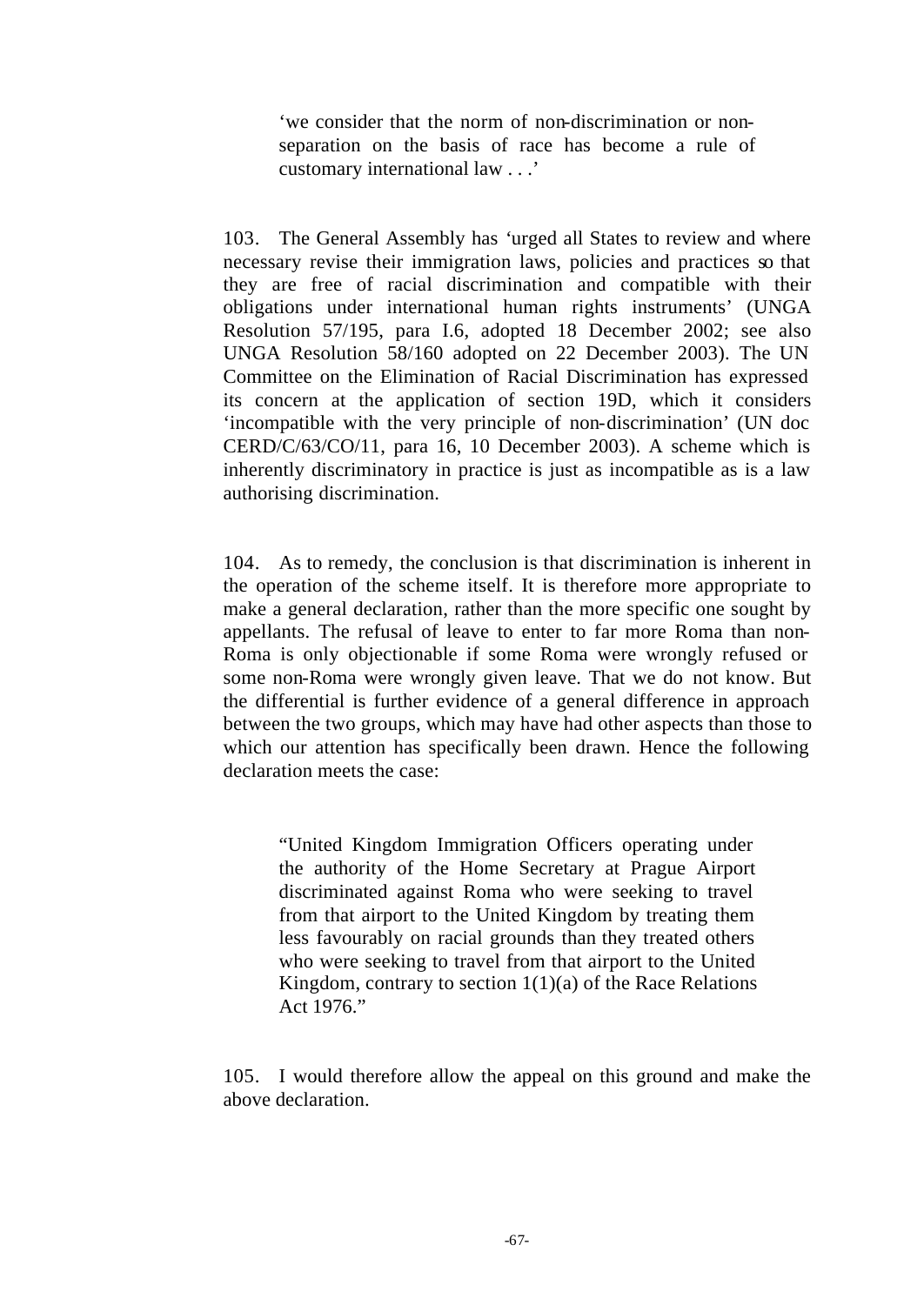> 'we consider that the norm of non-discrimination or non-separation on the basis of race has become a rule of customary international law . . .'

103. The General Assembly has 'urged all States to review and where necessary revise their immigration laws, policies and practices so that they are free of racial discrimination and compatible with their obligations under international human rights instruments' (UNGA Resolution 57/195, para I.6, adopted 18 December 2002; see also UNGA Resolution 58/160 adopted on 22 December 2003). The UN Committee on the Elimination of Racial Discrimination has expressed its concern at the application of section 19D, which it considers 'incompatible with the very principle of non-discrimination' (UN doc CERD/C/63/CO/11, para 16, 10 December 2003). A scheme which is inherently discriminatory in practice is just as incompatible as is a law authorising discrimination.

104. As to remedy, the conclusion is that discrimination is inherent in the operation of the scheme itself. It is therefore more appropriate to make a general declaration, rather than the more specific one sought by appellants. The refusal of leave to enter to far more Roma than non-Roma is only objectionable if some Roma were wrongly refused or some non-Roma were wrongly given leave. That we do not know. But the differential is further evidence of a general difference in approach between the two groups, which may have had other aspects than those to which our attention has specifically been drawn. Hence the following declaration meets the case:

> "United Kingdom Immigration Officers operating under the authority of the Home Secretary at Prague Airport discriminated against Roma who were seeking to travel from that airport to the United Kingdom by treating them less favourably on racial grounds than they treated others who were seeking to travel from that airport to the United Kingdom, contrary to section 1(1)(a) of the Race Relations Act 1976."

105. I would therefore allow the appeal on this ground and make the above declaration.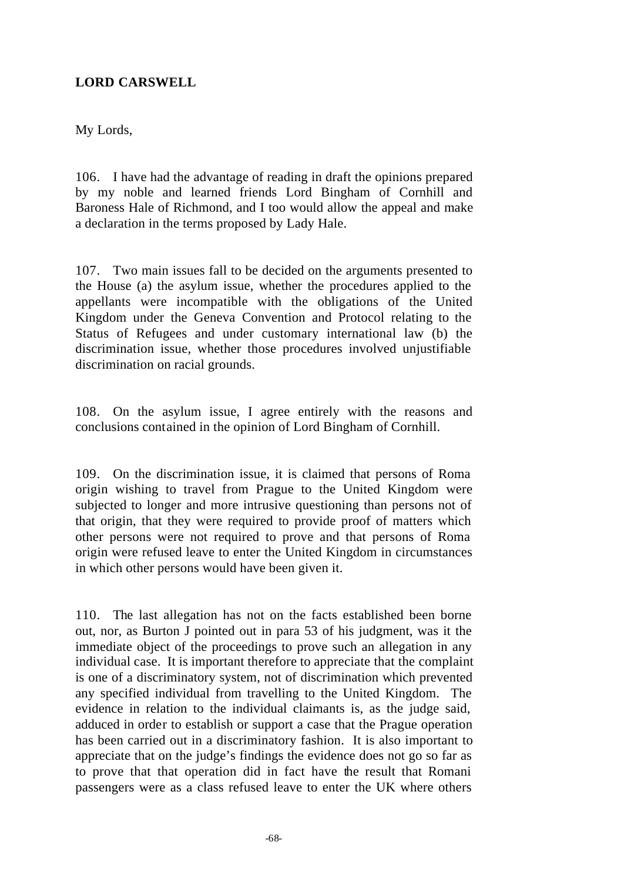**LORD CARSWELL**

My Lords,

106. I have had the advantage of reading in draft the opinions prepared by my noble and learned friends Lord Bingham of Cornhill and Baroness Hale of Richmond, and I too would allow the appeal and make a declaration in the terms proposed by Lady Hale.

107. Two main issues fall to be decided on the arguments presented to the House (a) the asylum issue, whether the procedures applied to the appellants were incompatible with the obligations of the United Kingdom under the Geneva Convention and Protocol relating to the Status of Refugees and under customary international law (b) the discrimination issue, whether those procedures involved unjustifiable discrimination on racial grounds.

108. On the asylum issue, I agree entirely with the reasons and conclusions contained in the opinion of Lord Bingham of Cornhill.

109. On the discrimination issue, it is claimed that persons of Roma origin wishing to travel from Prague to the United Kingdom were subjected to longer and more intrusive questioning than persons not of that origin, that they were required to provide proof of matters which other persons were not required to prove and that persons of Roma origin were refused leave to enter the United Kingdom in circumstances in which other persons would have been given it.

110. The last allegation has not on the facts established been borne out, nor, as Burton J pointed out in para 53 of his judgment, was it the immediate object of the proceedings to prove such an allegation in any individual case. It is important therefore to appreciate that the complaint is one of a discriminatory system, not of discrimination which prevented any specified individual from travelling to the United Kingdom. The evidence in relation to the individual claimants is, as the judge said, adduced in order to establish or support a case that the Prague operation has been carried out in a discriminatory fashion. It is also important to appreciate that on the judge's findings the evidence does not go so far as to prove that that operation did in fact have the result that Romani passengers were as a class refused leave to enter the UK where others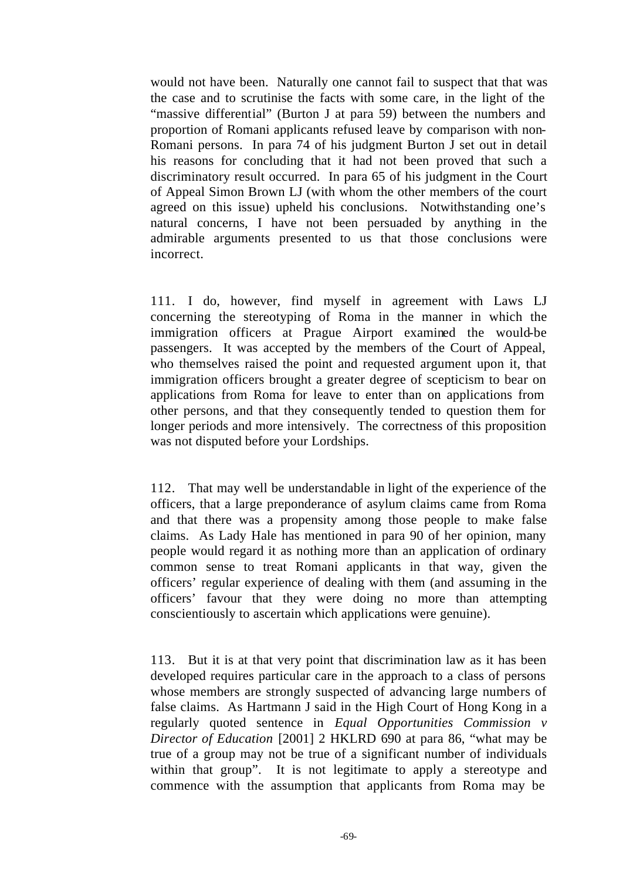would not have been. Naturally one cannot fail to suspect that that was the case and to scrutinise the facts with some care, in the light of the "massive differential" (Burton J at para 59) between the numbers and proportion of Romani applicants refused leave by comparison with non-Romani persons. In para 74 of his judgment Burton J set out in detail his reasons for concluding that it had not been proved that such a discriminatory result occurred. In para 65 of his judgment in the Court of Appeal Simon Brown LJ (with whom the other members of the court agreed on this issue) upheld his conclusions. Notwithstanding one's natural concerns, I have not been persuaded by anything in the admirable arguments presented to us that those conclusions were incorrect.

111. I do, however, find myself in agreement with Laws LJ concerning the stereotyping of Roma in the manner in which the immigration officers at Prague Airport examined the would-be passengers. It was accepted by the members of the Court of Appeal, who themselves raised the point and requested argument upon it, that immigration officers brought a greater degree of scepticism to bear on applications from Roma for leave to enter than on applications from other persons, and that they consequently tended to question them for longer periods and more intensively. The correctness of this proposition was not disputed before your Lordships.

112. That may well be understandable in light of the experience of the officers, that a large preponderance of asylum claims came from Roma and that there was a propensity among those people to make false claims. As Lady Hale has mentioned in para 90 of her opinion, many people would regard it as nothing more than an application of ordinary common sense to treat Romani applicants in that way, given the officers' regular experience of dealing with them (and assuming in the officers' favour that they were doing no more than attempting conscientiously to ascertain which applications were genuine).

113. But it is at that very point that discrimination law as it has been developed requires particular care in the approach to a class of persons whose members are strongly suspected of advancing large numbers of false claims. As Hartmann J said in the High Court of Hong Kong in a regularly quoted sentence in *Equal Opportunities Commission v Director of Education* [2001] 2 HKLRD 690 at para 86, "what may be true of a group may not be true of a significant number of individuals within that group". It is not legitimate to apply a stereotype and commence with the assumption that applicants from Roma may be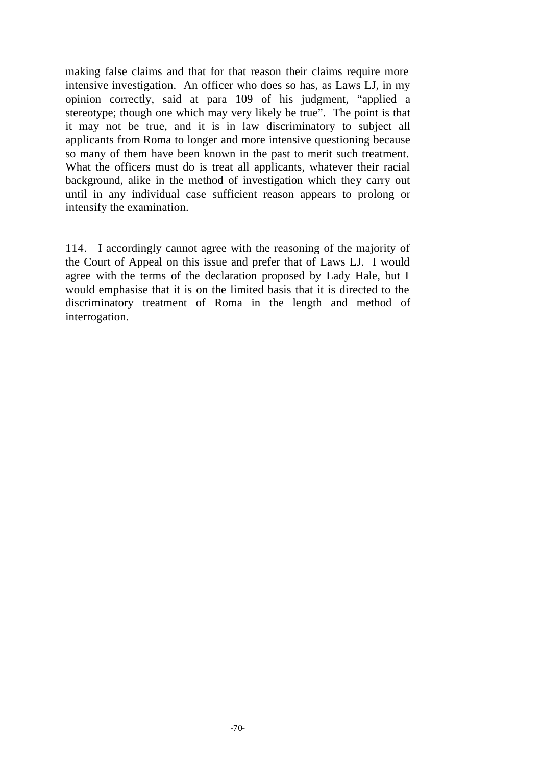making false claims and that for that reason their claims require more intensive investigation. An officer who does so has, as Laws LJ, in my opinion correctly, said at para 109 of his judgment, "applied a stereotype; though one which may very likely be true". The point is that it may not be true, and it is in law discriminatory to subject all applicants from Roma to longer and more intensive questioning because so many of them have been known in the past to merit such treatment. What the officers must do is treat all applicants, whatever their racial background, alike in the method of investigation which they carry out until in any individual case sufficient reason appears to prolong or intensify the examination.

114. I accordingly cannot agree with the reasoning of the majority of the Court of Appeal on this issue and prefer that of Laws LJ. I would agree with the terms of the declaration proposed by Lady Hale, but I would emphasise that it is on the limited basis that it is directed to the discriminatory treatment of Roma in the length and method of interrogation.